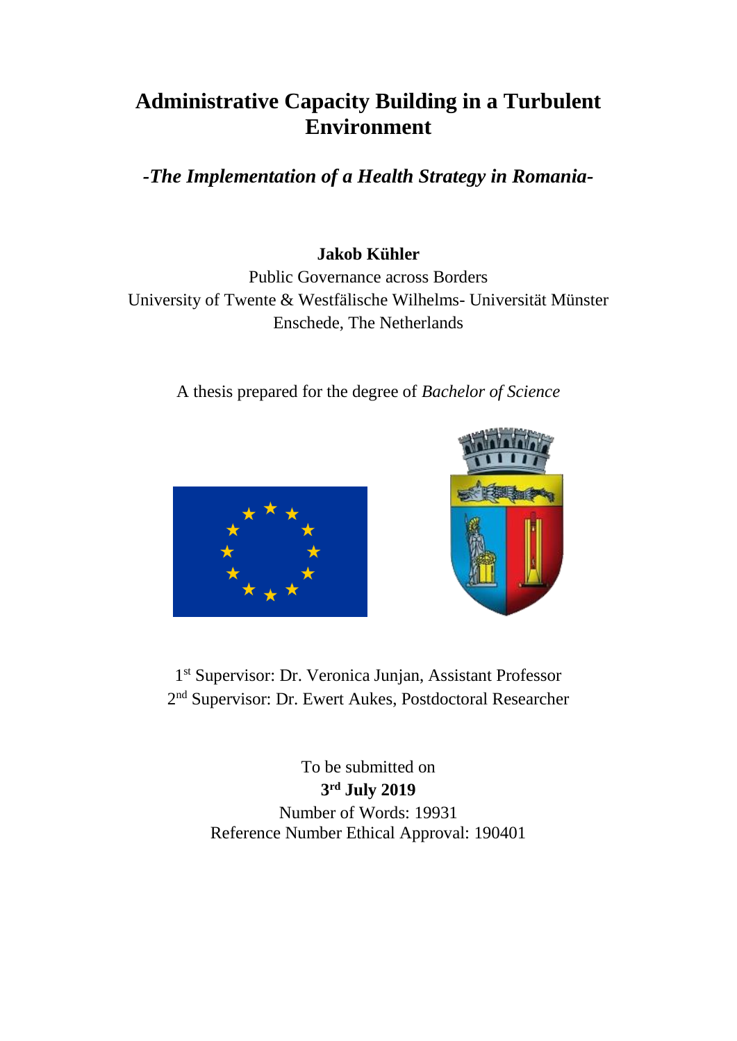# Administrative Capacity Building in a Turbulent Environment

## *-The Implementation of a Health Strategy in Romania-*

**Jakob Kühler**

Public Governance across Borders

University of Twente & Westfälische Wilhelms- Universität Münster

Enschede, The Netherlands

A thesis prepared for the degree of *Bachelor of Science*

1st Supervisor: Dr. Veronica Junjan, Assistant Professor

2nd Supervisor: Dr. Ewert Aukes, Postdoctoral Researcher

To be submitted on

**3rd July 2019**

Number of Words: 19931

Reference Number Ethical Approval: 190401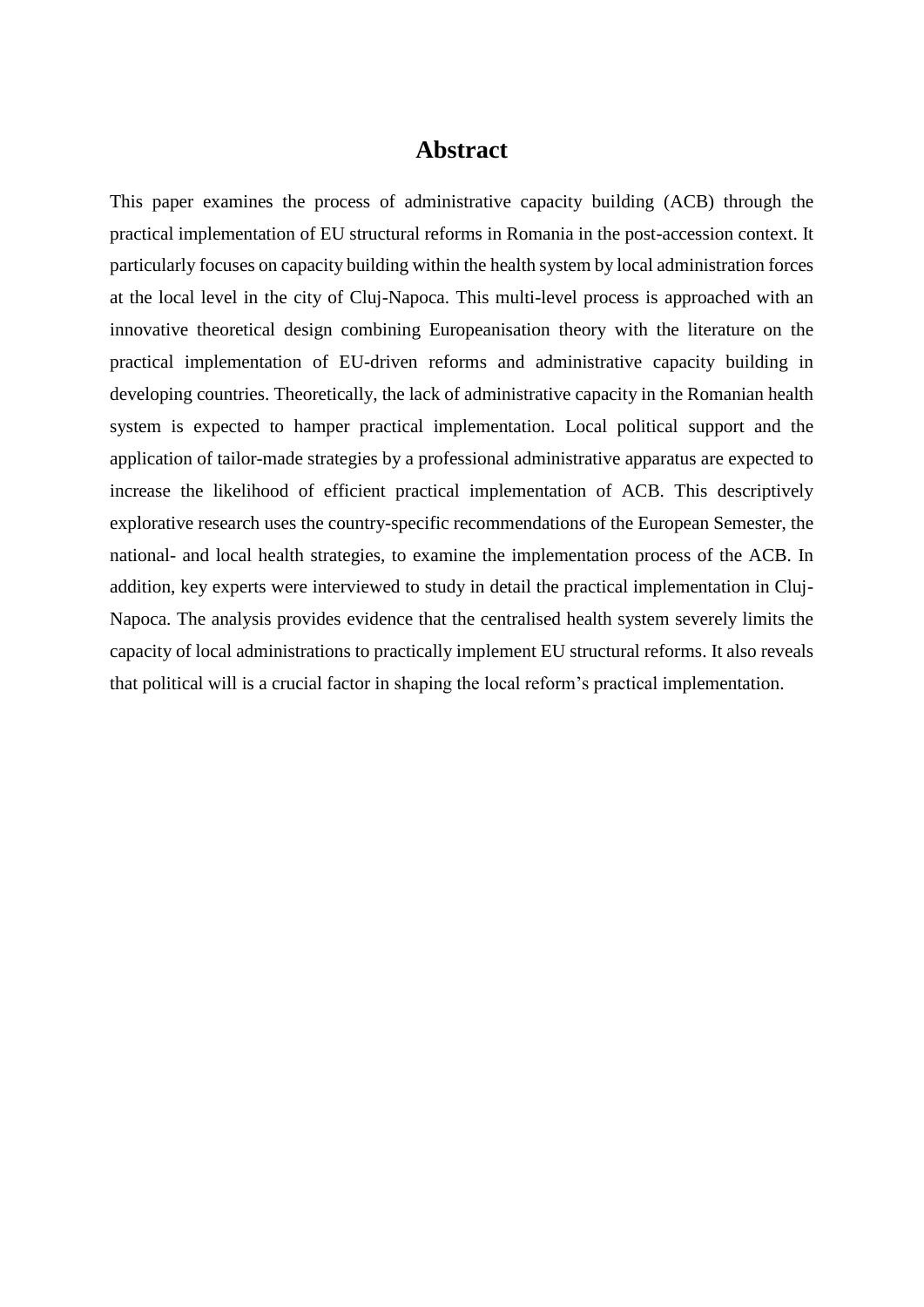# Abstract

This paper examines the process of administrative capacity building (ACB) through the practical implementation of EU structural reforms in Romania in the post-accession context. It particularly focuses on capacity building within the health system by local administration forces at the local level in the city of Cluj-Napoca. This multi-level process is approached with an innovative theoretical design combining Europeanisation theory with the literature on the practical implementation of EU-driven reforms and administrative capacity building in developing countries. Theoretically, the lack of administrative capacity in the Romanian health system is expected to hamper practical implementation. Local political support and the application of tailor-made strategies by a professional administrative apparatus are expected to increase the likelihood of efficient practical implementation of ACB. This descriptively explorative research uses the country-specific recommendations of the European Semester, the national- and local health strategies, to examine the implementation process of the ACB. In addition, key experts were interviewed to study in detail the practical implementation in Cluj-Napoca. The analysis provides evidence that the centralised health system severely limits the capacity of local administrations to practically implement EU structural reforms. It also reveals that political will is a crucial factor in shaping the local reform's practical implementation.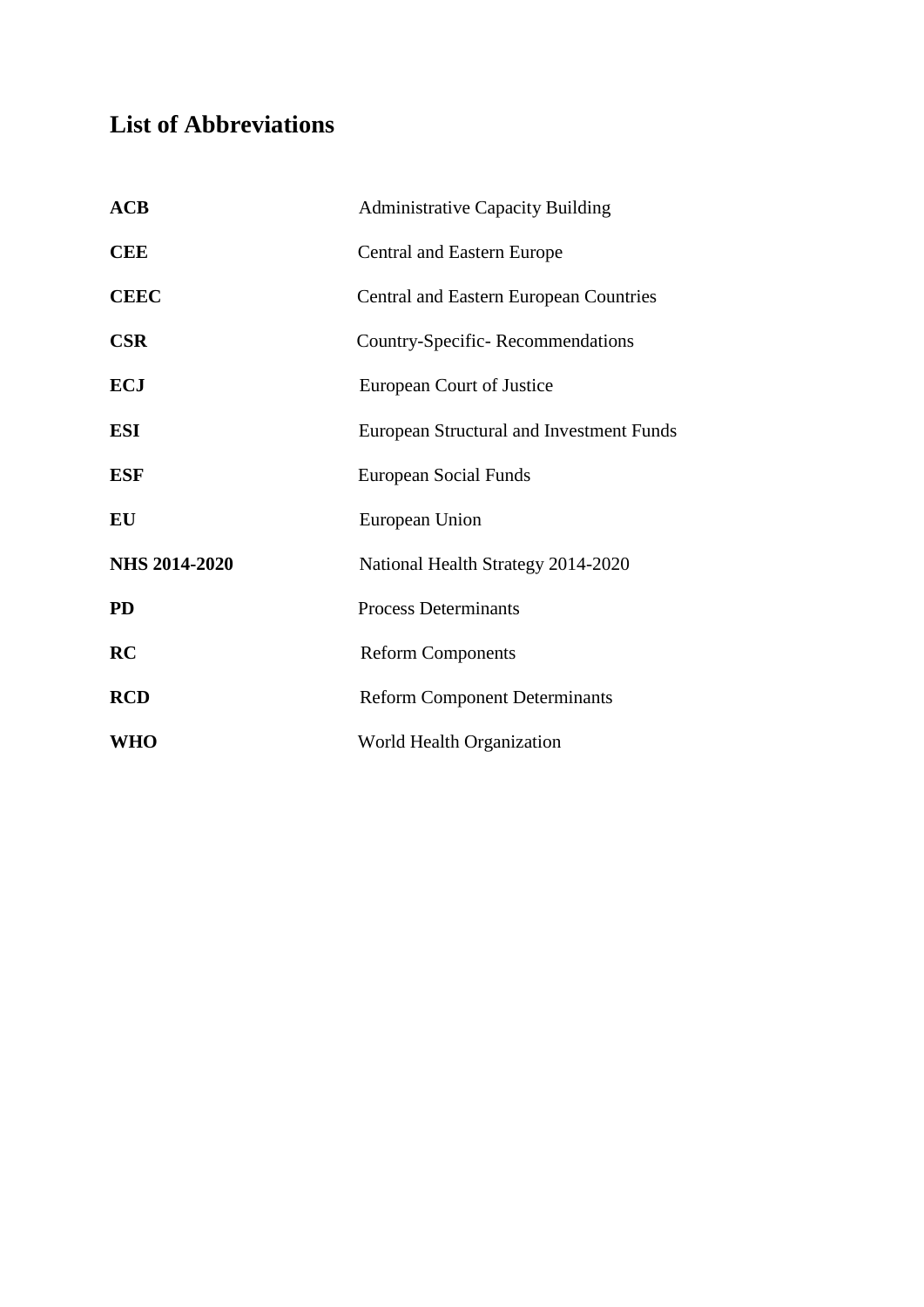# List of Abbreviations

| | |
|---|---|
| **ACB** | Administrative Capacity Building |
| **CEE** | Central and Eastern Europe |
| **CEEC** | Central and Eastern European Countries |
| **CSR** | Country-Specific- Recommendations |
| **ECJ** | European Court of Justice |
| **ESI** | European Structural and Investment Funds |
| **ESF** | European Social Funds |
| **EU** | European Union |
| **NHS 2014-2020** | National Health Strategy 2014-2020 |
| **PD** | Process Determinants |
| **RC** | Reform Components |
| **RCD** | Reform Component Determinants |
| **WHO** | World Health Organization |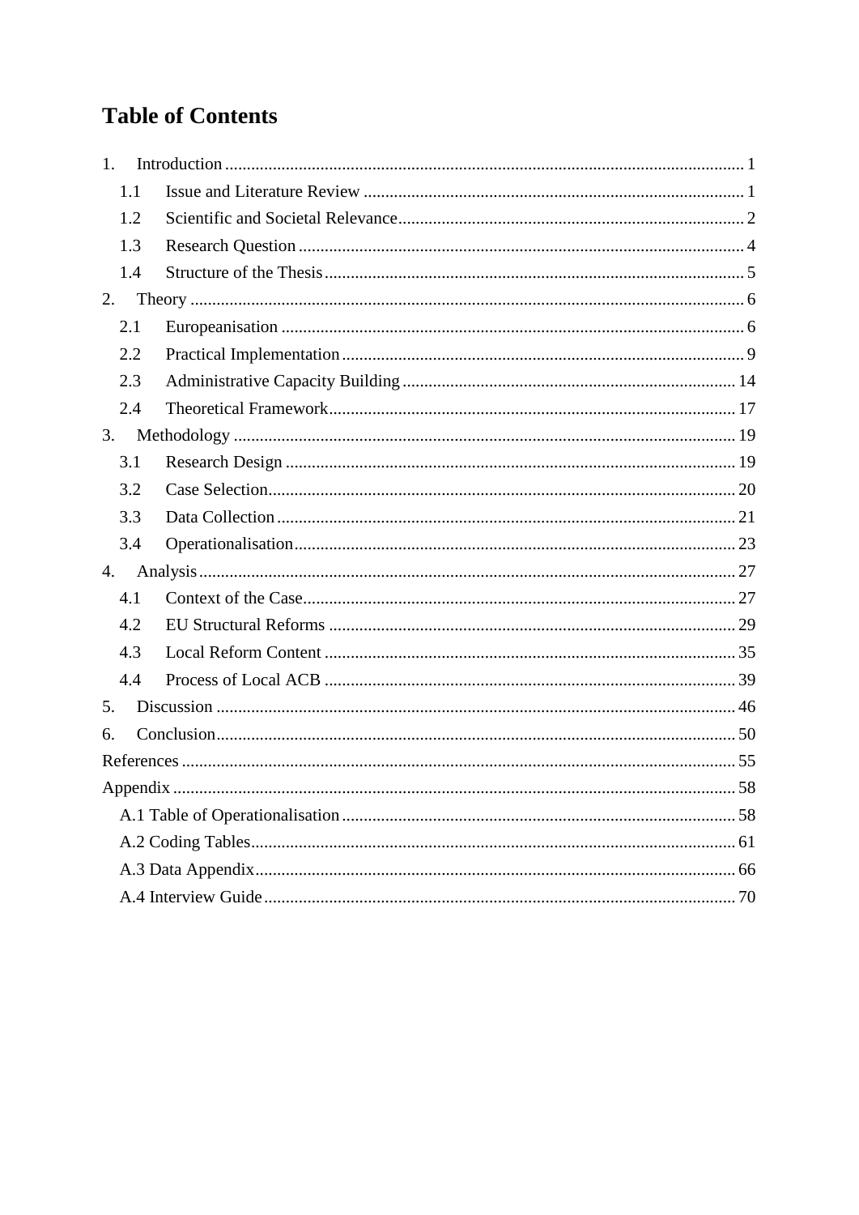# Table of Contents

1. Introduction ........................................................ 1
   - 1.1 Issue and Literature Review ........................................ 1
   - 1.2 Scientific and Societal Relevance .................................. 2
   - 1.3 Research Question .................................................. 4
   - 1.4 Structure of the Thesis ............................................ 5
2. Theory .............................................................. 6
   - 2.1 Europeanisation .................................................... 6
   - 2.2 Practical Implementation ........................................... 9
   - 2.3 Administrative Capacity Building ................................... 14
   - 2.4 Theoretical Framework .............................................. 17
3. Methodology ......................................................... 19
   - 3.1 Research Design .................................................... 19
   - 3.2 Case Selection ..................................................... 20
   - 3.3 Data Collection .................................................... 21
   - 3.4 Operationalisation ................................................. 23
4. Analysis ............................................................ 27
   - 4.1 Context of the Case ................................................ 27
   - 4.2 EU Structural Reforms .............................................. 29
   - 4.3 Local Reform Content ............................................... 35
   - 4.4 Process of Local ACB ............................................... 39
5. Discussion .......................................................... 46
6. Conclusion .......................................................... 50

References ............................................................. 55

Appendix ............................................................... 58
   - A.1 Table of Operationalisation ........................................ 58
   - A.2 Coding Tables ...................................................... 61
   - A.3 Data Appendix ...................................................... 66
   - A.4 Interview Guide .................................................... 70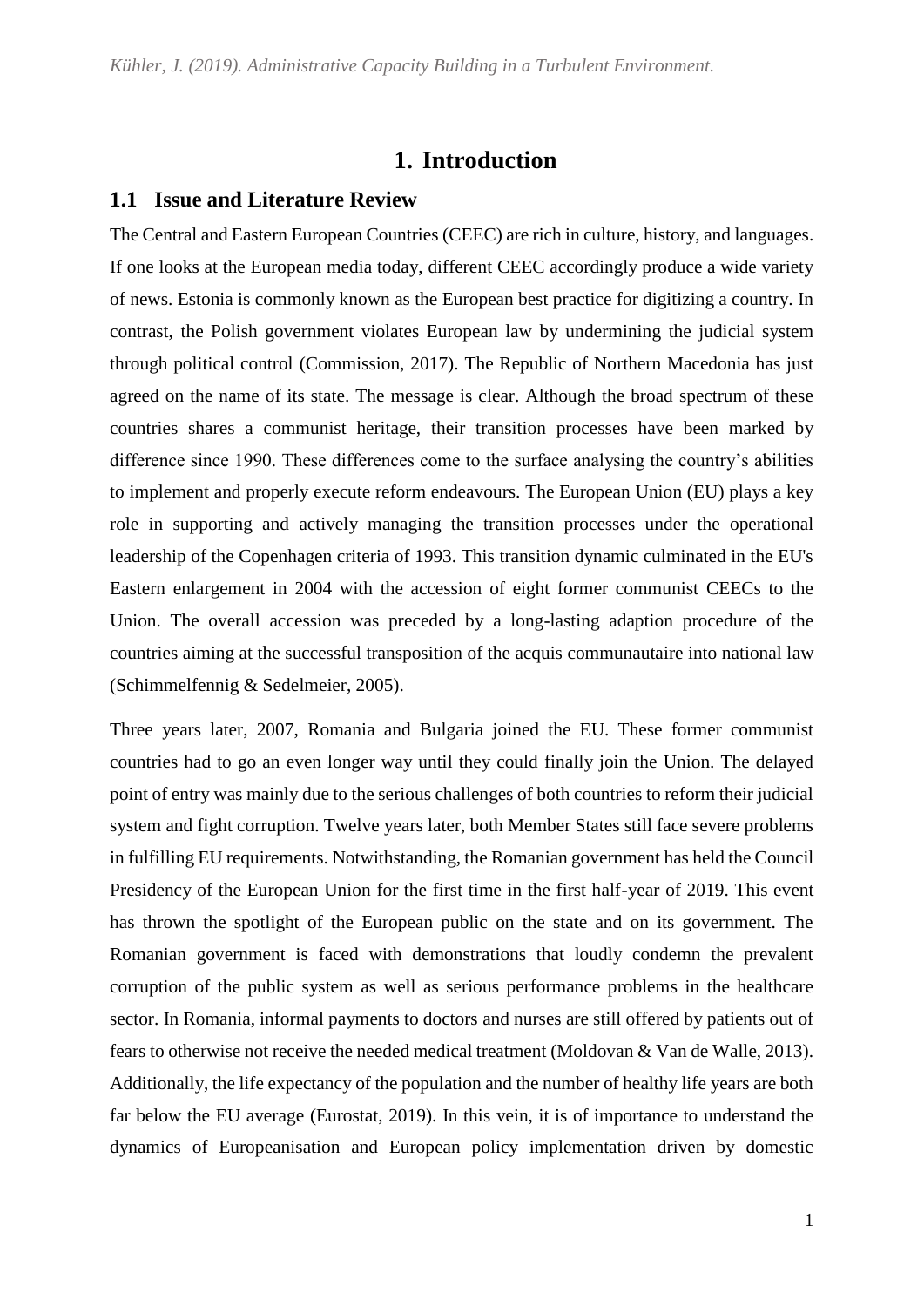# 1. Introduction

## 1.1 Issue and Literature Review

The Central and Eastern European Countries (CEEC) are rich in culture, history, and languages. If one looks at the European media today, different CEEC accordingly produce a wide variety of news. Estonia is commonly known as the European best practice for digitizing a country. In contrast, the Polish government violates European law by undermining the judicial system through political control (Commission, 2017). The Republic of Northern Macedonia has just agreed on the name of its state. The message is clear. Although the broad spectrum of these countries shares a communist heritage, their transition processes have been marked by difference since 1990. These differences come to the surface analysing the country's abilities to implement and properly execute reform endeavours. The European Union (EU) plays a key role in supporting and actively managing the transition processes under the operational leadership of the Copenhagen criteria of 1993. This transition dynamic culminated in the EU's Eastern enlargement in 2004 with the accession of eight former communist CEECs to the Union. The overall accession was preceded by a long-lasting adaption procedure of the countries aiming at the successful transposition of the acquis communautaire into national law (Schimmelfennig & Sedelmeier, 2005).

Three years later, 2007, Romania and Bulgaria joined the EU. These former communist countries had to go an even longer way until they could finally join the Union. The delayed point of entry was mainly due to the serious challenges of both countries to reform their judicial system and fight corruption. Twelve years later, both Member States still face severe problems in fulfilling EU requirements. Notwithstanding, the Romanian government has held the Council Presidency of the European Union for the first time in the first half-year of 2019. This event has thrown the spotlight of the European public on the state and on its government. The Romanian government is faced with demonstrations that loudly condemn the prevalent corruption of the public system as well as serious performance problems in the healthcare sector. In Romania, informal payments to doctors and nurses are still offered by patients out of fears to otherwise not receive the needed medical treatment (Moldovan & Van de Walle, 2013). Additionally, the life expectancy of the population and the number of healthy life years are both far below the EU average (Eurostat, 2019). In this vein, it is of importance to understand the dynamics of Europeanisation and European policy implementation driven by domestic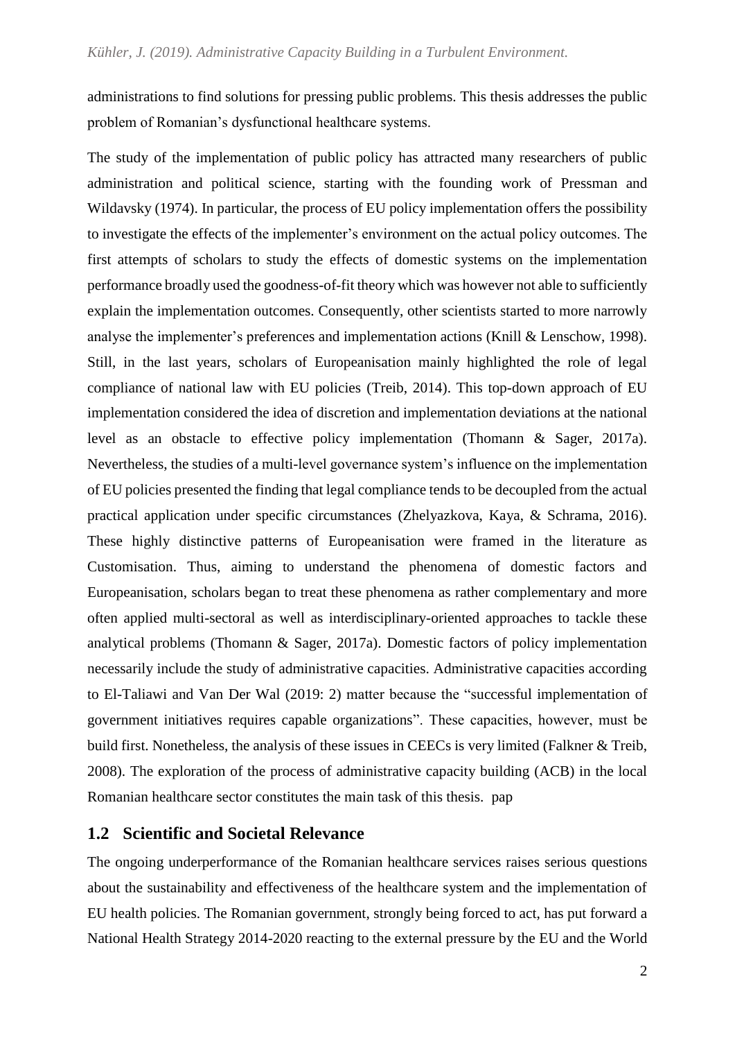administrations to find solutions for pressing public problems. This thesis addresses the public problem of Romanian's dysfunctional healthcare systems.

The study of the implementation of public policy has attracted many researchers of public administration and political science, starting with the founding work of Pressman and Wildavsky (1974). In particular, the process of EU policy implementation offers the possibility to investigate the effects of the implementer's environment on the actual policy outcomes. The first attempts of scholars to study the effects of domestic systems on the implementation performance broadly used the goodness-of-fit theory which was however not able to sufficiently explain the implementation outcomes. Consequently, other scientists started to more narrowly analyse the implementer's preferences and implementation actions (Knill & Lenschow, 1998). Still, in the last years, scholars of Europeanisation mainly highlighted the role of legal compliance of national law with EU policies (Treib, 2014). This top-down approach of EU implementation considered the idea of discretion and implementation deviations at the national level as an obstacle to effective policy implementation (Thomann & Sager, 2017a). Nevertheless, the studies of a multi-level governance system's influence on the implementation of EU policies presented the finding that legal compliance tends to be decoupled from the actual practical application under specific circumstances (Zhelyazkova, Kaya, & Schrama, 2016). These highly distinctive patterns of Europeanisation were framed in the literature as Customisation. Thus, aiming to understand the phenomena of domestic factors and Europeanisation, scholars began to treat these phenomena as rather complementary and more often applied multi-sectoral as well as interdisciplinary-oriented approaches to tackle these analytical problems (Thomann & Sager, 2017a). Domestic factors of policy implementation necessarily include the study of administrative capacities. Administrative capacities according to El-Taliawi and Van Der Wal (2019: 2) matter because the "successful implementation of government initiatives requires capable organizations". These capacities, however, must be build first. Nonetheless, the analysis of these issues in CEECs is very limited (Falkner & Treib, 2008). The exploration of the process of administrative capacity building (ACB) in the local Romanian healthcare sector constitutes the main task of this thesis. pap

## 1.2 Scientific and Societal Relevance

The ongoing underperformance of the Romanian healthcare services raises serious questions about the sustainability and effectiveness of the healthcare system and the implementation of EU health policies. The Romanian government, strongly being forced to act, has put forward a National Health Strategy 2014-2020 reacting to the external pressure by the EU and the World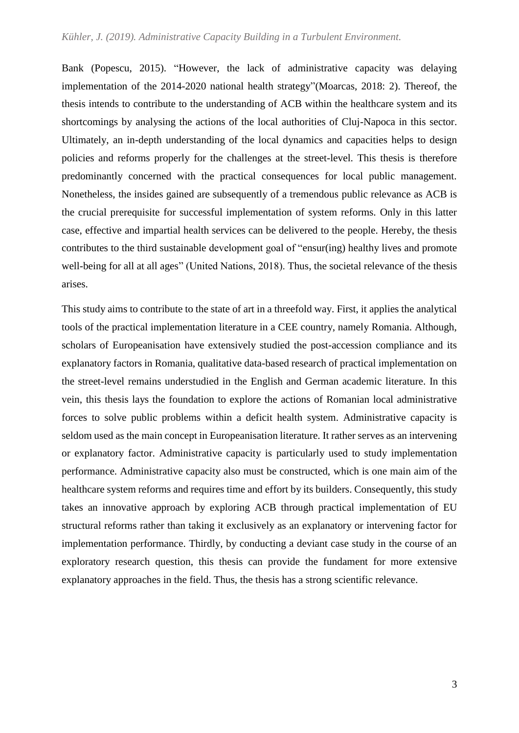Bank (Popescu, 2015). "However, the lack of administrative capacity was delaying implementation of the 2014-2020 national health strategy"(Moarcas, 2018: 2). Thereof, the thesis intends to contribute to the understanding of ACB within the healthcare system and its shortcomings by analysing the actions of the local authorities of Cluj-Napoca in this sector. Ultimately, an in-depth understanding of the local dynamics and capacities helps to design policies and reforms properly for the challenges at the street-level. This thesis is therefore predominantly concerned with the practical consequences for local public management. Nonetheless, the insides gained are subsequently of a tremendous public relevance as ACB is the crucial prerequisite for successful implementation of system reforms. Only in this latter case, effective and impartial health services can be delivered to the people. Hereby, the thesis contributes to the third sustainable development goal of "ensur(ing) healthy lives and promote well-being for all at all ages" (United Nations, 2018). Thus, the societal relevance of the thesis arises.

This study aims to contribute to the state of art in a threefold way. First, it applies the analytical tools of the practical implementation literature in a CEE country, namely Romania. Although, scholars of Europeanisation have extensively studied the post-accession compliance and its explanatory factors in Romania, qualitative data-based research of practical implementation on the street-level remains understudied in the English and German academic literature. In this vein, this thesis lays the foundation to explore the actions of Romanian local administrative forces to solve public problems within a deficit health system. Administrative capacity is seldom used as the main concept in Europeanisation literature. It rather serves as an intervening or explanatory factor. Administrative capacity is particularly used to study implementation performance. Administrative capacity also must be constructed, which is one main aim of the healthcare system reforms and requires time and effort by its builders. Consequently, this study takes an innovative approach by exploring ACB through practical implementation of EU structural reforms rather than taking it exclusively as an explanatory or intervening factor for implementation performance. Thirdly, by conducting a deviant case study in the course of an exploratory research question, this thesis can provide the fundament for more extensive explanatory approaches in the field. Thus, the thesis has a strong scientific relevance.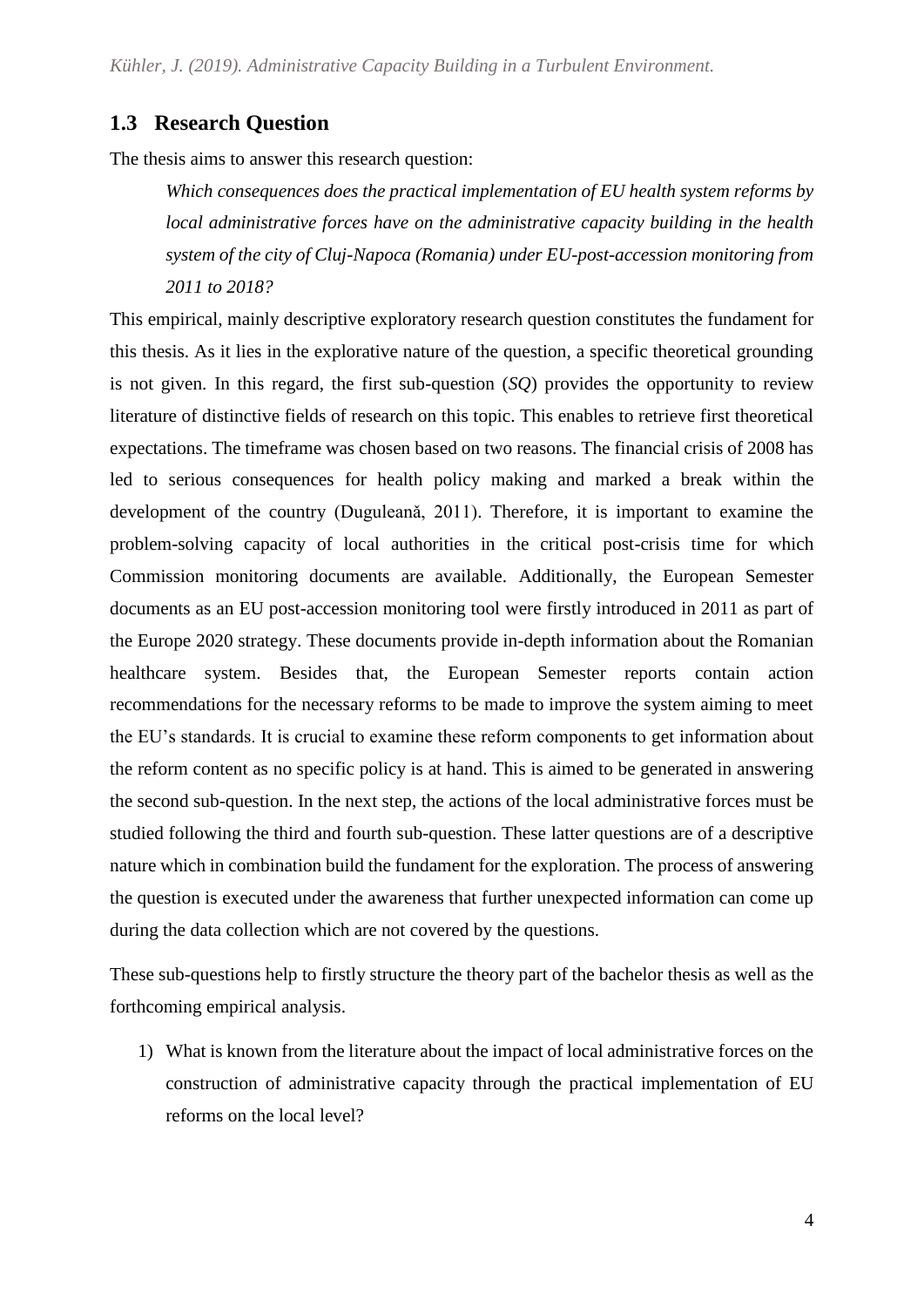## 1.3 Research Question

The thesis aims to answer this research question:

> *Which consequences does the practical implementation of EU health system reforms by local administrative forces have on the administrative capacity building in the health system of the city of Cluj-Napoca (Romania) under EU-post-accession monitoring from 2011 to 2018?*

This empirical, mainly descriptive exploratory research question constitutes the fundament for this thesis. As it lies in the explorative nature of the question, a specific theoretical grounding is not given. In this regard, the first sub-question (*SQ*) provides the opportunity to review literature of distinctive fields of research on this topic. This enables to retrieve first theoretical expectations. The timeframe was chosen based on two reasons. The financial crisis of 2008 has led to serious consequences for health policy making and marked a break within the development of the country (Duguleană, 2011). Therefore, it is important to examine the problem-solving capacity of local authorities in the critical post-crisis time for which Commission monitoring documents are available. Additionally, the European Semester documents as an EU post-accession monitoring tool were firstly introduced in 2011 as part of the Europe 2020 strategy. These documents provide in-depth information about the Romanian healthcare system. Besides that, the European Semester reports contain action recommendations for the necessary reforms to be made to improve the system aiming to meet the EU's standards. It is crucial to examine these reform components to get information about the reform content as no specific policy is at hand. This is aimed to be generated in answering the second sub-question. In the next step, the actions of the local administrative forces must be studied following the third and fourth sub-question. These latter questions are of a descriptive nature which in combination build the fundament for the exploration. The process of answering the question is executed under the awareness that further unexpected information can come up during the data collection which are not covered by the questions.

These sub-questions help to firstly structure the theory part of the bachelor thesis as well as the forthcoming empirical analysis.

1) What is known from the literature about the impact of local administrative forces on the construction of administrative capacity through the practical implementation of EU reforms on the local level?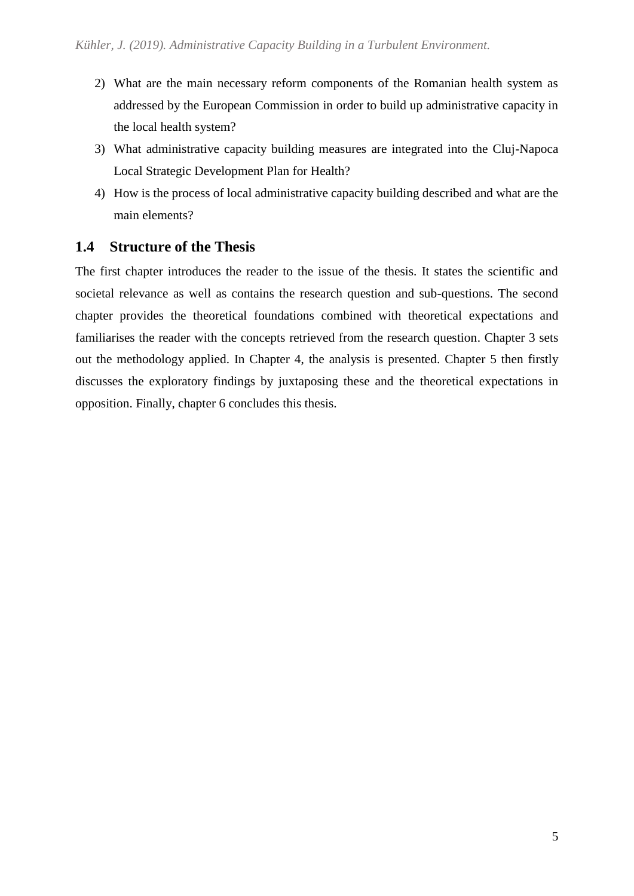2) What are the main necessary reform components of the Romanian health system as addressed by the European Commission in order to build up administrative capacity in the local health system?
3) What administrative capacity building measures are integrated into the Cluj-Napoca Local Strategic Development Plan for Health?
4) How is the process of local administrative capacity building described and what are the main elements?

## 1.4 Structure of the Thesis

The first chapter introduces the reader to the issue of the thesis. It states the scientific and societal relevance as well as contains the research question and sub-questions. The second chapter provides the theoretical foundations combined with theoretical expectations and familiarises the reader with the concepts retrieved from the research question. Chapter 3 sets out the methodology applied. In Chapter 4, the analysis is presented. Chapter 5 then firstly discusses the exploratory findings by juxtaposing these and the theoretical expectations in opposition. Finally, chapter 6 concludes this thesis.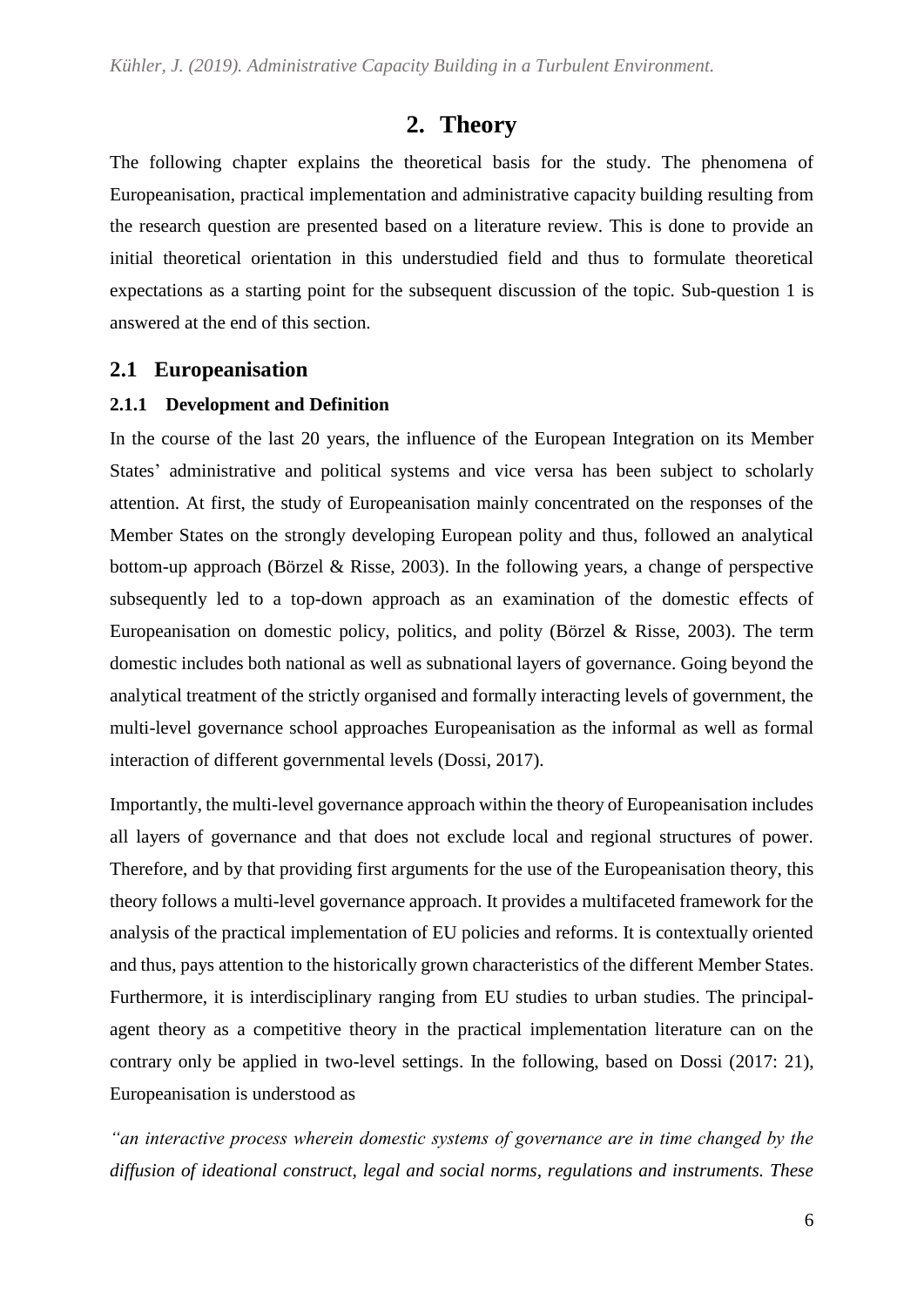# 2. Theory

The following chapter explains the theoretical basis for the study. The phenomena of Europeanisation, practical implementation and administrative capacity building resulting from the research question are presented based on a literature review. This is done to provide an initial theoretical orientation in this understudied field and thus to formulate theoretical expectations as a starting point for the subsequent discussion of the topic. Sub-question 1 is answered at the end of this section.

## 2.1 Europeanisation

### 2.1.1 Development and Definition

In the course of the last 20 years, the influence of the European Integration on its Member States' administrative and political systems and vice versa has been subject to scholarly attention. At first, the study of Europeanisation mainly concentrated on the responses of the Member States on the strongly developing European polity and thus, followed an analytical bottom-up approach (Börzel & Risse, 2003). In the following years, a change of perspective subsequently led to a top-down approach as an examination of the domestic effects of Europeanisation on domestic policy, politics, and polity (Börzel & Risse, 2003). The term domestic includes both national as well as subnational layers of governance. Going beyond the analytical treatment of the strictly organised and formally interacting levels of government, the multi-level governance school approaches Europeanisation as the informal as well as formal interaction of different governmental levels (Dossi, 2017).

Importantly, the multi-level governance approach within the theory of Europeanisation includes all layers of governance and that does not exclude local and regional structures of power. Therefore, and by that providing first arguments for the use of the Europeanisation theory, this theory follows a multi-level governance approach. It provides a multifaceted framework for the analysis of the practical implementation of EU policies and reforms. It is contextually oriented and thus, pays attention to the historically grown characteristics of the different Member States. Furthermore, it is interdisciplinary ranging from EU studies to urban studies. The principal-agent theory as a competitive theory in the practical implementation literature can on the contrary only be applied in two-level settings. In the following, based on Dossi (2017: 21), Europeanisation is understood as

*"an interactive process wherein domestic systems of governance are in time changed by the diffusion of ideational construct, legal and social norms, regulations and instruments. These*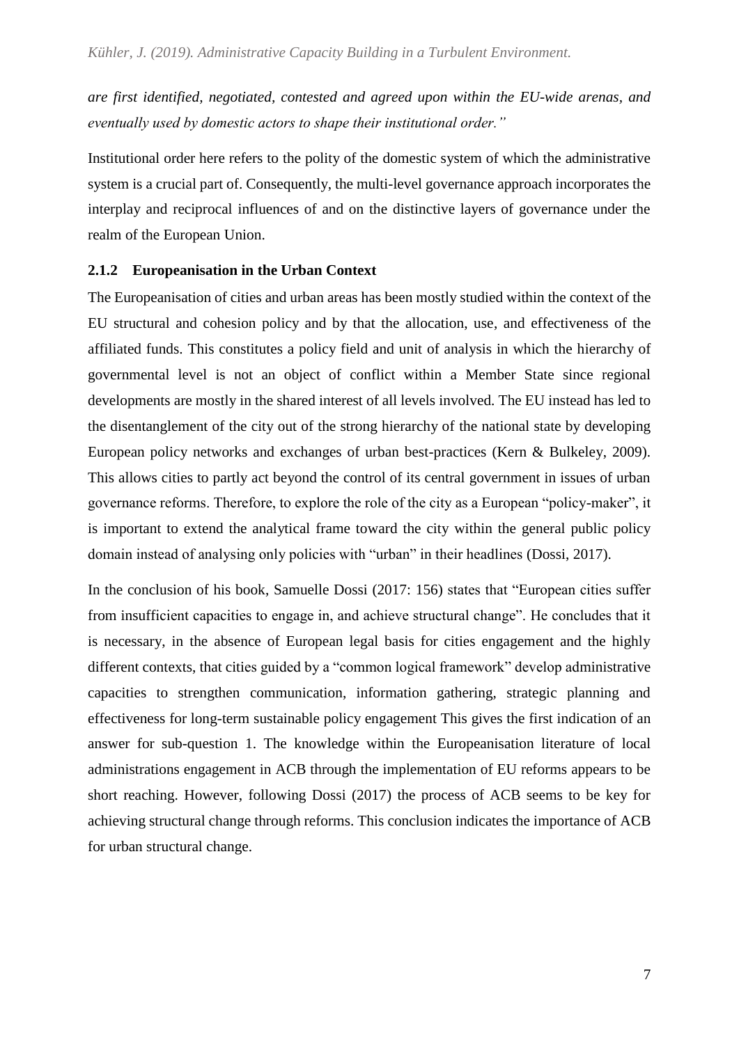*are first identified, negotiated, contested and agreed upon within the EU-wide arenas, and eventually used by domestic actors to shape their institutional order."*

Institutional order here refers to the polity of the domestic system of which the administrative system is a crucial part of. Consequently, the multi-level governance approach incorporates the interplay and reciprocal influences of and on the distinctive layers of governance under the realm of the European Union.

### 2.1.2 Europeanisation in the Urban Context

The Europeanisation of cities and urban areas has been mostly studied within the context of the EU structural and cohesion policy and by that the allocation, use, and effectiveness of the affiliated funds. This constitutes a policy field and unit of analysis in which the hierarchy of governmental level is not an object of conflict within a Member State since regional developments are mostly in the shared interest of all levels involved. The EU instead has led to the disentanglement of the city out of the strong hierarchy of the national state by developing European policy networks and exchanges of urban best-practices (Kern & Bulkeley, 2009). This allows cities to partly act beyond the control of its central government in issues of urban governance reforms. Therefore, to explore the role of the city as a European "policy-maker", it is important to extend the analytical frame toward the city within the general public policy domain instead of analysing only policies with "urban" in their headlines (Dossi, 2017).

In the conclusion of his book, Samuelle Dossi (2017: 156) states that "European cities suffer from insufficient capacities to engage in, and achieve structural change". He concludes that it is necessary, in the absence of European legal basis for cities engagement and the highly different contexts, that cities guided by a "common logical framework" develop administrative capacities to strengthen communication, information gathering, strategic planning and effectiveness for long-term sustainable policy engagement This gives the first indication of an answer for sub-question 1. The knowledge within the Europeanisation literature of local administrations engagement in ACB through the implementation of EU reforms appears to be short reaching. However, following Dossi (2017) the process of ACB seems to be key for achieving structural change through reforms. This conclusion indicates the importance of ACB for urban structural change.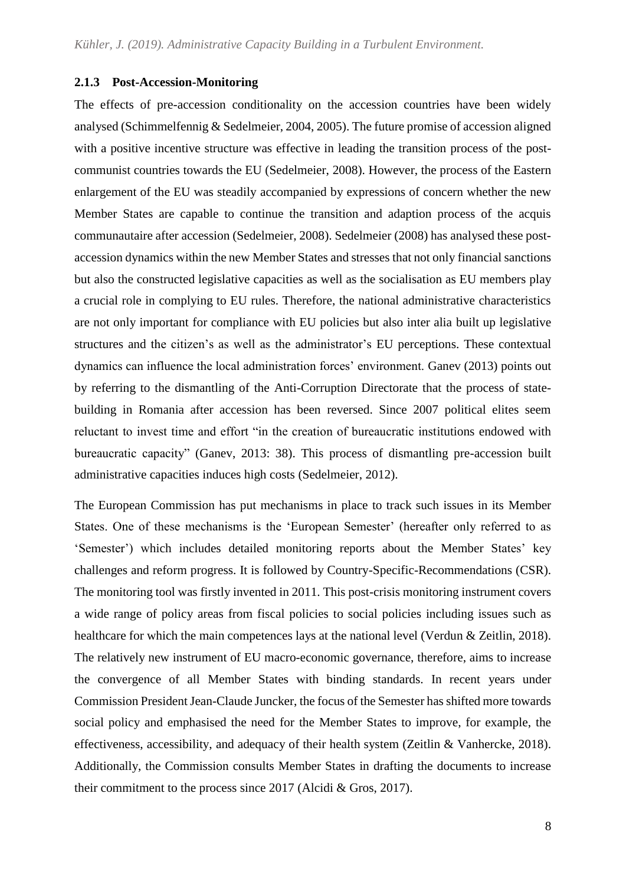### 2.1.3 Post-Accession-Monitoring

The effects of pre-accession conditionality on the accession countries have been widely analysed (Schimmelfennig & Sedelmeier, 2004, 2005). The future promise of accession aligned with a positive incentive structure was effective in leading the transition process of the post-communist countries towards the EU (Sedelmeier, 2008). However, the process of the Eastern enlargement of the EU was steadily accompanied by expressions of concern whether the new Member States are capable to continue the transition and adaption process of the acquis communautaire after accession (Sedelmeier, 2008). Sedelmeier (2008) has analysed these post-accession dynamics within the new Member States and stresses that not only financial sanctions but also the constructed legislative capacities as well as the socialisation as EU members play a crucial role in complying to EU rules. Therefore, the national administrative characteristics are not only important for compliance with EU policies but also inter alia built up legislative structures and the citizen's as well as the administrator's EU perceptions. These contextual dynamics can influence the local administration forces' environment. Ganev (2013) points out by referring to the dismantling of the Anti-Corruption Directorate that the process of state-building in Romania after accession has been reversed. Since 2007 political elites seem reluctant to invest time and effort "in the creation of bureaucratic institutions endowed with bureaucratic capacity" (Ganev, 2013: 38). This process of dismantling pre-accession built administrative capacities induces high costs (Sedelmeier, 2012).

The European Commission has put mechanisms in place to track such issues in its Member States. One of these mechanisms is the 'European Semester' (hereafter only referred to as 'Semester') which includes detailed monitoring reports about the Member States' key challenges and reform progress. It is followed by Country-Specific-Recommendations (CSR). The monitoring tool was firstly invented in 2011. This post-crisis monitoring instrument covers a wide range of policy areas from fiscal policies to social policies including issues such as healthcare for which the main competences lays at the national level (Verdun & Zeitlin, 2018). The relatively new instrument of EU macro-economic governance, therefore, aims to increase the convergence of all Member States with binding standards. In recent years under Commission President Jean-Claude Juncker, the focus of the Semester has shifted more towards social policy and emphasised the need for the Member States to improve, for example, the effectiveness, accessibility, and adequacy of their health system (Zeitlin & Vanhercke, 2018). Additionally, the Commission consults Member States in drafting the documents to increase their commitment to the process since 2017 (Alcidi & Gros, 2017).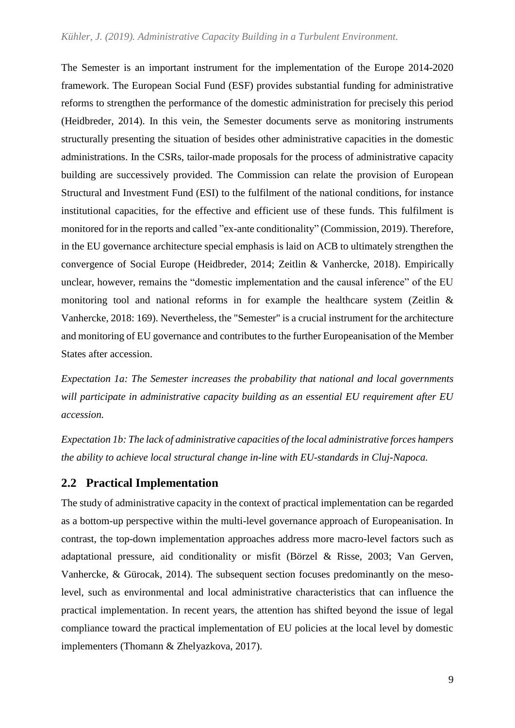The Semester is an important instrument for the implementation of the Europe 2014-2020 framework. The European Social Fund (ESF) provides substantial funding for administrative reforms to strengthen the performance of the domestic administration for precisely this period (Heidbreder, 2014). In this vein, the Semester documents serve as monitoring instruments structurally presenting the situation of besides other administrative capacities in the domestic administrations. In the CSRs, tailor-made proposals for the process of administrative capacity building are successively provided. The Commission can relate the provision of European Structural and Investment Fund (ESI) to the fulfilment of the national conditions, for instance institutional capacities, for the effective and efficient use of these funds. This fulfilment is monitored for in the reports and called "ex-ante conditionality" (Commission, 2019). Therefore, in the EU governance architecture special emphasis is laid on ACB to ultimately strengthen the convergence of Social Europe (Heidbreder, 2014; Zeitlin & Vanhercke, 2018). Empirically unclear, however, remains the "domestic implementation and the causal inference" of the EU monitoring tool and national reforms in for example the healthcare system (Zeitlin & Vanhercke, 2018: 169). Nevertheless, the "Semester" is a crucial instrument for the architecture and monitoring of EU governance and contributes to the further Europeanisation of the Member States after accession.

*Expectation 1a: The Semester increases the probability that national and local governments will participate in administrative capacity building as an essential EU requirement after EU accession.*

*Expectation 1b: The lack of administrative capacities of the local administrative forces hampers the ability to achieve local structural change in-line with EU-standards in Cluj-Napoca.*

## 2.2 Practical Implementation

The study of administrative capacity in the context of practical implementation can be regarded as a bottom-up perspective within the multi-level governance approach of Europeanisation. In contrast, the top-down implementation approaches address more macro-level factors such as adaptational pressure, aid conditionality or misfit (Börzel & Risse, 2003; Van Gerven, Vanhercke, & Gürocak, 2014). The subsequent section focuses predominantly on the meso-level, such as environmental and local administrative characteristics that can influence the practical implementation. In recent years, the attention has shifted beyond the issue of legal compliance toward the practical implementation of EU policies at the local level by domestic implementers (Thomann & Zhelyazkova, 2017).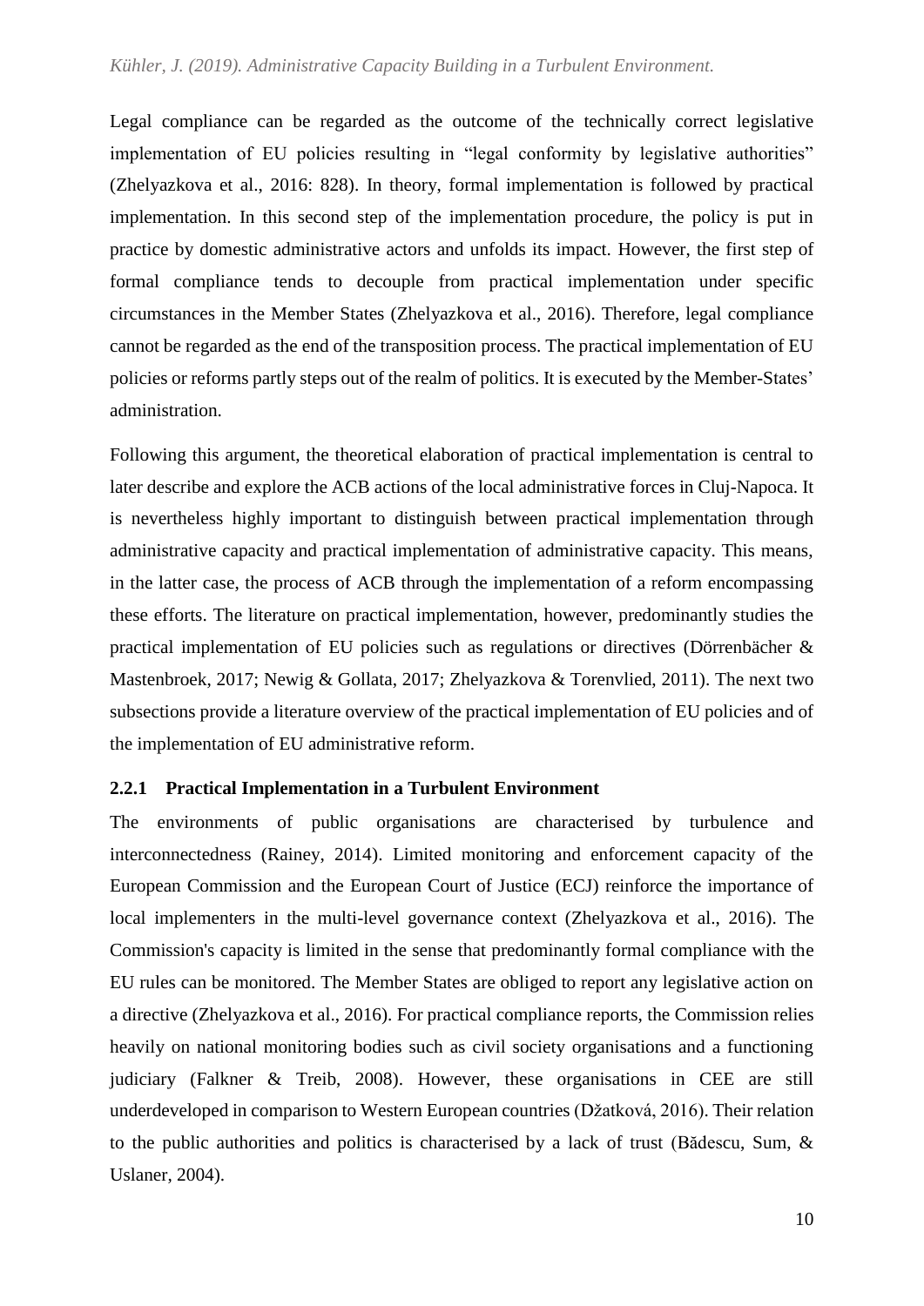Legal compliance can be regarded as the outcome of the technically correct legislative implementation of EU policies resulting in "legal conformity by legislative authorities" (Zhelyazkova et al., 2016: 828). In theory, formal implementation is followed by practical implementation. In this second step of the implementation procedure, the policy is put in practice by domestic administrative actors and unfolds its impact. However, the first step of formal compliance tends to decouple from practical implementation under specific circumstances in the Member States (Zhelyazkova et al., 2016). Therefore, legal compliance cannot be regarded as the end of the transposition process. The practical implementation of EU policies or reforms partly steps out of the realm of politics. It is executed by the Member-States' administration.

Following this argument, the theoretical elaboration of practical implementation is central to later describe and explore the ACB actions of the local administrative forces in Cluj-Napoca. It is nevertheless highly important to distinguish between practical implementation through administrative capacity and practical implementation of administrative capacity. This means, in the latter case, the process of ACB through the implementation of a reform encompassing these efforts. The literature on practical implementation, however, predominantly studies the practical implementation of EU policies such as regulations or directives (Dörrenbächer & Mastenbroek, 2017; Newig & Gollata, 2017; Zhelyazkova & Torenvlied, 2011). The next two subsections provide a literature overview of the practical implementation of EU policies and of the implementation of EU administrative reform.

### 2.2.1 Practical Implementation in a Turbulent Environment

The environments of public organisations are characterised by turbulence and interconnectedness (Rainey, 2014). Limited monitoring and enforcement capacity of the European Commission and the European Court of Justice (ECJ) reinforce the importance of local implementers in the multi-level governance context (Zhelyazkova et al., 2016). The Commission's capacity is limited in the sense that predominantly formal compliance with the EU rules can be monitored. The Member States are obliged to report any legislative action on a directive (Zhelyazkova et al., 2016). For practical compliance reports, the Commission relies heavily on national monitoring bodies such as civil society organisations and a functioning judiciary (Falkner & Treib, 2008). However, these organisations in CEE are still underdeveloped in comparison to Western European countries (Džatková, 2016). Their relation to the public authorities and politics is characterised by a lack of trust (Bădescu, Sum, & Uslaner, 2004).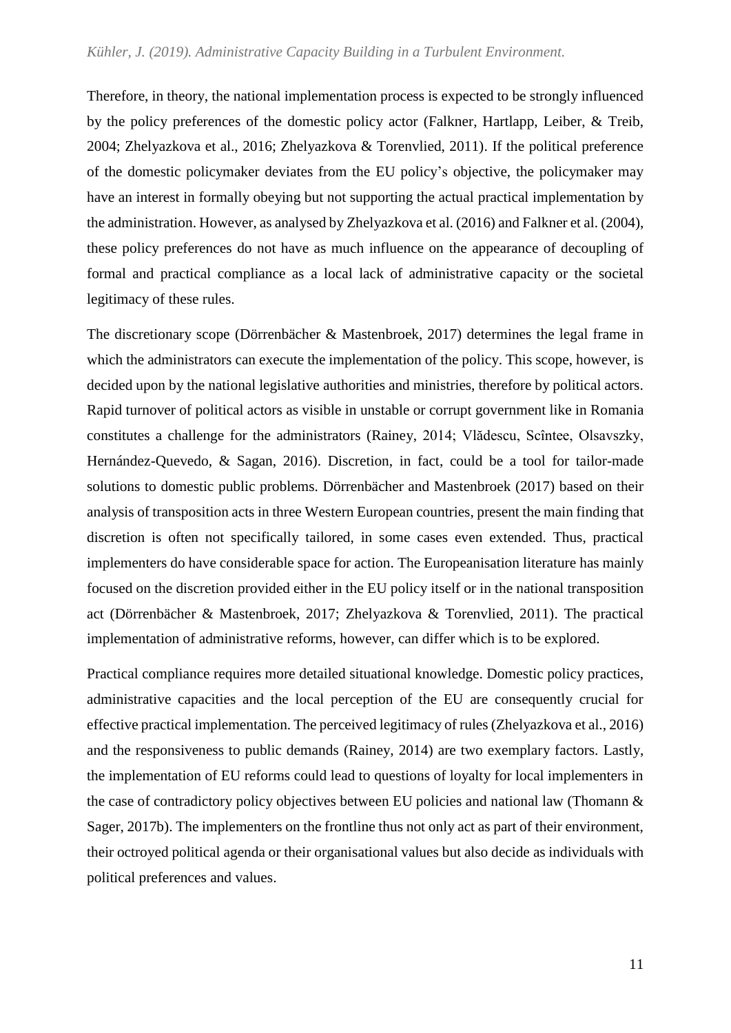Therefore, in theory, the national implementation process is expected to be strongly influenced by the policy preferences of the domestic policy actor (Falkner, Hartlapp, Leiber, & Treib, 2004; Zhelyazkova et al., 2016; Zhelyazkova & Torenvlied, 2011). If the political preference of the domestic policymaker deviates from the EU policy's objective, the policymaker may have an interest in formally obeying but not supporting the actual practical implementation by the administration. However, as analysed by Zhelyazkova et al. (2016) and Falkner et al. (2004), these policy preferences do not have as much influence on the appearance of decoupling of formal and practical compliance as a local lack of administrative capacity or the societal legitimacy of these rules.

The discretionary scope (Dörrenbächer & Mastenbroek, 2017) determines the legal frame in which the administrators can execute the implementation of the policy. This scope, however, is decided upon by the national legislative authorities and ministries, therefore by political actors. Rapid turnover of political actors as visible in unstable or corrupt government like in Romania constitutes a challenge for the administrators (Rainey, 2014; Vlădescu, Scîntee, Olsavszky, Hernández-Quevedo, & Sagan, 2016). Discretion, in fact, could be a tool for tailor-made solutions to domestic public problems. Dörrenbächer and Mastenbroek (2017) based on their analysis of transposition acts in three Western European countries, present the main finding that discretion is often not specifically tailored, in some cases even extended. Thus, practical implementers do have considerable space for action. The Europeanisation literature has mainly focused on the discretion provided either in the EU policy itself or in the national transposition act (Dörrenbächer & Mastenbroek, 2017; Zhelyazkova & Torenvlied, 2011). The practical implementation of administrative reforms, however, can differ which is to be explored.

Practical compliance requires more detailed situational knowledge. Domestic policy practices, administrative capacities and the local perception of the EU are consequently crucial for effective practical implementation. The perceived legitimacy of rules (Zhelyazkova et al., 2016) and the responsiveness to public demands (Rainey, 2014) are two exemplary factors. Lastly, the implementation of EU reforms could lead to questions of loyalty for local implementers in the case of contradictory policy objectives between EU policies and national law (Thomann & Sager, 2017b). The implementers on the frontline thus not only act as part of their environment, their octroyed political agenda or their organisational values but also decide as individuals with political preferences and values.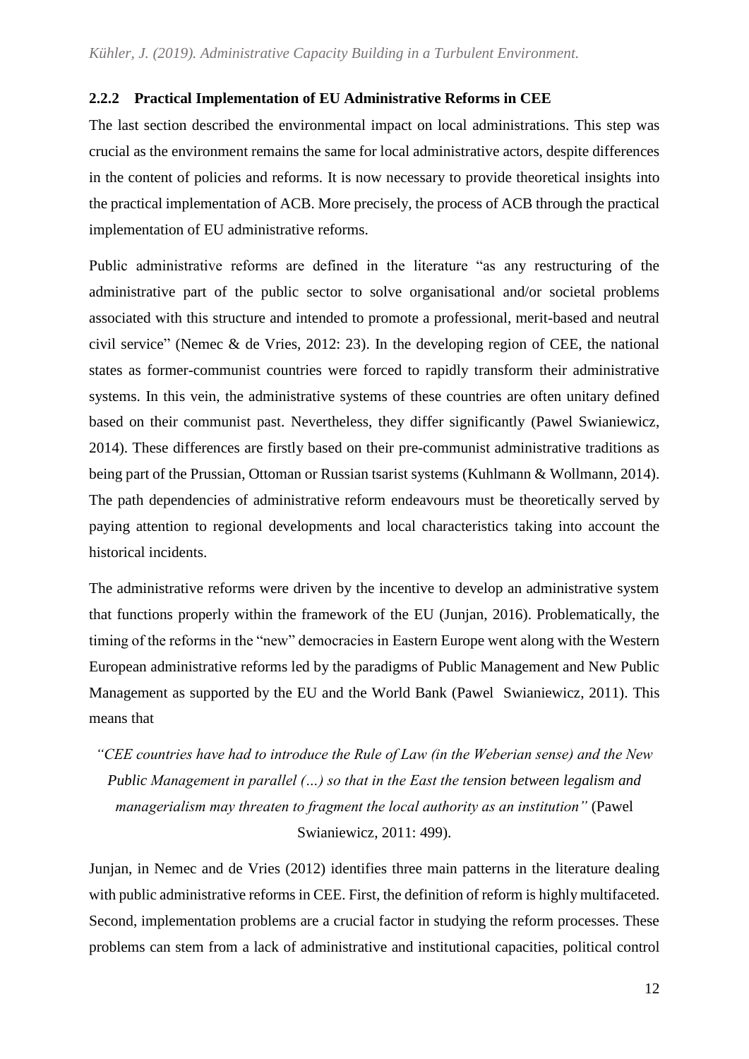### 2.2.2 Practical Implementation of EU Administrative Reforms in CEE

The last section described the environmental impact on local administrations. This step was crucial as the environment remains the same for local administrative actors, despite differences in the content of policies and reforms. It is now necessary to provide theoretical insights into the practical implementation of ACB. More precisely, the process of ACB through the practical implementation of EU administrative reforms.

Public administrative reforms are defined in the literature "as any restructuring of the administrative part of the public sector to solve organisational and/or societal problems associated with this structure and intended to promote a professional, merit-based and neutral civil service" (Nemec & de Vries, 2012: 23). In the developing region of CEE, the national states as former-communist countries were forced to rapidly transform their administrative systems. In this vein, the administrative systems of these countries are often unitary defined based on their communist past. Nevertheless, they differ significantly (Pawel Swianiewicz, 2014). These differences are firstly based on their pre-communist administrative traditions as being part of the Prussian, Ottoman or Russian tsarist systems (Kuhlmann & Wollmann, 2014). The path dependencies of administrative reform endeavours must be theoretically served by paying attention to regional developments and local characteristics taking into account the historical incidents.

The administrative reforms were driven by the incentive to develop an administrative system that functions properly within the framework of the EU (Junjan, 2016). Problematically, the timing of the reforms in the "new" democracies in Eastern Europe went along with the Western European administrative reforms led by the paradigms of Public Management and New Public Management as supported by the EU and the World Bank (Pawel Swianiewicz, 2011). This means that

> *"CEE countries have had to introduce the Rule of Law (in the Weberian sense) and the New Public Management in parallel (…) so that in the East the tension between legalism and managerialism may threaten to fragment the local authority as an institution"* (Pawel Swianiewicz, 2011: 499).

Junjan, in Nemec and de Vries (2012) identifies three main patterns in the literature dealing with public administrative reforms in CEE. First, the definition of reform is highly multifaceted. Second, implementation problems are a crucial factor in studying the reform processes. These problems can stem from a lack of administrative and institutional capacities, political control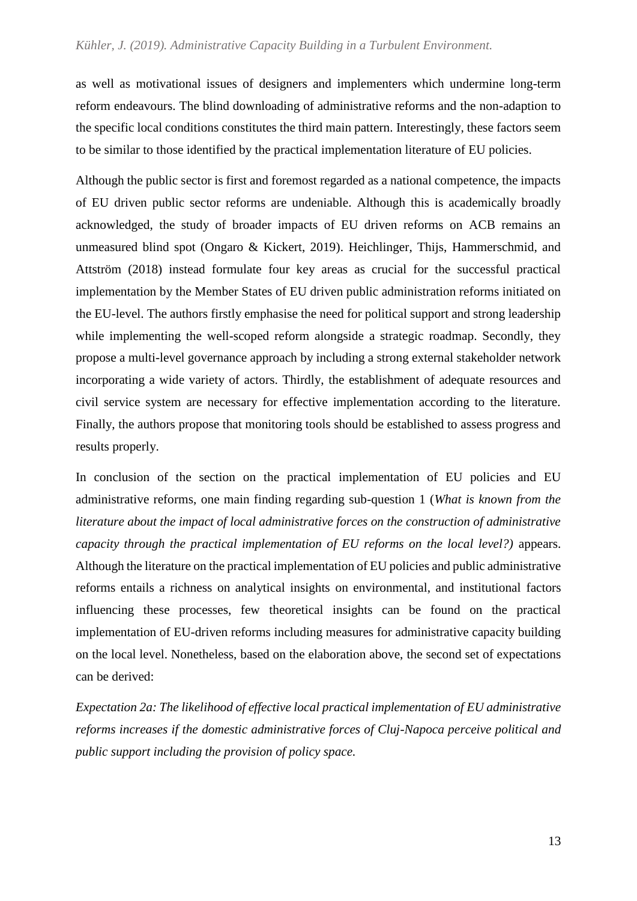as well as motivational issues of designers and implementers which undermine long-term reform endeavours. The blind downloading of administrative reforms and the non-adaption to the specific local conditions constitutes the third main pattern. Interestingly, these factors seem to be similar to those identified by the practical implementation literature of EU policies.

Although the public sector is first and foremost regarded as a national competence, the impacts of EU driven public sector reforms are undeniable. Although this is academically broadly acknowledged, the study of broader impacts of EU driven reforms on ACB remains an unmeasured blind spot (Ongaro & Kickert, 2019). Heichlinger, Thijs, Hammerschmid, and Attström (2018) instead formulate four key areas as crucial for the successful practical implementation by the Member States of EU driven public administration reforms initiated on the EU-level. The authors firstly emphasise the need for political support and strong leadership while implementing the well-scoped reform alongside a strategic roadmap. Secondly, they propose a multi-level governance approach by including a strong external stakeholder network incorporating a wide variety of actors. Thirdly, the establishment of adequate resources and civil service system are necessary for effective implementation according to the literature. Finally, the authors propose that monitoring tools should be established to assess progress and results properly.

In conclusion of the section on the practical implementation of EU policies and EU administrative reforms, one main finding regarding sub-question 1 (*What is known from the literature about the impact of local administrative forces on the construction of administrative capacity through the practical implementation of EU reforms on the local level?)* appears. Although the literature on the practical implementation of EU policies and public administrative reforms entails a richness on analytical insights on environmental, and institutional factors influencing these processes, few theoretical insights can be found on the practical implementation of EU-driven reforms including measures for administrative capacity building on the local level. Nonetheless, based on the elaboration above, the second set of expectations can be derived:

*Expectation 2a: The likelihood of effective local practical implementation of EU administrative reforms increases if the domestic administrative forces of Cluj-Napoca perceive political and public support including the provision of policy space.*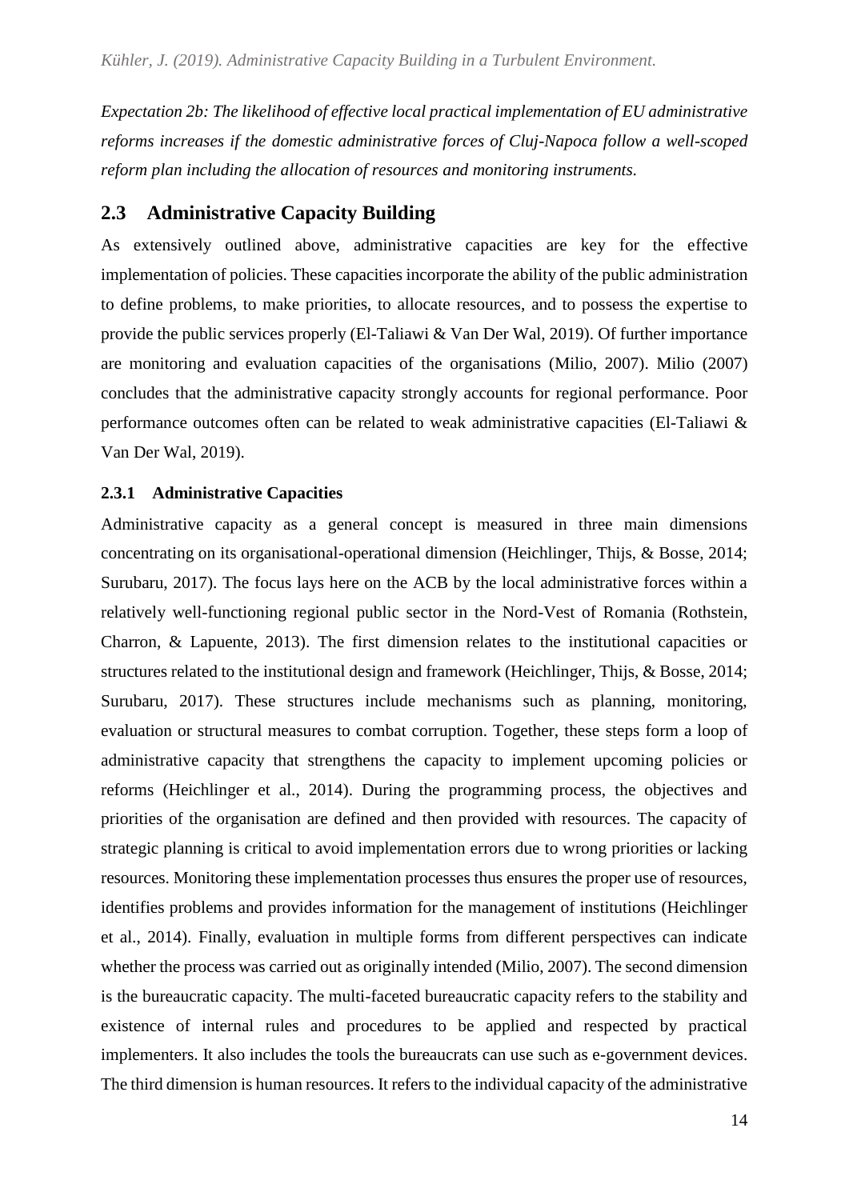*Expectation 2b: The likelihood of effective local practical implementation of EU administrative reforms increases if the domestic administrative forces of Cluj-Napoca follow a well-scoped reform plan including the allocation of resources and monitoring instruments.*

## 2.3 Administrative Capacity Building

As extensively outlined above, administrative capacities are key for the effective implementation of policies. These capacities incorporate the ability of the public administration to define problems, to make priorities, to allocate resources, and to possess the expertise to provide the public services properly (El-Taliawi & Van Der Wal, 2019). Of further importance are monitoring and evaluation capacities of the organisations (Milio, 2007). Milio (2007) concludes that the administrative capacity strongly accounts for regional performance. Poor performance outcomes often can be related to weak administrative capacities (El-Taliawi & Van Der Wal, 2019).

### 2.3.1 Administrative Capacities

Administrative capacity as a general concept is measured in three main dimensions concentrating on its organisational-operational dimension (Heichlinger, Thijs, & Bosse, 2014; Surubaru, 2017). The focus lays here on the ACB by the local administrative forces within a relatively well-functioning regional public sector in the Nord-Vest of Romania (Rothstein, Charron, & Lapuente, 2013). The first dimension relates to the institutional capacities or structures related to the institutional design and framework (Heichlinger, Thijs, & Bosse, 2014; Surubaru, 2017). These structures include mechanisms such as planning, monitoring, evaluation or structural measures to combat corruption. Together, these steps form a loop of administrative capacity that strengthens the capacity to implement upcoming policies or reforms (Heichlinger et al., 2014). During the programming process, the objectives and priorities of the organisation are defined and then provided with resources. The capacity of strategic planning is critical to avoid implementation errors due to wrong priorities or lacking resources. Monitoring these implementation processes thus ensures the proper use of resources, identifies problems and provides information for the management of institutions (Heichlinger et al., 2014). Finally, evaluation in multiple forms from different perspectives can indicate whether the process was carried out as originally intended (Milio, 2007). The second dimension is the bureaucratic capacity. The multi-faceted bureaucratic capacity refers to the stability and existence of internal rules and procedures to be applied and respected by practical implementers. It also includes the tools the bureaucrats can use such as e-government devices. The third dimension is human resources. It refers to the individual capacity of the administrative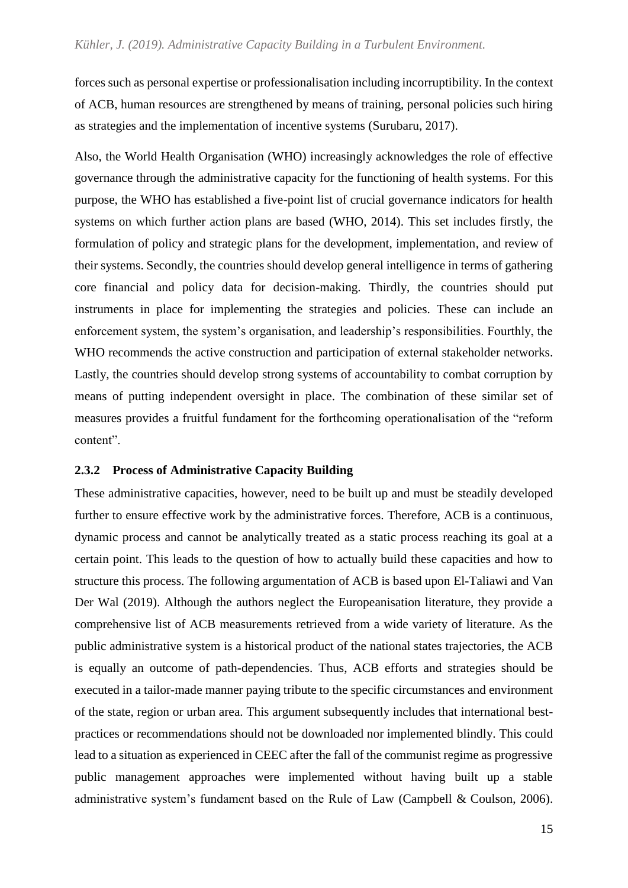forces such as personal expertise or professionalisation including incorruptibility. In the context of ACB, human resources are strengthened by means of training, personal policies such hiring as strategies and the implementation of incentive systems (Surubaru, 2017).

Also, the World Health Organisation (WHO) increasingly acknowledges the role of effective governance through the administrative capacity for the functioning of health systems. For this purpose, the WHO has established a five-point list of crucial governance indicators for health systems on which further action plans are based (WHO, 2014). This set includes firstly, the formulation of policy and strategic plans for the development, implementation, and review of their systems. Secondly, the countries should develop general intelligence in terms of gathering core financial and policy data for decision-making. Thirdly, the countries should put instruments in place for implementing the strategies and policies. These can include an enforcement system, the system's organisation, and leadership's responsibilities. Fourthly, the WHO recommends the active construction and participation of external stakeholder networks. Lastly, the countries should develop strong systems of accountability to combat corruption by means of putting independent oversight in place. The combination of these similar set of measures provides a fruitful fundament for the forthcoming operationalisation of the "reform content".

### 2.3.2 Process of Administrative Capacity Building

These administrative capacities, however, need to be built up and must be steadily developed further to ensure effective work by the administrative forces. Therefore, ACB is a continuous, dynamic process and cannot be analytically treated as a static process reaching its goal at a certain point. This leads to the question of how to actually build these capacities and how to structure this process. The following argumentation of ACB is based upon El-Taliawi and Van Der Wal (2019). Although the authors neglect the Europeanisation literature, they provide a comprehensive list of ACB measurements retrieved from a wide variety of literature. As the public administrative system is a historical product of the national states trajectories, the ACB is equally an outcome of path-dependencies. Thus, ACB efforts and strategies should be executed in a tailor-made manner paying tribute to the specific circumstances and environment of the state, region or urban area. This argument subsequently includes that international best-practices or recommendations should not be downloaded nor implemented blindly. This could lead to a situation as experienced in CEEC after the fall of the communist regime as progressive public management approaches were implemented without having built up a stable administrative system's fundament based on the Rule of Law (Campbell & Coulson, 2006).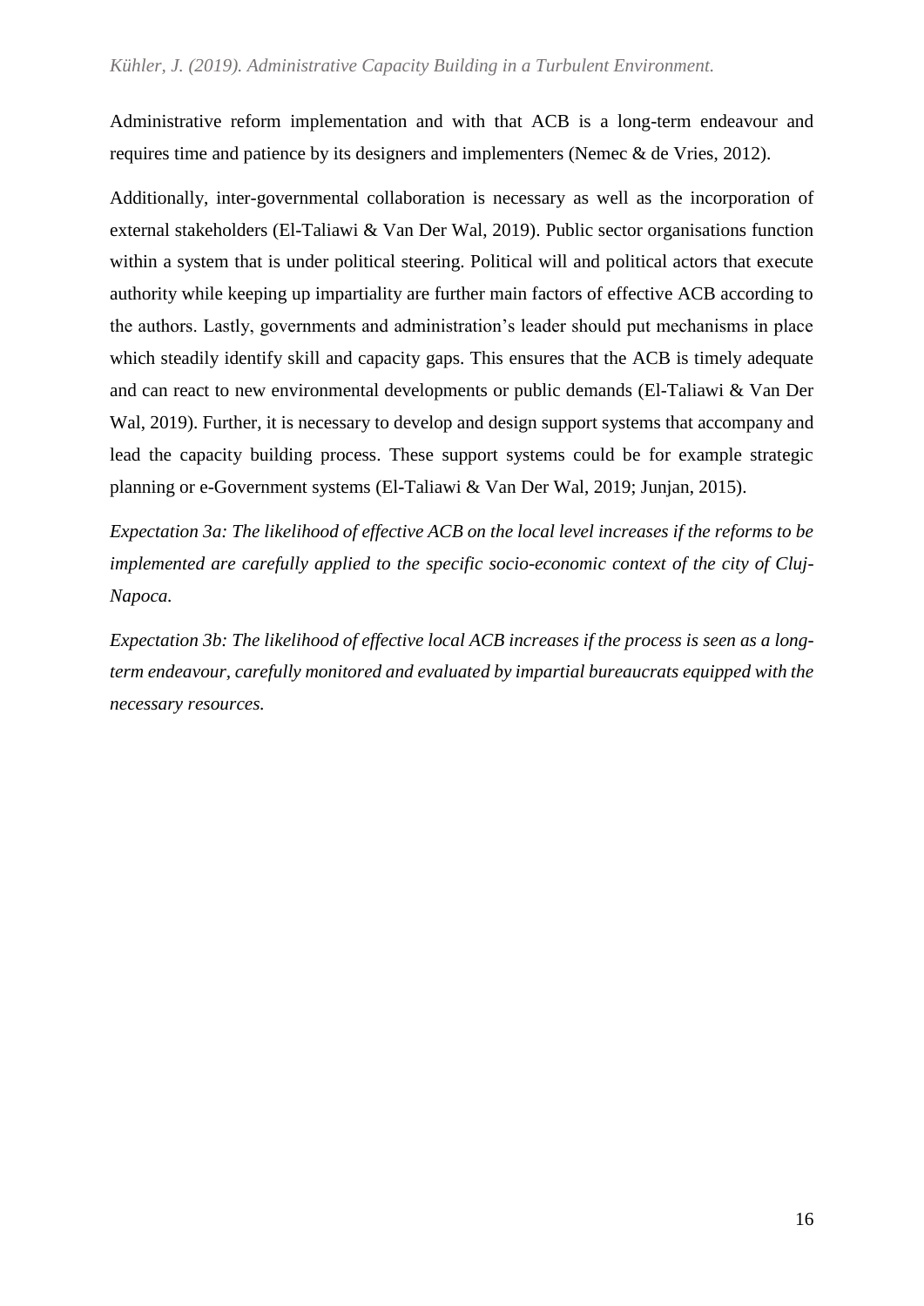Administrative reform implementation and with that ACB is a long-term endeavour and requires time and patience by its designers and implementers (Nemec & de Vries, 2012).

Additionally, inter-governmental collaboration is necessary as well as the incorporation of external stakeholders (El-Taliawi & Van Der Wal, 2019). Public sector organisations function within a system that is under political steering. Political will and political actors that execute authority while keeping up impartiality are further main factors of effective ACB according to the authors. Lastly, governments and administration's leader should put mechanisms in place which steadily identify skill and capacity gaps. This ensures that the ACB is timely adequate and can react to new environmental developments or public demands (El-Taliawi & Van Der Wal, 2019). Further, it is necessary to develop and design support systems that accompany and lead the capacity building process. These support systems could be for example strategic planning or e-Government systems (El-Taliawi & Van Der Wal, 2019; Junjan, 2015).

*Expectation 3a: The likelihood of effective ACB on the local level increases if the reforms to be implemented are carefully applied to the specific socio-economic context of the city of Cluj-Napoca.*

*Expectation 3b: The likelihood of effective local ACB increases if the process is seen as a long-term endeavour, carefully monitored and evaluated by impartial bureaucrats equipped with the necessary resources.*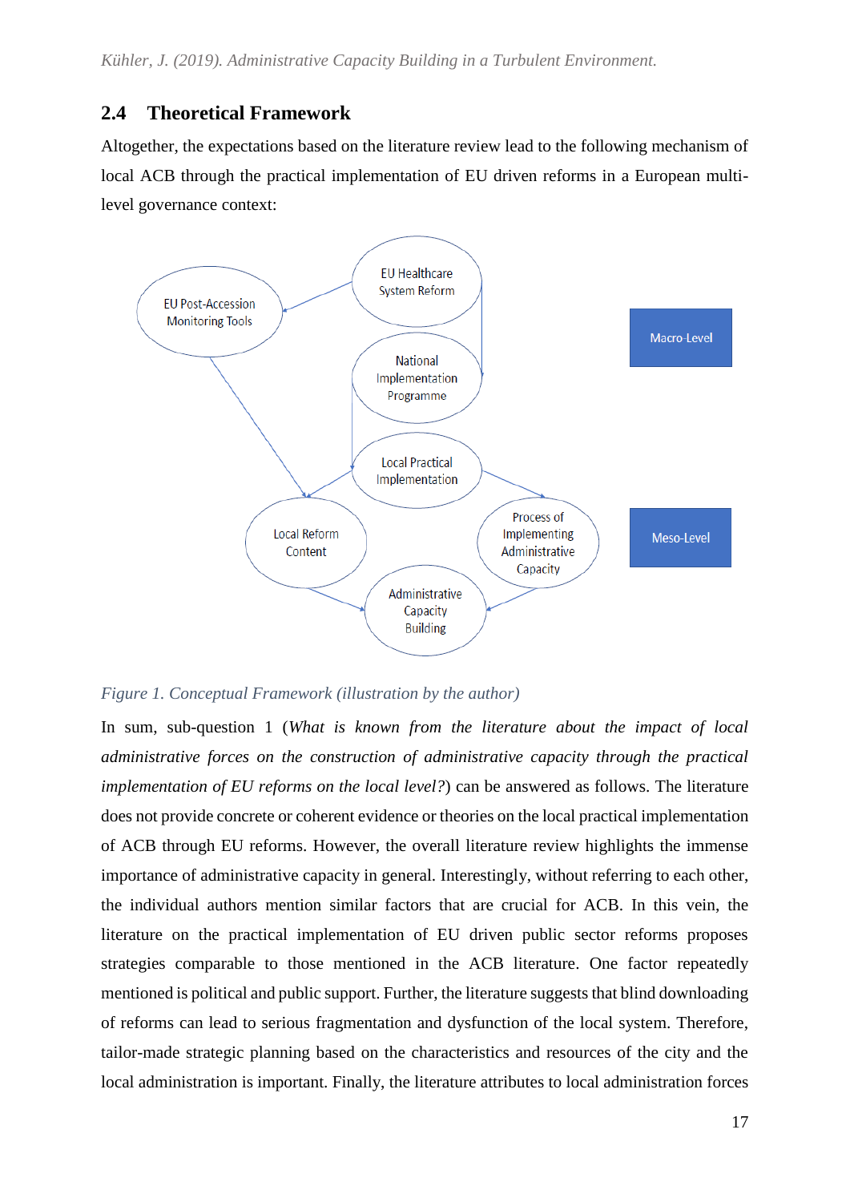## 2.4 Theoretical Framework

Altogether, the expectations based on the literature review lead to the following mechanism of local ACB through the practical implementation of EU driven reforms in a European multi-level governance context:

*Figure 1. Conceptual Framework (illustration by the author)*

In sum, sub-question 1 (*What is known from the literature about the impact of local administrative forces on the construction of administrative capacity through the practical implementation of EU reforms on the local level?*) can be answered as follows. The literature does not provide concrete or coherent evidence or theories on the local practical implementation of ACB through EU reforms. However, the overall literature review highlights the immense importance of administrative capacity in general. Interestingly, without referring to each other, the individual authors mention similar factors that are crucial for ACB. In this vein, the literature on the practical implementation of EU driven public sector reforms proposes strategies comparable to those mentioned in the ACB literature. One factor repeatedly mentioned is political and public support. Further, the literature suggests that blind downloading of reforms can lead to serious fragmentation and dysfunction of the local system. Therefore, tailor-made strategic planning based on the characteristics and resources of the city and the local administration is important. Finally, the literature attributes to local administration forces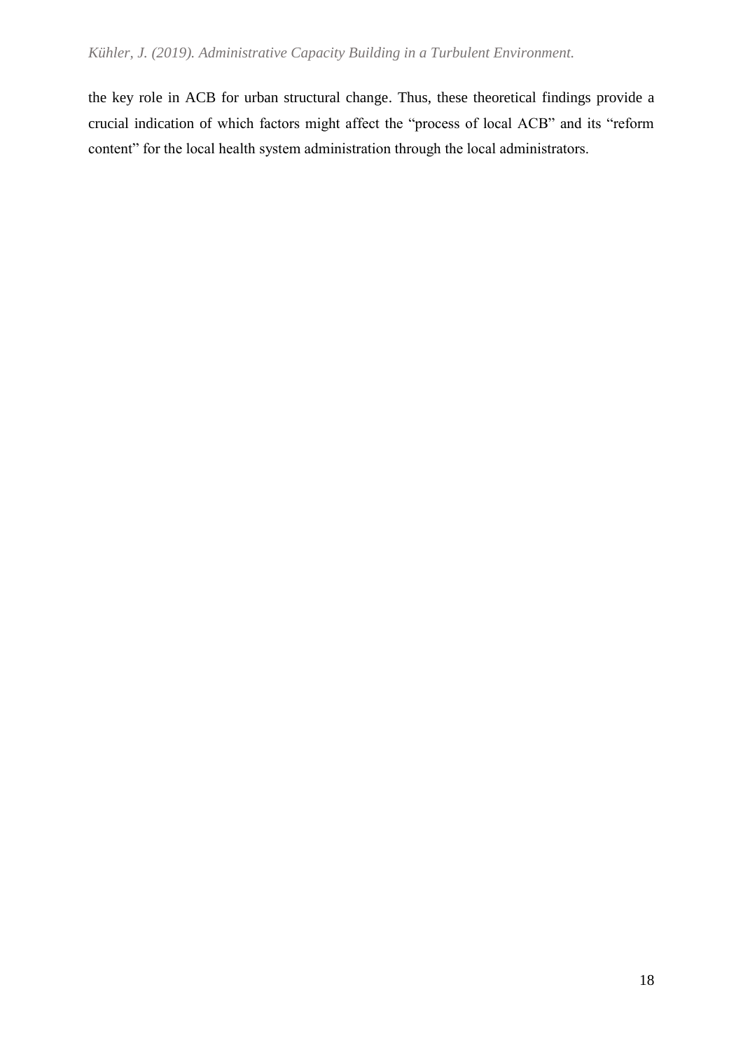the key role in ACB for urban structural change. Thus, these theoretical findings provide a crucial indication of which factors might affect the "process of local ACB" and its "reform content" for the local health system administration through the local administrators.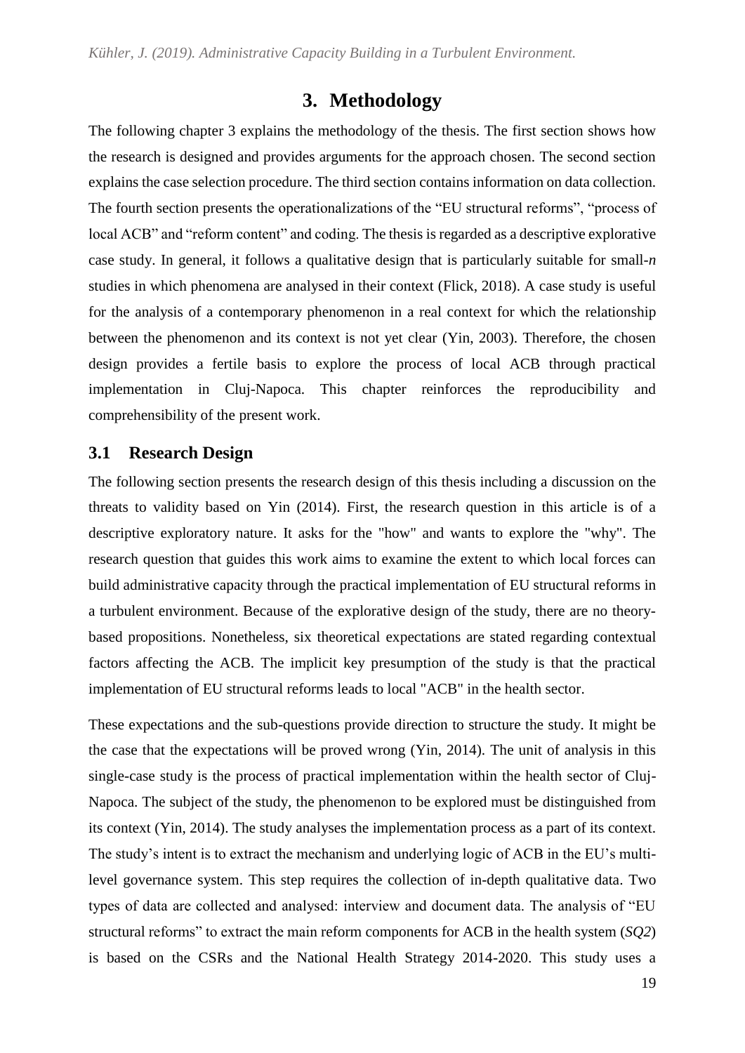# 3. Methodology

The following chapter 3 explains the methodology of the thesis. The first section shows how the research is designed and provides arguments for the approach chosen. The second section explains the case selection procedure. The third section contains information on data collection. The fourth section presents the operationalizations of the "EU structural reforms", "process of local ACB" and "reform content" and coding. The thesis is regarded as a descriptive explorative case study. In general, it follows a qualitative design that is particularly suitable for small-*n* studies in which phenomena are analysed in their context (Flick, 2018). A case study is useful for the analysis of a contemporary phenomenon in a real context for which the relationship between the phenomenon and its context is not yet clear (Yin, 2003). Therefore, the chosen design provides a fertile basis to explore the process of local ACB through practical implementation in Cluj-Napoca. This chapter reinforces the reproducibility and comprehensibility of the present work.

## 3.1 Research Design

The following section presents the research design of this thesis including a discussion on the threats to validity based on Yin (2014). First, the research question in this article is of a descriptive exploratory nature. It asks for the "how" and wants to explore the "why". The research question that guides this work aims to examine the extent to which local forces can build administrative capacity through the practical implementation of EU structural reforms in a turbulent environment. Because of the explorative design of the study, there are no theory-based propositions. Nonetheless, six theoretical expectations are stated regarding contextual factors affecting the ACB. The implicit key presumption of the study is that the practical implementation of EU structural reforms leads to local "ACB" in the health sector.

These expectations and the sub-questions provide direction to structure the study. It might be the case that the expectations will be proved wrong (Yin, 2014). The unit of analysis in this single-case study is the process of practical implementation within the health sector of Cluj-Napoca. The subject of the study, the phenomenon to be explored must be distinguished from its context (Yin, 2014). The study analyses the implementation process as a part of its context. The study's intent is to extract the mechanism and underlying logic of ACB in the EU's multi-level governance system. This step requires the collection of in-depth qualitative data. Two types of data are collected and analysed: interview and document data. The analysis of "EU structural reforms" to extract the main reform components for ACB in the health system (*SQ2*) is based on the CSRs and the National Health Strategy 2014-2020. This study uses a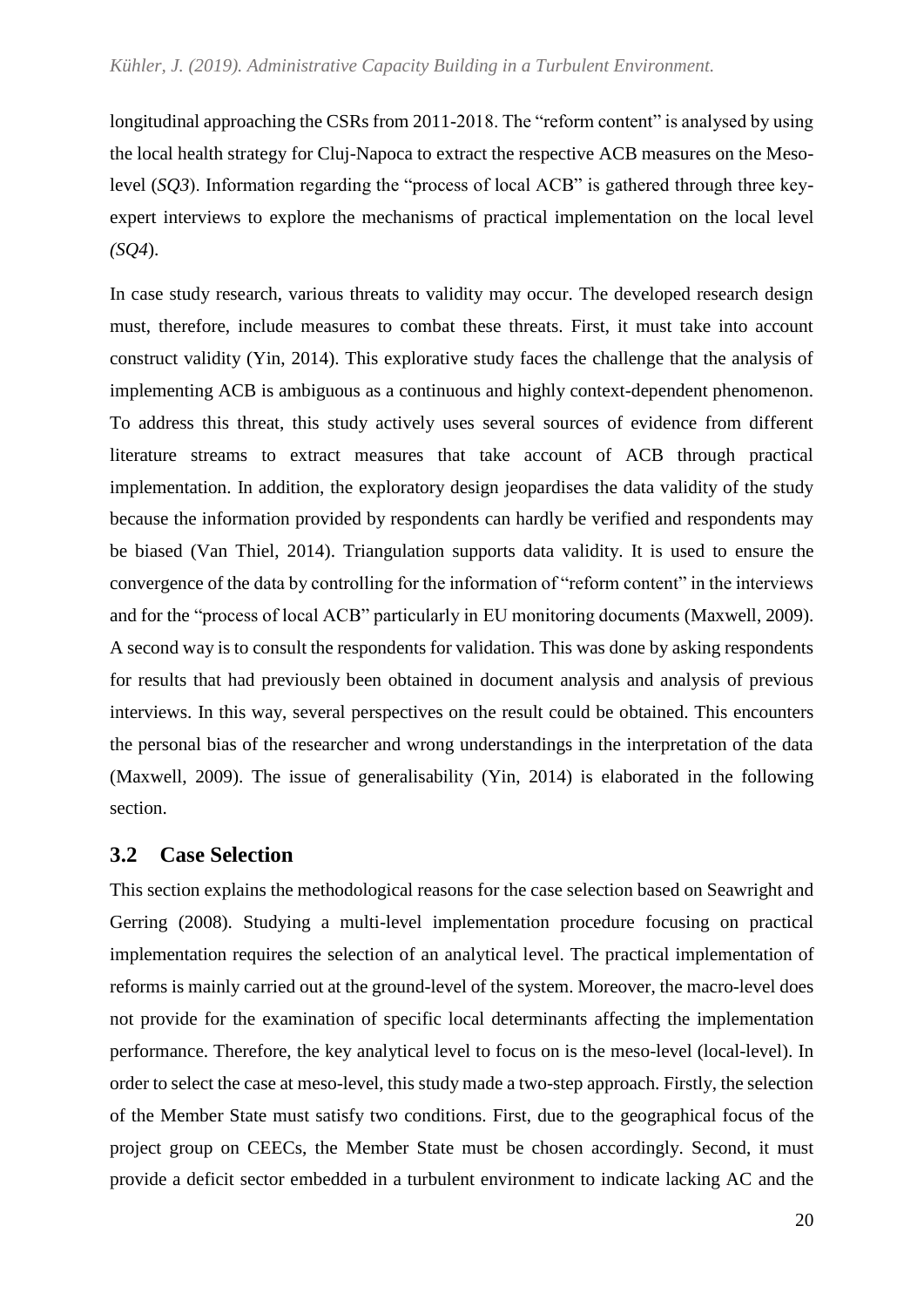longitudinal approaching the CSRs from 2011-2018. The "reform content" is analysed by using the local health strategy for Cluj-Napoca to extract the respective ACB measures on the Meso-level (*SQ3*). Information regarding the "process of local ACB" is gathered through three key-expert interviews to explore the mechanisms of practical implementation on the local level *(SQ4*).

In case study research, various threats to validity may occur. The developed research design must, therefore, include measures to combat these threats. First, it must take into account construct validity (Yin, 2014). This explorative study faces the challenge that the analysis of implementing ACB is ambiguous as a continuous and highly context-dependent phenomenon. To address this threat, this study actively uses several sources of evidence from different literature streams to extract measures that take account of ACB through practical implementation. In addition, the exploratory design jeopardises the data validity of the study because the information provided by respondents can hardly be verified and respondents may be biased (Van Thiel, 2014). Triangulation supports data validity. It is used to ensure the convergence of the data by controlling for the information of "reform content" in the interviews and for the "process of local ACB" particularly in EU monitoring documents (Maxwell, 2009). A second way is to consult the respondents for validation. This was done by asking respondents for results that had previously been obtained in document analysis and analysis of previous interviews. In this way, several perspectives on the result could be obtained. This encounters the personal bias of the researcher and wrong understandings in the interpretation of the data (Maxwell, 2009). The issue of generalisability (Yin, 2014) is elaborated in the following section.

## 3.2 Case Selection

This section explains the methodological reasons for the case selection based on Seawright and Gerring (2008). Studying a multi-level implementation procedure focusing on practical implementation requires the selection of an analytical level. The practical implementation of reforms is mainly carried out at the ground-level of the system. Moreover, the macro-level does not provide for the examination of specific local determinants affecting the implementation performance. Therefore, the key analytical level to focus on is the meso-level (local-level). In order to select the case at meso-level, this study made a two-step approach. Firstly, the selection of the Member State must satisfy two conditions. First, due to the geographical focus of the project group on CEECs, the Member State must be chosen accordingly. Second, it must provide a deficit sector embedded in a turbulent environment to indicate lacking AC and the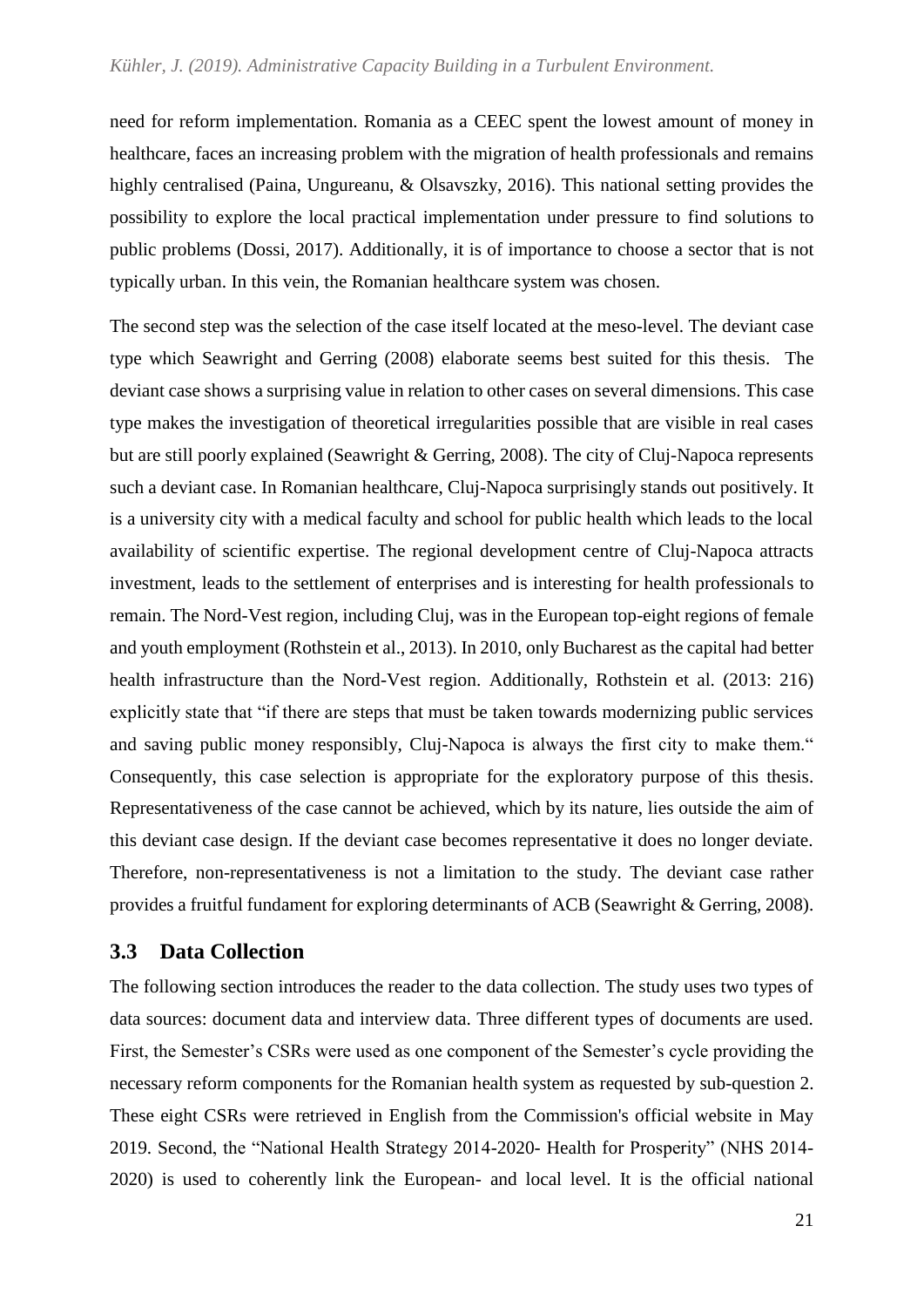need for reform implementation. Romania as a CEEC spent the lowest amount of money in healthcare, faces an increasing problem with the migration of health professionals and remains highly centralised (Paina, Ungureanu, & Olsavszky, 2016). This national setting provides the possibility to explore the local practical implementation under pressure to find solutions to public problems (Dossi, 2017). Additionally, it is of importance to choose a sector that is not typically urban. In this vein, the Romanian healthcare system was chosen.

The second step was the selection of the case itself located at the meso-level. The deviant case type which Seawright and Gerring (2008) elaborate seems best suited for this thesis. The deviant case shows a surprising value in relation to other cases on several dimensions. This case type makes the investigation of theoretical irregularities possible that are visible in real cases but are still poorly explained (Seawright & Gerring, 2008). The city of Cluj-Napoca represents such a deviant case. In Romanian healthcare, Cluj-Napoca surprisingly stands out positively. It is a university city with a medical faculty and school for public health which leads to the local availability of scientific expertise. The regional development centre of Cluj-Napoca attracts investment, leads to the settlement of enterprises and is interesting for health professionals to remain. The Nord-Vest region, including Cluj, was in the European top-eight regions of female and youth employment (Rothstein et al., 2013). In 2010, only Bucharest as the capital had better health infrastructure than the Nord-Vest region. Additionally, Rothstein et al. (2013: 216) explicitly state that "if there are steps that must be taken towards modernizing public services and saving public money responsibly, Cluj-Napoca is always the first city to make them." Consequently, this case selection is appropriate for the exploratory purpose of this thesis. Representativeness of the case cannot be achieved, which by its nature, lies outside the aim of this deviant case design. If the deviant case becomes representative it does no longer deviate. Therefore, non-representativeness is not a limitation to the study. The deviant case rather provides a fruitful fundament for exploring determinants of ACB (Seawright & Gerring, 2008).

## 3.3 Data Collection

The following section introduces the reader to the data collection. The study uses two types of data sources: document data and interview data. Three different types of documents are used. First, the Semester's CSRs were used as one component of the Semester's cycle providing the necessary reform components for the Romanian health system as requested by sub-question 2. These eight CSRs were retrieved in English from the Commission's official website in May 2019. Second, the "National Health Strategy 2014-2020- Health for Prosperity" (NHS 2014-2020) is used to coherently link the European- and local level. It is the official national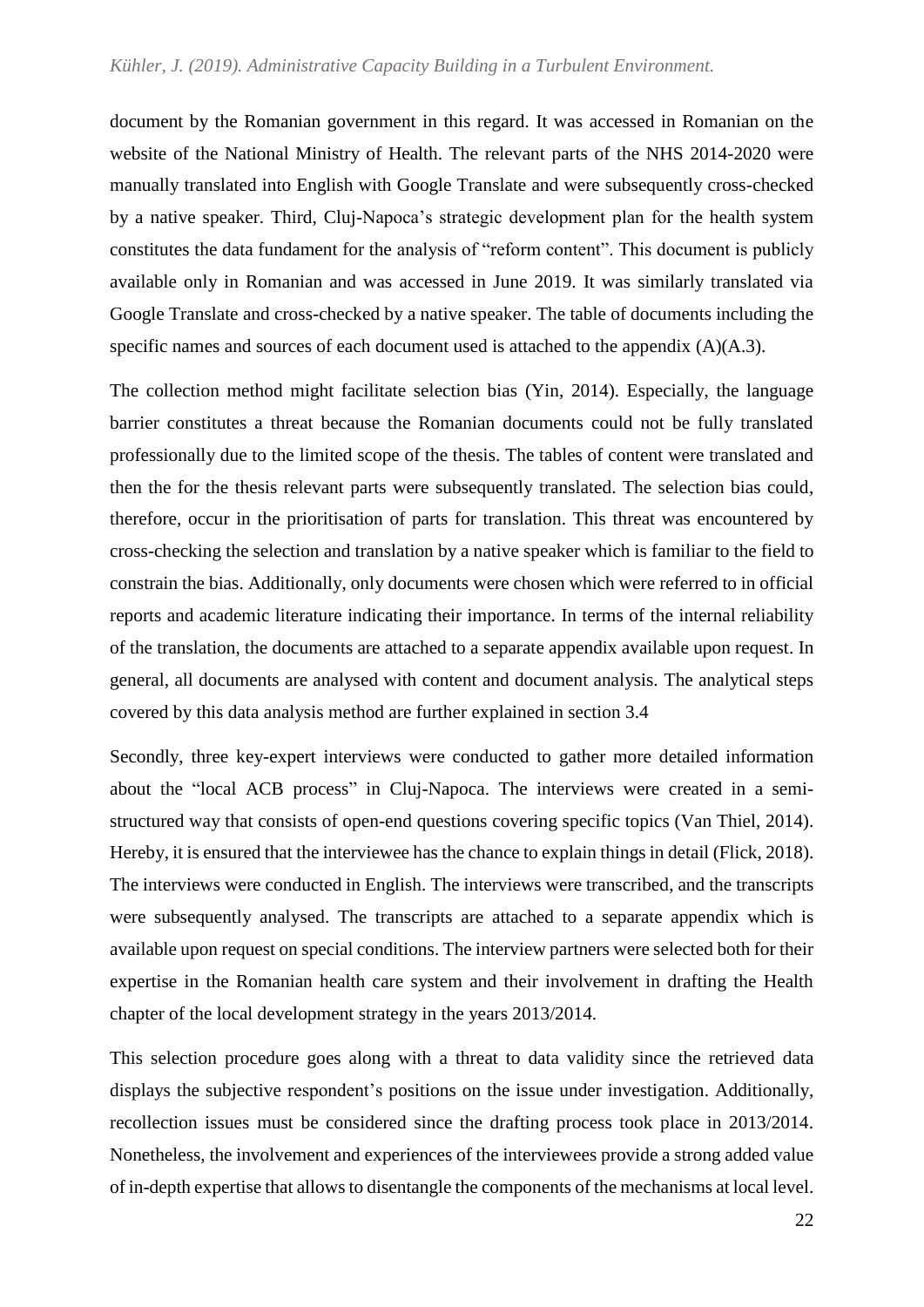document by the Romanian government in this regard. It was accessed in Romanian on the website of the National Ministry of Health. The relevant parts of the NHS 2014-2020 were manually translated into English with Google Translate and were subsequently cross-checked by a native speaker. Third, Cluj-Napoca's strategic development plan for the health system constitutes the data fundament for the analysis of "reform content". This document is publicly available only in Romanian and was accessed in June 2019. It was similarly translated via Google Translate and cross-checked by a native speaker. The table of documents including the specific names and sources of each document used is attached to the appendix (A)(A.3).

The collection method might facilitate selection bias (Yin, 2014). Especially, the language barrier constitutes a threat because the Romanian documents could not be fully translated professionally due to the limited scope of the thesis. The tables of content were translated and then the for the thesis relevant parts were subsequently translated. The selection bias could, therefore, occur in the prioritisation of parts for translation. This threat was encountered by cross-checking the selection and translation by a native speaker which is familiar to the field to constrain the bias. Additionally, only documents were chosen which were referred to in official reports and academic literature indicating their importance. In terms of the internal reliability of the translation, the documents are attached to a separate appendix available upon request. In general, all documents are analysed with content and document analysis. The analytical steps covered by this data analysis method are further explained in section 3.4

Secondly, three key-expert interviews were conducted to gather more detailed information about the "local ACB process" in Cluj-Napoca. The interviews were created in a semi-structured way that consists of open-end questions covering specific topics (Van Thiel, 2014). Hereby, it is ensured that the interviewee has the chance to explain things in detail (Flick, 2018). The interviews were conducted in English. The interviews were transcribed, and the transcripts were subsequently analysed. The transcripts are attached to a separate appendix which is available upon request on special conditions. The interview partners were selected both for their expertise in the Romanian health care system and their involvement in drafting the Health chapter of the local development strategy in the years 2013/2014.

This selection procedure goes along with a threat to data validity since the retrieved data displays the subjective respondent's positions on the issue under investigation. Additionally, recollection issues must be considered since the drafting process took place in 2013/2014. Nonetheless, the involvement and experiences of the interviewees provide a strong added value of in-depth expertise that allows to disentangle the components of the mechanisms at local level.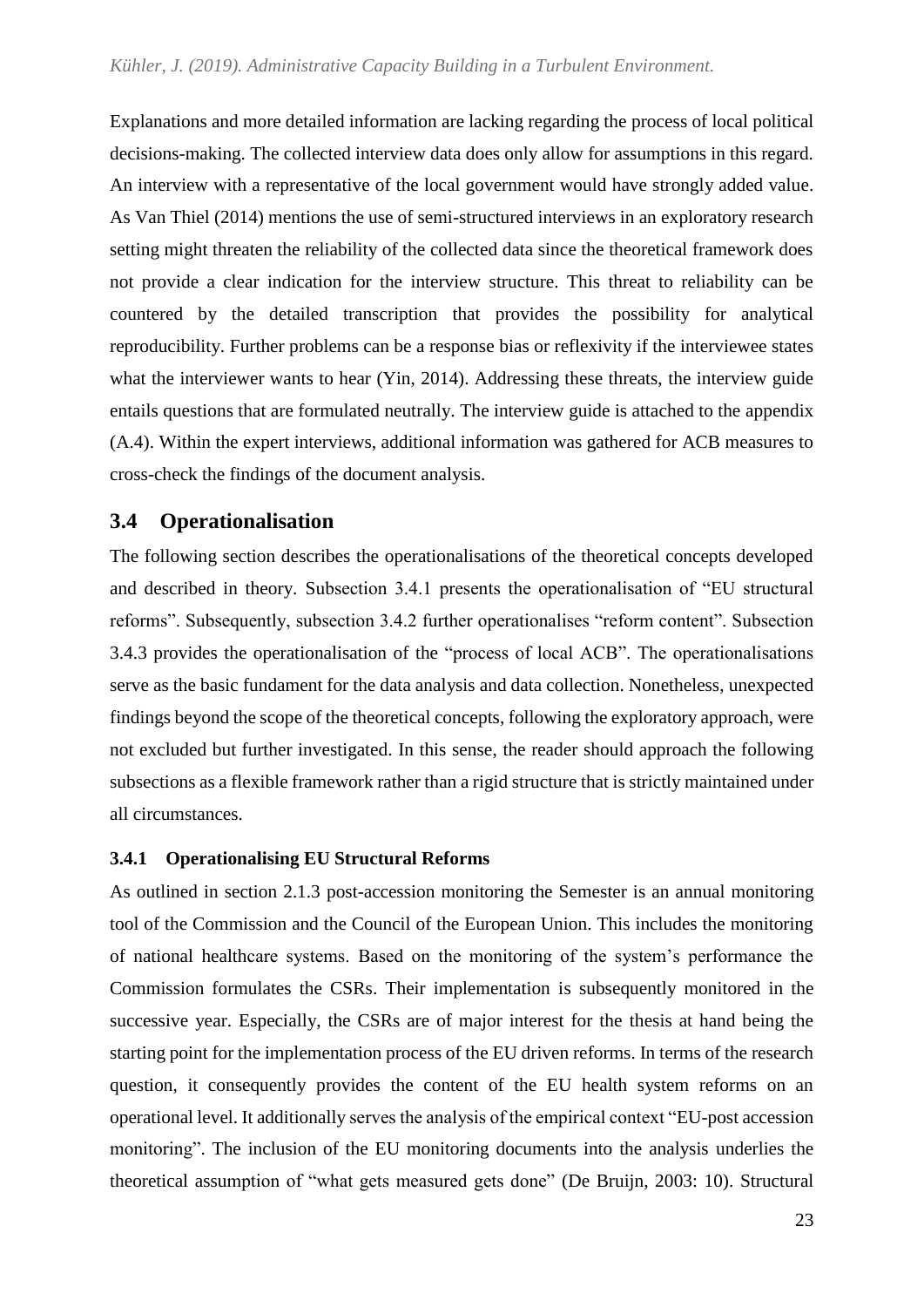Explanations and more detailed information are lacking regarding the process of local political decisions-making. The collected interview data does only allow for assumptions in this regard. An interview with a representative of the local government would have strongly added value. As Van Thiel (2014) mentions the use of semi-structured interviews in an exploratory research setting might threaten the reliability of the collected data since the theoretical framework does not provide a clear indication for the interview structure. This threat to reliability can be countered by the detailed transcription that provides the possibility for analytical reproducibility. Further problems can be a response bias or reflexivity if the interviewee states what the interviewer wants to hear (Yin, 2014). Addressing these threats, the interview guide entails questions that are formulated neutrally. The interview guide is attached to the appendix (A.4). Within the expert interviews, additional information was gathered for ACB measures to cross-check the findings of the document analysis.

## 3.4 Operationalisation

The following section describes the operationalisations of the theoretical concepts developed and described in theory. Subsection 3.4.1 presents the operationalisation of "EU structural reforms". Subsequently, subsection 3.4.2 further operationalises "reform content". Subsection 3.4.3 provides the operationalisation of the "process of local ACB". The operationalisations serve as the basic fundament for the data analysis and data collection. Nonetheless, unexpected findings beyond the scope of the theoretical concepts, following the exploratory approach, were not excluded but further investigated. In this sense, the reader should approach the following subsections as a flexible framework rather than a rigid structure that is strictly maintained under all circumstances.

### 3.4.1 Operationalising EU Structural Reforms

As outlined in section 2.1.3 post-accession monitoring the Semester is an annual monitoring tool of the Commission and the Council of the European Union. This includes the monitoring of national healthcare systems. Based on the monitoring of the system's performance the Commission formulates the CSRs. Their implementation is subsequently monitored in the successive year. Especially, the CSRs are of major interest for the thesis at hand being the starting point for the implementation process of the EU driven reforms. In terms of the research question, it consequently provides the content of the EU health system reforms on an operational level. It additionally serves the analysis of the empirical context "EU-post accession monitoring". The inclusion of the EU monitoring documents into the analysis underlies the theoretical assumption of "what gets measured gets done" (De Bruijn, 2003: 10). Structural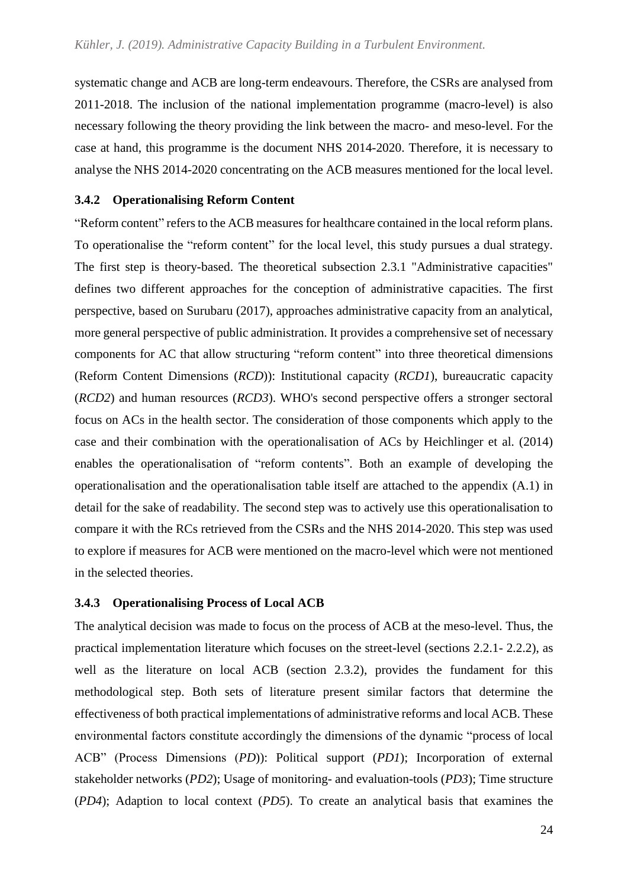systematic change and ACB are long-term endeavours. Therefore, the CSRs are analysed from 2011-2018. The inclusion of the national implementation programme (macro-level) is also necessary following the theory providing the link between the macro- and meso-level. For the case at hand, this programme is the document NHS 2014-2020. Therefore, it is necessary to analyse the NHS 2014-2020 concentrating on the ACB measures mentioned for the local level.

### 3.4.2 Operationalising Reform Content

"Reform content" refers to the ACB measures for healthcare contained in the local reform plans. To operationalise the "reform content" for the local level, this study pursues a dual strategy. The first step is theory-based. The theoretical subsection 2.3.1 "Administrative capacities" defines two different approaches for the conception of administrative capacities. The first perspective, based on Surubaru (2017), approaches administrative capacity from an analytical, more general perspective of public administration. It provides a comprehensive set of necessary components for AC that allow structuring "reform content" into three theoretical dimensions (Reform Content Dimensions (*RCD*)): Institutional capacity (*RCD1*), bureaucratic capacity (*RCD2*) and human resources (*RCD3*). WHO's second perspective offers a stronger sectoral focus on ACs in the health sector. The consideration of those components which apply to the case and their combination with the operationalisation of ACs by Heichlinger et al. (2014) enables the operationalisation of "reform contents". Both an example of developing the operationalisation and the operationalisation table itself are attached to the appendix (A.1) in detail for the sake of readability. The second step was to actively use this operationalisation to compare it with the RCs retrieved from the CSRs and the NHS 2014-2020. This step was used to explore if measures for ACB were mentioned on the macro-level which were not mentioned in the selected theories.

### 3.4.3 Operationalising Process of Local ACB

The analytical decision was made to focus on the process of ACB at the meso-level. Thus, the practical implementation literature which focuses on the street-level (sections 2.2.1- 2.2.2), as well as the literature on local ACB (section 2.3.2), provides the fundament for this methodological step. Both sets of literature present similar factors that determine the effectiveness of both practical implementations of administrative reforms and local ACB. These environmental factors constitute accordingly the dimensions of the dynamic "process of local ACB" (Process Dimensions (*PD*)): Political support (*PD1*); Incorporation of external stakeholder networks (*PD2*); Usage of monitoring- and evaluation-tools (*PD3*); Time structure (*PD4*); Adaption to local context (*PD5*). To create an analytical basis that examines the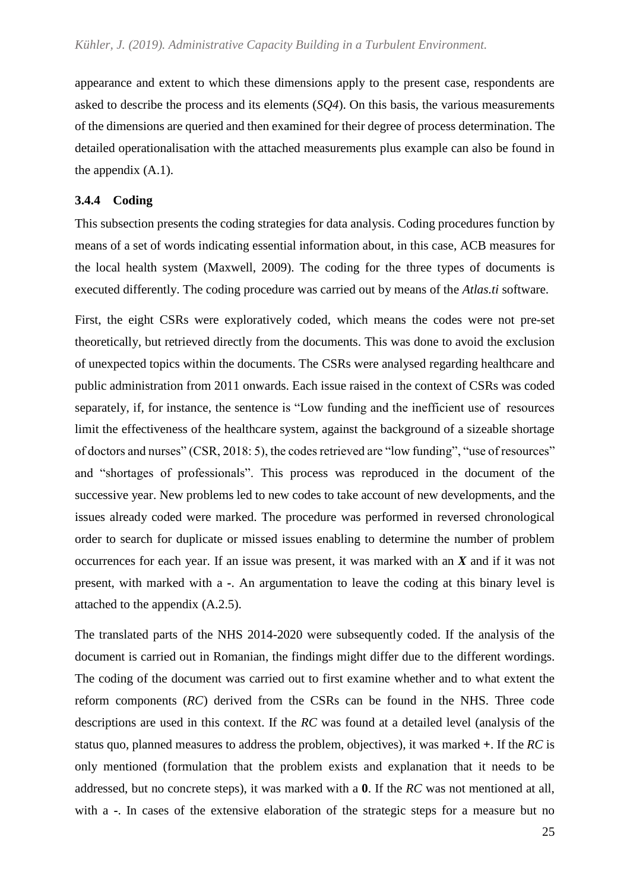appearance and extent to which these dimensions apply to the present case, respondents are asked to describe the process and its elements (*SQ4*). On this basis, the various measurements of the dimensions are queried and then examined for their degree of process determination. The detailed operationalisation with the attached measurements plus example can also be found in the appendix (A.1).

### 3.4.4 Coding

This subsection presents the coding strategies for data analysis. Coding procedures function by means of a set of words indicating essential information about, in this case, ACB measures for the local health system (Maxwell, 2009). The coding for the three types of documents is executed differently. The coding procedure was carried out by means of the *Atlas.ti* software.

First, the eight CSRs were exploratively coded, which means the codes were not pre-set theoretically, but retrieved directly from the documents. This was done to avoid the exclusion of unexpected topics within the documents. The CSRs were analysed regarding healthcare and public administration from 2011 onwards. Each issue raised in the context of CSRs was coded separately, if, for instance, the sentence is "Low funding and the inefficient use of resources limit the effectiveness of the healthcare system, against the background of a sizeable shortage of doctors and nurses" (CSR, 2018: 5), the codes retrieved are "low funding", "use of resources" and "shortages of professionals". This process was reproduced in the document of the successive year. New problems led to new codes to take account of new developments, and the issues already coded were marked. The procedure was performed in reversed chronological order to search for duplicate or missed issues enabling to determine the number of problem occurrences for each year. If an issue was present, it was marked with an ***X*** and if it was not present, with marked with a **-**. An argumentation to leave the coding at this binary level is attached to the appendix (A.2.5).

The translated parts of the NHS 2014-2020 were subsequently coded. If the analysis of the document is carried out in Romanian, the findings might differ due to the different wordings. The coding of the document was carried out to first examine whether and to what extent the reform components (*RC*) derived from the CSRs can be found in the NHS. Three code descriptions are used in this context. If the *RC* was found at a detailed level (analysis of the status quo, planned measures to address the problem, objectives), it was marked **+**. If the *RC* is only mentioned (formulation that the problem exists and explanation that it needs to be addressed, but no concrete steps), it was marked with a **0**. If the *RC* was not mentioned at all, with a **-**. In cases of the extensive elaboration of the strategic steps for a measure but no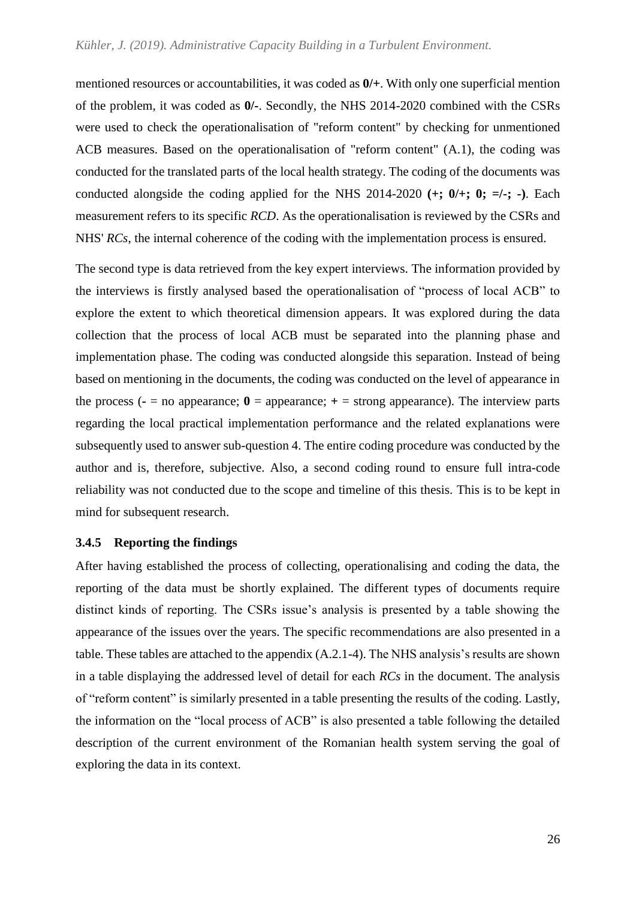mentioned resources or accountabilities, it was coded as **0/+**. With only one superficial mention of the problem, it was coded as **0/-**. Secondly, the NHS 2014-2020 combined with the CSRs were used to check the operationalisation of "reform content" by checking for unmentioned ACB measures. Based on the operationalisation of "reform content" (A.1), the coding was conducted for the translated parts of the local health strategy. The coding of the documents was conducted alongside the coding applied for the NHS 2014-2020 **(+; 0/+; 0; =/-; -)**. Each measurement refers to its specific *RCD*. As the operationalisation is reviewed by the CSRs and NHS' *RCs*, the internal coherence of the coding with the implementation process is ensured.

The second type is data retrieved from the key expert interviews. The information provided by the interviews is firstly analysed based the operationalisation of "process of local ACB" to explore the extent to which theoretical dimension appears. It was explored during the data collection that the process of local ACB must be separated into the planning phase and implementation phase. The coding was conducted alongside this separation. Instead of being based on mentioning in the documents, the coding was conducted on the level of appearance in the process (**-** = no appearance; **0** = appearance; **+** = strong appearance). The interview parts regarding the local practical implementation performance and the related explanations were subsequently used to answer sub-question 4. The entire coding procedure was conducted by the author and is, therefore, subjective. Also, a second coding round to ensure full intra-code reliability was not conducted due to the scope and timeline of this thesis. This is to be kept in mind for subsequent research.

### 3.4.5 Reporting the findings

After having established the process of collecting, operationalising and coding the data, the reporting of the data must be shortly explained. The different types of documents require distinct kinds of reporting. The CSRs issue's analysis is presented by a table showing the appearance of the issues over the years. The specific recommendations are also presented in a table. These tables are attached to the appendix (A.2.1-4). The NHS analysis's results are shown in a table displaying the addressed level of detail for each *RCs* in the document. The analysis of "reform content" is similarly presented in a table presenting the results of the coding. Lastly, the information on the "local process of ACB" is also presented a table following the detailed description of the current environment of the Romanian health system serving the goal of exploring the data in its context.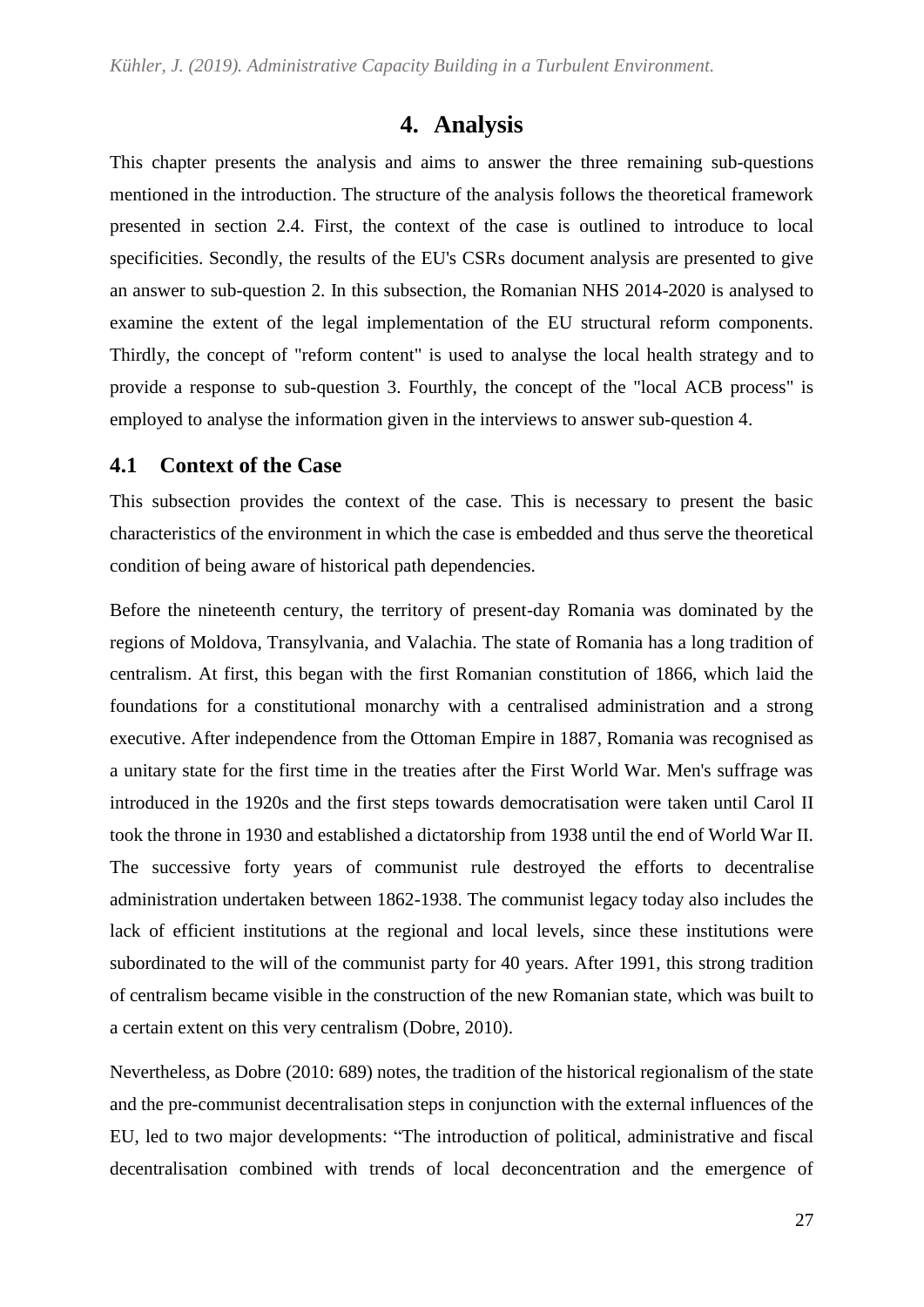# 4. Analysis

This chapter presents the analysis and aims to answer the three remaining sub-questions mentioned in the introduction. The structure of the analysis follows the theoretical framework presented in section 2.4. First, the context of the case is outlined to introduce to local specificities. Secondly, the results of the EU's CSRs document analysis are presented to give an answer to sub-question 2. In this subsection, the Romanian NHS 2014-2020 is analysed to examine the extent of the legal implementation of the EU structural reform components. Thirdly, the concept of "reform content" is used to analyse the local health strategy and to provide a response to sub-question 3. Fourthly, the concept of the "local ACB process" is employed to analyse the information given in the interviews to answer sub-question 4.

## 4.1 Context of the Case

This subsection provides the context of the case. This is necessary to present the basic characteristics of the environment in which the case is embedded and thus serve the theoretical condition of being aware of historical path dependencies.

Before the nineteenth century, the territory of present-day Romania was dominated by the regions of Moldova, Transylvania, and Valachia. The state of Romania has a long tradition of centralism. At first, this began with the first Romanian constitution of 1866, which laid the foundations for a constitutional monarchy with a centralised administration and a strong executive. After independence from the Ottoman Empire in 1887, Romania was recognised as a unitary state for the first time in the treaties after the First World War. Men's suffrage was introduced in the 1920s and the first steps towards democratisation were taken until Carol II took the throne in 1930 and established a dictatorship from 1938 until the end of World War II. The successive forty years of communist rule destroyed the efforts to decentralise administration undertaken between 1862-1938. The communist legacy today also includes the lack of efficient institutions at the regional and local levels, since these institutions were subordinated to the will of the communist party for 40 years. After 1991, this strong tradition of centralism became visible in the construction of the new Romanian state, which was built to a certain extent on this very centralism (Dobre, 2010).

Nevertheless, as Dobre (2010: 689) notes, the tradition of the historical regionalism of the state and the pre-communist decentralisation steps in conjunction with the external influences of the EU, led to two major developments: "The introduction of political, administrative and fiscal decentralisation combined with trends of local deconcentration and the emergence of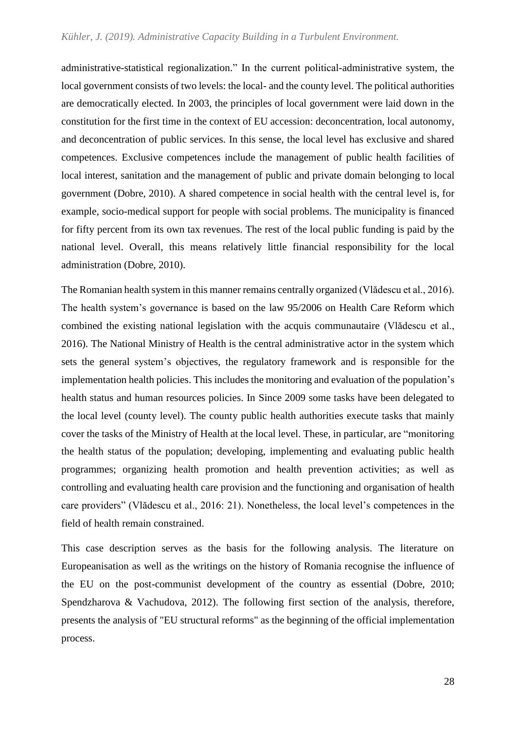administrative-statistical regionalization." In the current political-administrative system, the local government consists of two levels: the local- and the county level. The political authorities are democratically elected. In 2003, the principles of local government were laid down in the constitution for the first time in the context of EU accession: deconcentration, local autonomy, and deconcentration of public services. In this sense, the local level has exclusive and shared competences. Exclusive competences include the management of public health facilities of local interest, sanitation and the management of public and private domain belonging to local government (Dobre, 2010). A shared competence in social health with the central level is, for example, socio-medical support for people with social problems. The municipality is financed for fifty percent from its own tax revenues. The rest of the local public funding is paid by the national level. Overall, this means relatively little financial responsibility for the local administration (Dobre, 2010).

The Romanian health system in this manner remains centrally organized (Vlădescu et al., 2016). The health system's governance is based on the law 95/2006 on Health Care Reform which combined the existing national legislation with the acquis communautaire (Vlădescu et al., 2016). The National Ministry of Health is the central administrative actor in the system which sets the general system's objectives, the regulatory framework and is responsible for the implementation health policies. This includes the monitoring and evaluation of the population's health status and human resources policies. In Since 2009 some tasks have been delegated to the local level (county level). The county public health authorities execute tasks that mainly cover the tasks of the Ministry of Health at the local level. These, in particular, are "monitoring the health status of the population; developing, implementing and evaluating public health programmes; organizing health promotion and health prevention activities; as well as controlling and evaluating health care provision and the functioning and organisation of health care providers" (Vlădescu et al., 2016: 21). Nonetheless, the local level's competences in the field of health remain constrained.

This case description serves as the basis for the following analysis. The literature on Europeanisation as well as the writings on the history of Romania recognise the influence of the EU on the post-communist development of the country as essential (Dobre, 2010; Spendzharova & Vachudova, 2012). The following first section of the analysis, therefore, presents the analysis of "EU structural reforms" as the beginning of the official implementation process.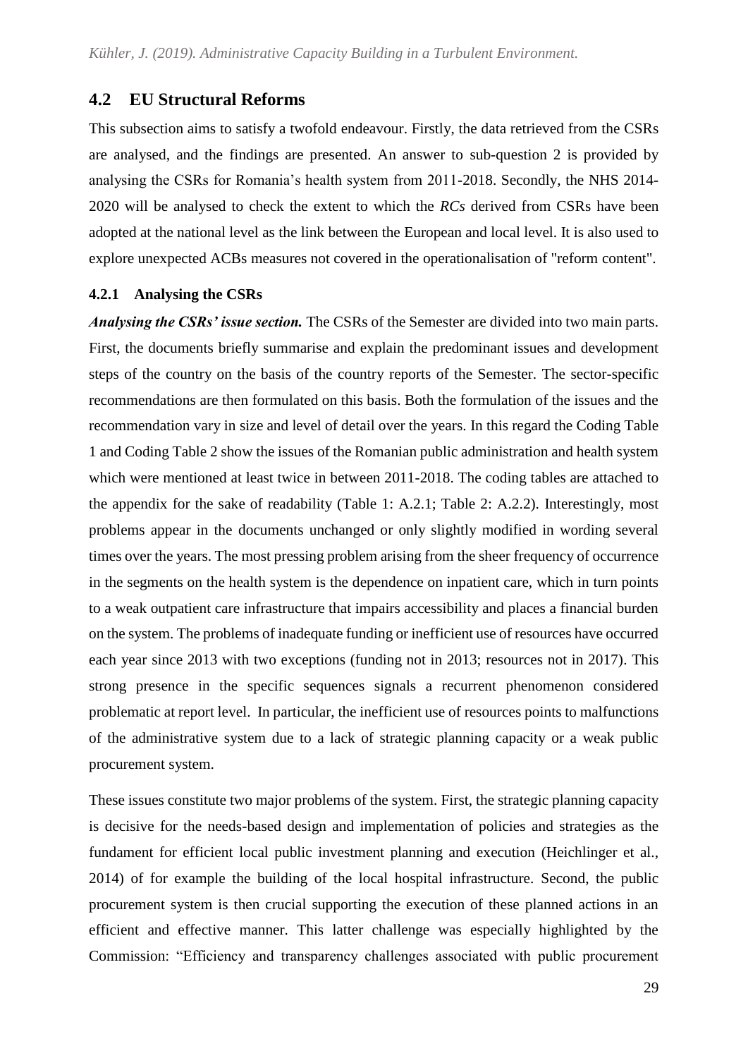## 4.2 EU Structural Reforms

This subsection aims to satisfy a twofold endeavour. Firstly, the data retrieved from the CSRs are analysed, and the findings are presented. An answer to sub-question 2 is provided by analysing the CSRs for Romania's health system from 2011-2018. Secondly, the NHS 2014-2020 will be analysed to check the extent to which the *RCs* derived from CSRs have been adopted at the national level as the link between the European and local level. It is also used to explore unexpected ACBs measures not covered in the operationalisation of "reform content".

### 4.2.1 Analysing the CSRs

***Analysing the CSRs' issue section.*** The CSRs of the Semester are divided into two main parts. First, the documents briefly summarise and explain the predominant issues and development steps of the country on the basis of the country reports of the Semester. The sector-specific recommendations are then formulated on this basis. Both the formulation of the issues and the recommendation vary in size and level of detail over the years. In this regard the Coding Table 1 and Coding Table 2 show the issues of the Romanian public administration and health system which were mentioned at least twice in between 2011-2018. The coding tables are attached to the appendix for the sake of readability (Table 1: A.2.1; Table 2: A.2.2). Interestingly, most problems appear in the documents unchanged or only slightly modified in wording several times over the years. The most pressing problem arising from the sheer frequency of occurrence in the segments on the health system is the dependence on inpatient care, which in turn points to a weak outpatient care infrastructure that impairs accessibility and places a financial burden on the system. The problems of inadequate funding or inefficient use of resources have occurred each year since 2013 with two exceptions (funding not in 2013; resources not in 2017). This strong presence in the specific sequences signals a recurrent phenomenon considered problematic at report level. In particular, the inefficient use of resources points to malfunctions of the administrative system due to a lack of strategic planning capacity or a weak public procurement system.

These issues constitute two major problems of the system. First, the strategic planning capacity is decisive for the needs-based design and implementation of policies and strategies as the fundament for efficient local public investment planning and execution (Heichlinger et al., 2014) of for example the building of the local hospital infrastructure. Second, the public procurement system is then crucial supporting the execution of these planned actions in an efficient and effective manner. This latter challenge was especially highlighted by the Commission: "Efficiency and transparency challenges associated with public procurement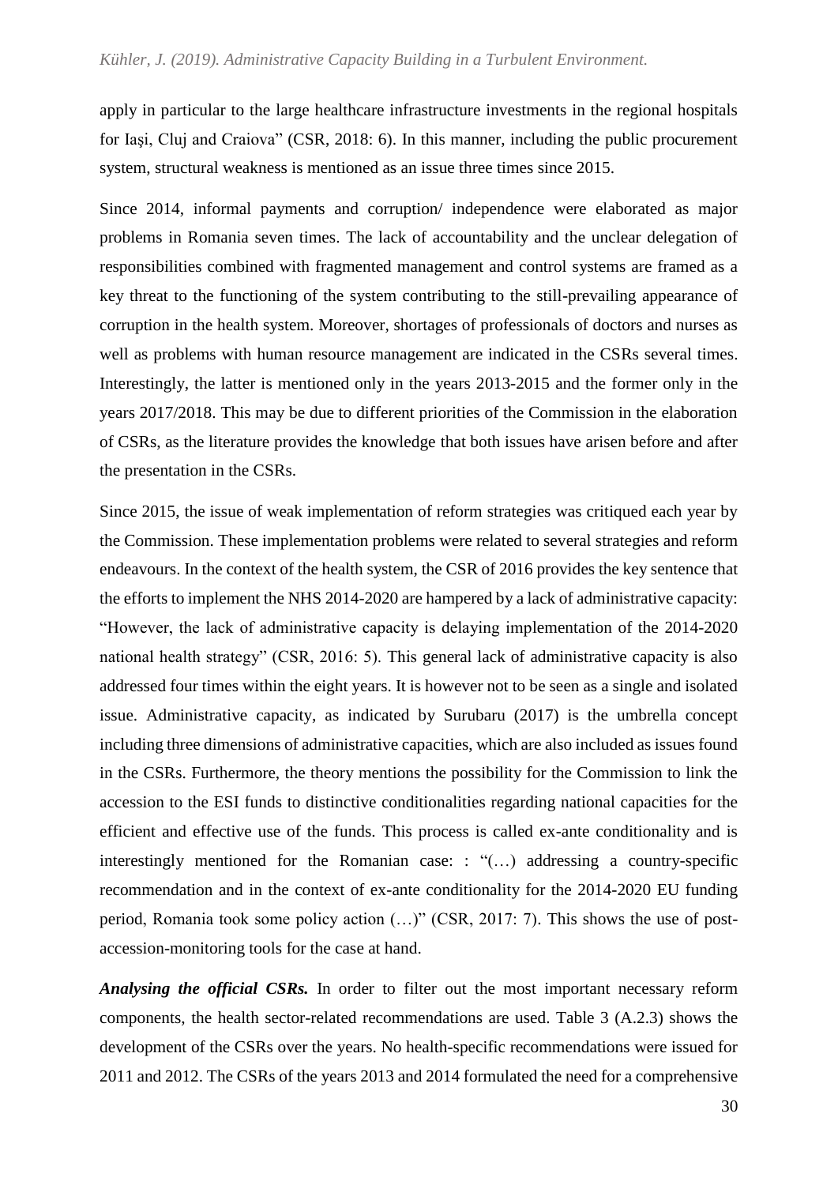apply in particular to the large healthcare infrastructure investments in the regional hospitals for Iaşi, Cluj and Craiova" (CSR, 2018: 6). In this manner, including the public procurement system, structural weakness is mentioned as an issue three times since 2015.

Since 2014, informal payments and corruption/ independence were elaborated as major problems in Romania seven times. The lack of accountability and the unclear delegation of responsibilities combined with fragmented management and control systems are framed as a key threat to the functioning of the system contributing to the still-prevailing appearance of corruption in the health system. Moreover, shortages of professionals of doctors and nurses as well as problems with human resource management are indicated in the CSRs several times. Interestingly, the latter is mentioned only in the years 2013-2015 and the former only in the years 2017/2018. This may be due to different priorities of the Commission in the elaboration of CSRs, as the literature provides the knowledge that both issues have arisen before and after the presentation in the CSRs.

Since 2015, the issue of weak implementation of reform strategies was critiqued each year by the Commission. These implementation problems were related to several strategies and reform endeavours. In the context of the health system, the CSR of 2016 provides the key sentence that the efforts to implement the NHS 2014-2020 are hampered by a lack of administrative capacity: "However, the lack of administrative capacity is delaying implementation of the 2014-2020 national health strategy" (CSR, 2016: 5). This general lack of administrative capacity is also addressed four times within the eight years. It is however not to be seen as a single and isolated issue. Administrative capacity, as indicated by Surubaru (2017) is the umbrella concept including three dimensions of administrative capacities, which are also included as issues found in the CSRs. Furthermore, the theory mentions the possibility for the Commission to link the accession to the ESI funds to distinctive conditionalities regarding national capacities for the efficient and effective use of the funds. This process is called ex-ante conditionality and is interestingly mentioned for the Romanian case: : "(…) addressing a country-specific recommendation and in the context of ex-ante conditionality for the 2014-2020 EU funding period, Romania took some policy action (…)" (CSR, 2017: 7). This shows the use of post-accession-monitoring tools for the case at hand.

***Analysing the official CSRs.*** In order to filter out the most important necessary reform components, the health sector-related recommendations are used. Table 3 (A.2.3) shows the development of the CSRs over the years. No health-specific recommendations were issued for 2011 and 2012. The CSRs of the years 2013 and 2014 formulated the need for a comprehensive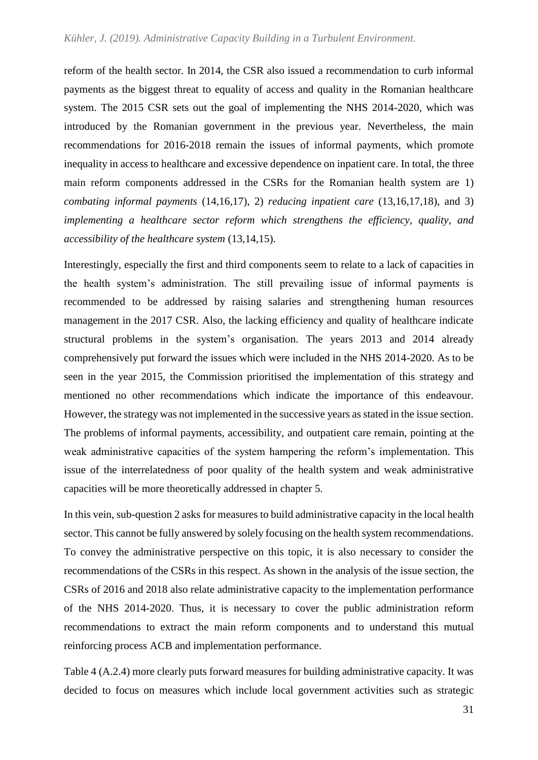reform of the health sector. In 2014, the CSR also issued a recommendation to curb informal payments as the biggest threat to equality of access and quality in the Romanian healthcare system. The 2015 CSR sets out the goal of implementing the NHS 2014-2020, which was introduced by the Romanian government in the previous year. Nevertheless, the main recommendations for 2016-2018 remain the issues of informal payments, which promote inequality in access to healthcare and excessive dependence on inpatient care. In total, the three main reform components addressed in the CSRs for the Romanian health system are 1) *combating informal payments* (14,16,17), 2) *reducing inpatient care* (13,16,17,18), and 3) *implementing a healthcare sector reform which strengthens the efficiency, quality, and accessibility of the healthcare system* (13,14,15).

Interestingly, especially the first and third components seem to relate to a lack of capacities in the health system's administration. The still prevailing issue of informal payments is recommended to be addressed by raising salaries and strengthening human resources management in the 2017 CSR. Also, the lacking efficiency and quality of healthcare indicate structural problems in the system's organisation. The years 2013 and 2014 already comprehensively put forward the issues which were included in the NHS 2014-2020. As to be seen in the year 2015, the Commission prioritised the implementation of this strategy and mentioned no other recommendations which indicate the importance of this endeavour. However, the strategy was not implemented in the successive years as stated in the issue section. The problems of informal payments, accessibility, and outpatient care remain, pointing at the weak administrative capacities of the system hampering the reform's implementation. This issue of the interrelatedness of poor quality of the health system and weak administrative capacities will be more theoretically addressed in chapter 5.

In this vein, sub-question 2 asks for measures to build administrative capacity in the local health sector. This cannot be fully answered by solely focusing on the health system recommendations. To convey the administrative perspective on this topic, it is also necessary to consider the recommendations of the CSRs in this respect. As shown in the analysis of the issue section, the CSRs of 2016 and 2018 also relate administrative capacity to the implementation performance of the NHS 2014-2020. Thus, it is necessary to cover the public administration reform recommendations to extract the main reform components and to understand this mutual reinforcing process ACB and implementation performance.

Table 4 (A.2.4) more clearly puts forward measures for building administrative capacity. It was decided to focus on measures which include local government activities such as strategic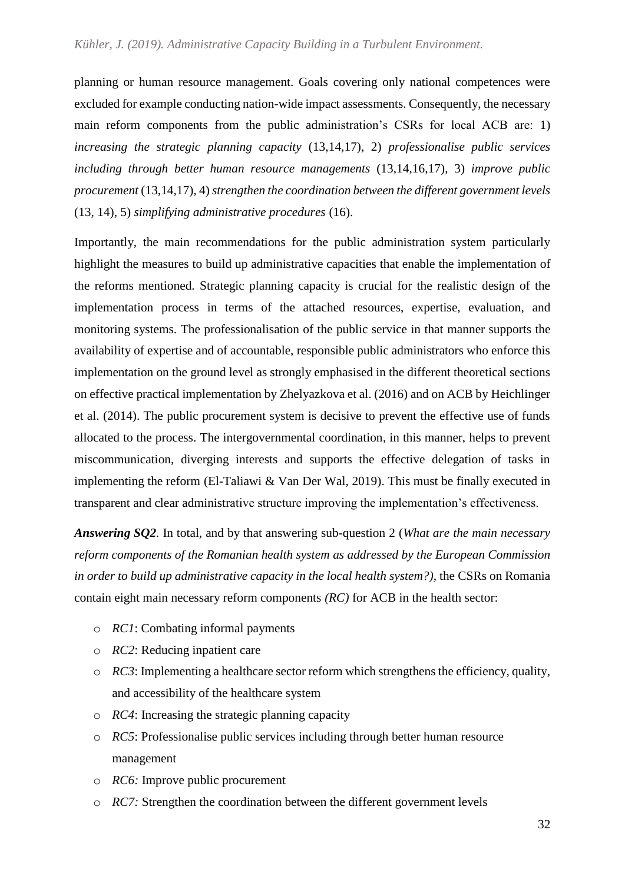planning or human resource management. Goals covering only national competences were excluded for example conducting nation-wide impact assessments. Consequently, the necessary main reform components from the public administration's CSRs for local ACB are: 1) *increasing the strategic planning capacity* (13,14,17), 2) *professionalise public services including through better human resource managements* (13,14,16,17), 3) *improve public procurement* (13,14,17), 4) *strengthen the coordination between the different government levels* (13, 14), 5) *simplifying administrative procedures* (16).

Importantly, the main recommendations for the public administration system particularly highlight the measures to build up administrative capacities that enable the implementation of the reforms mentioned. Strategic planning capacity is crucial for the realistic design of the implementation process in terms of the attached resources, expertise, evaluation, and monitoring systems. The professionalisation of the public service in that manner supports the availability of expertise and of accountable, responsible public administrators who enforce this implementation on the ground level as strongly emphasised in the different theoretical sections on effective practical implementation by Zhelyazkova et al. (2016) and on ACB by Heichlinger et al. (2014). The public procurement system is decisive to prevent the effective use of funds allocated to the process. The intergovernmental coordination, in this manner, helps to prevent miscommunication, diverging interests and supports the effective delegation of tasks in implementing the reform (El-Taliawi & Van Der Wal, 2019). This must be finally executed in transparent and clear administrative structure improving the implementation's effectiveness.

***Answering SQ2*.** In total, and by that answering sub-question 2 (*What are the main necessary reform components of the Romanian health system as addressed by the European Commission in order to build up administrative capacity in the local health system?)*, the CSRs on Romania contain eight main necessary reform components *(RC)* for ACB in the health sector:

- *RC1*: Combating informal payments
- *RC2*: Reducing inpatient care
- *RC3*: Implementing a healthcare sector reform which strengthens the efficiency, quality, and accessibility of the healthcare system
- *RC4*: Increasing the strategic planning capacity
- *RC5*: Professionalise public services including through better human resource management
- *RC6:* Improve public procurement
- *RC7:* Strengthen the coordination between the different government levels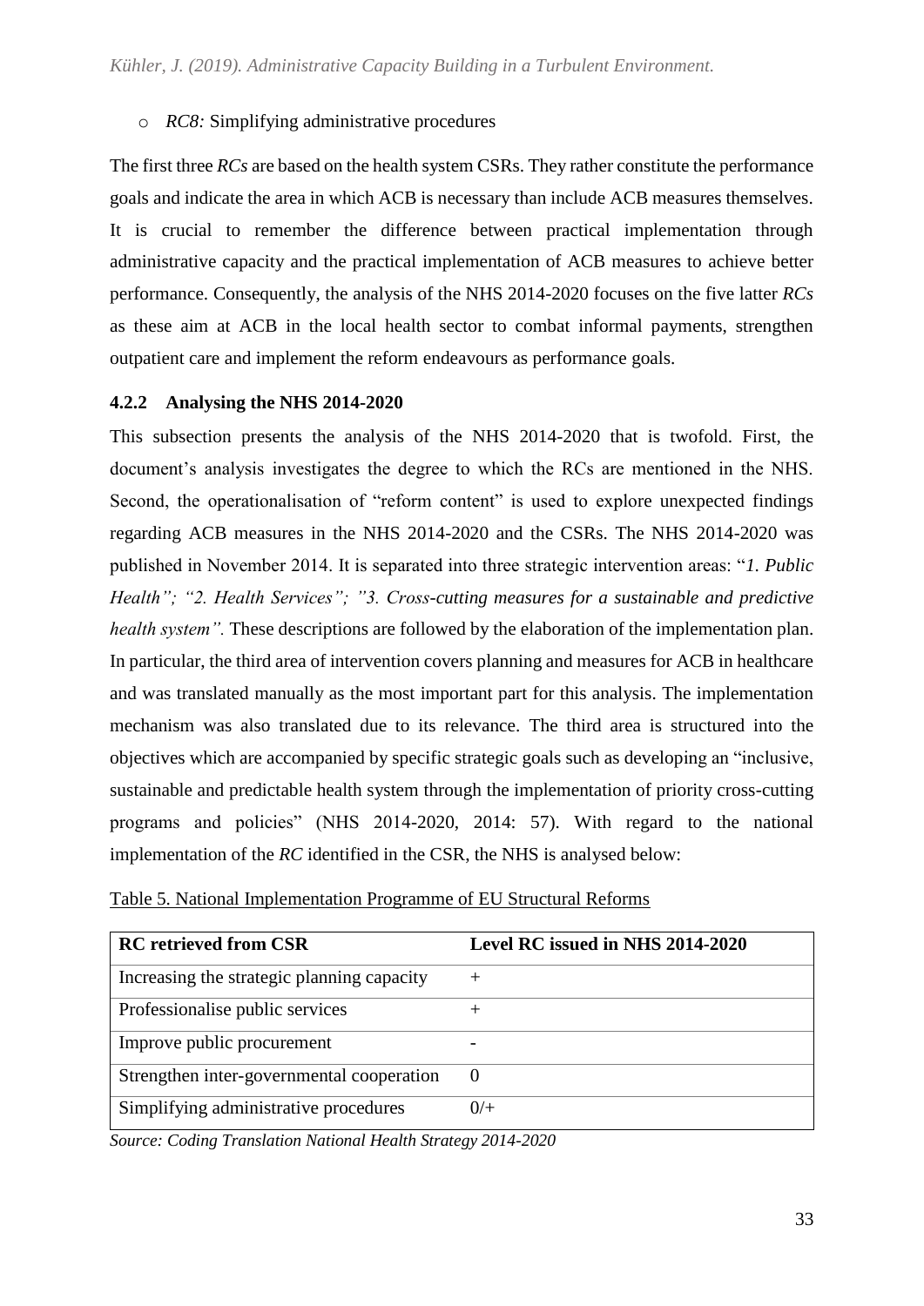- *RC8:* Simplifying administrative procedures

The first three *RCs* are based on the health system CSRs. They rather constitute the performance goals and indicate the area in which ACB is necessary than include ACB measures themselves. It is crucial to remember the difference between practical implementation through administrative capacity and the practical implementation of ACB measures to achieve better performance. Consequently, the analysis of the NHS 2014-2020 focuses on the five latter *RCs* as these aim at ACB in the local health sector to combat informal payments, strengthen outpatient care and implement the reform endeavours as performance goals.

### 4.2.2 Analysing the NHS 2014-2020

This subsection presents the analysis of the NHS 2014-2020 that is twofold. First, the document's analysis investigates the degree to which the RCs are mentioned in the NHS. Second, the operationalisation of "reform content" is used to explore unexpected findings regarding ACB measures in the NHS 2014-2020 and the CSRs. The NHS 2014-2020 was published in November 2014. It is separated into three strategic intervention areas: "*1. Public Health"; "2. Health Services"; "3. Cross-cutting measures for a sustainable and predictive health system".* These descriptions are followed by the elaboration of the implementation plan. In particular, the third area of intervention covers planning and measures for ACB in healthcare and was translated manually as the most important part for this analysis. The implementation mechanism was also translated due to its relevance. The third area is structured into the objectives which are accompanied by specific strategic goals such as developing an "inclusive, sustainable and predictable health system through the implementation of priority cross-cutting programs and policies" (NHS 2014-2020, 2014: 57). With regard to the national implementation of the *RC* identified in the CSR, the NHS is analysed below:

Table 5. National Implementation Programme of EU Structural Reforms

| RC retrieved from CSR | Level RC issued in NHS 2014-2020 |
|---|---|
| Increasing the strategic planning capacity | + |
| Professionalise public services | + |
| Improve public procurement | - |
| Strengthen inter-governmental cooperation | 0 |
| Simplifying administrative procedures | 0/+ |

*Source: Coding Translation National Health Strategy 2014-2020*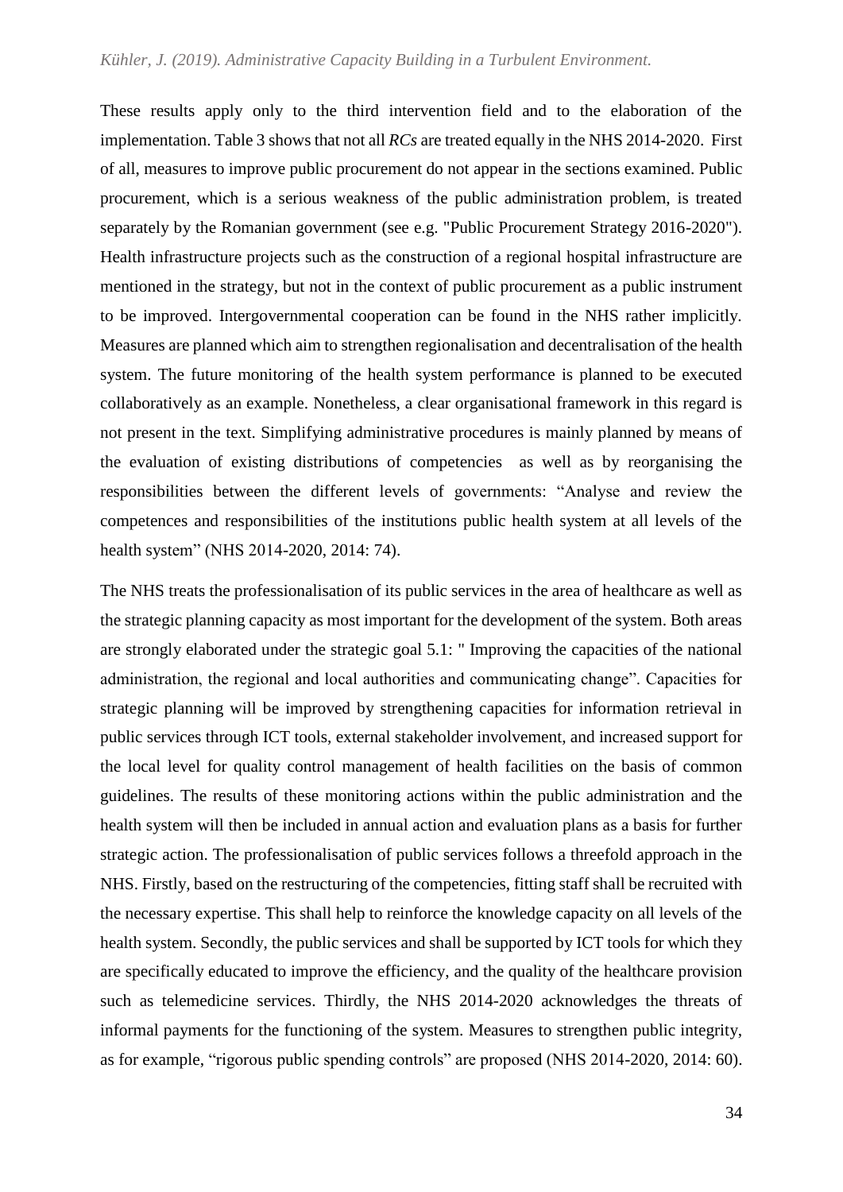These results apply only to the third intervention field and to the elaboration of the implementation. Table 3 shows that not all *RCs* are treated equally in the NHS 2014-2020. First of all, measures to improve public procurement do not appear in the sections examined. Public procurement, which is a serious weakness of the public administration problem, is treated separately by the Romanian government (see e.g. "Public Procurement Strategy 2016-2020"). Health infrastructure projects such as the construction of a regional hospital infrastructure are mentioned in the strategy, but not in the context of public procurement as a public instrument to be improved. Intergovernmental cooperation can be found in the NHS rather implicitly. Measures are planned which aim to strengthen regionalisation and decentralisation of the health system. The future monitoring of the health system performance is planned to be executed collaboratively as an example. Nonetheless, a clear organisational framework in this regard is not present in the text. Simplifying administrative procedures is mainly planned by means of the evaluation of existing distributions of competencies as well as by reorganising the responsibilities between the different levels of governments: "Analyse and review the competences and responsibilities of the institutions public health system at all levels of the health system" (NHS 2014-2020, 2014: 74).

The NHS treats the professionalisation of its public services in the area of healthcare as well as the strategic planning capacity as most important for the development of the system. Both areas are strongly elaborated under the strategic goal 5.1: " Improving the capacities of the national administration, the regional and local authorities and communicating change". Capacities for strategic planning will be improved by strengthening capacities for information retrieval in public services through ICT tools, external stakeholder involvement, and increased support for the local level for quality control management of health facilities on the basis of common guidelines. The results of these monitoring actions within the public administration and the health system will then be included in annual action and evaluation plans as a basis for further strategic action. The professionalisation of public services follows a threefold approach in the NHS. Firstly, based on the restructuring of the competencies, fitting staff shall be recruited with the necessary expertise. This shall help to reinforce the knowledge capacity on all levels of the health system. Secondly, the public services and shall be supported by ICT tools for which they are specifically educated to improve the efficiency, and the quality of the healthcare provision such as telemedicine services. Thirdly, the NHS 2014-2020 acknowledges the threats of informal payments for the functioning of the system. Measures to strengthen public integrity, as for example, "rigorous public spending controls" are proposed (NHS 2014-2020, 2014: 60).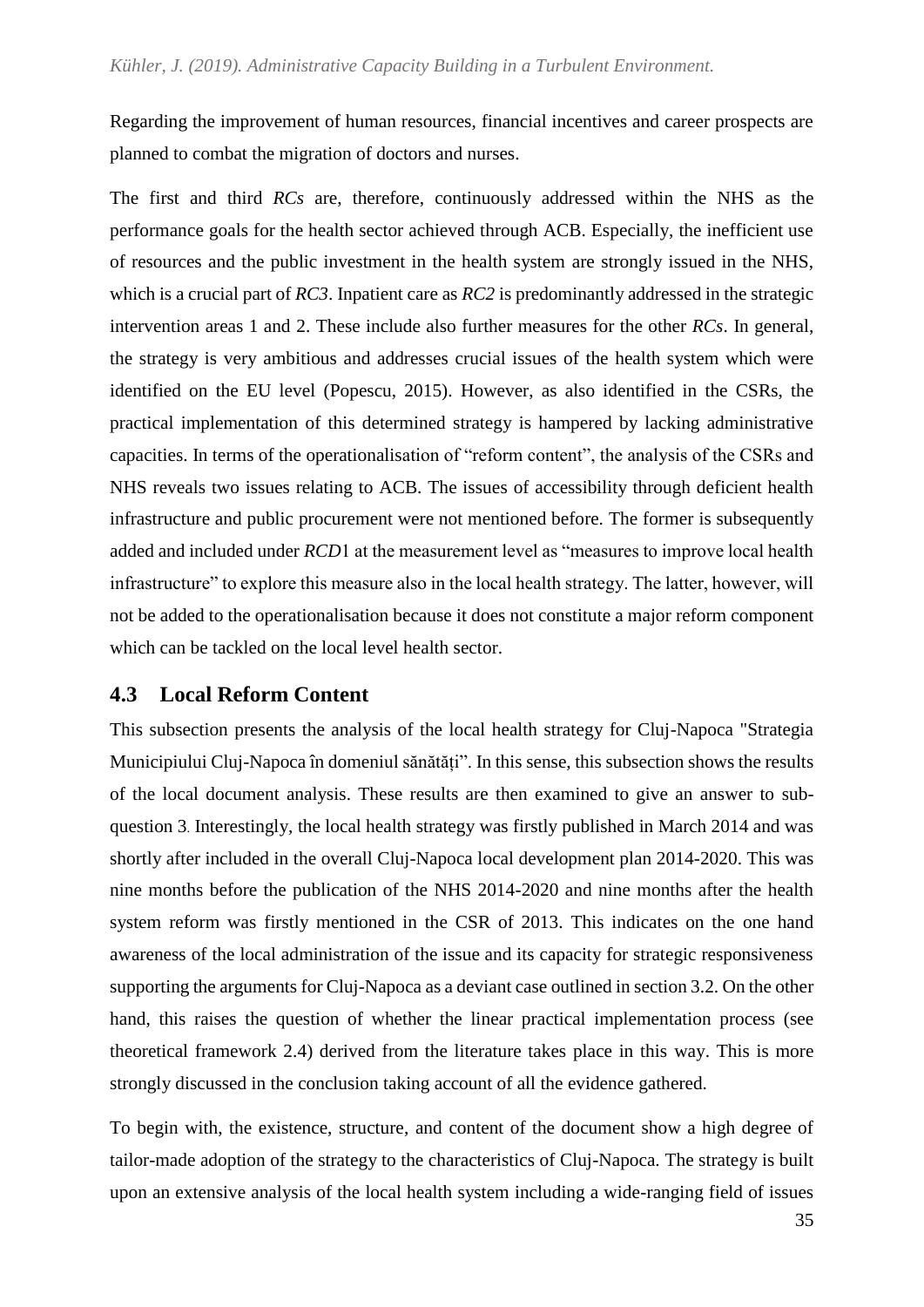Regarding the improvement of human resources, financial incentives and career prospects are planned to combat the migration of doctors and nurses.

The first and third *RCs* are, therefore, continuously addressed within the NHS as the performance goals for the health sector achieved through ACB. Especially, the inefficient use of resources and the public investment in the health system are strongly issued in the NHS, which is a crucial part of *RC3*. Inpatient care as *RC2* is predominantly addressed in the strategic intervention areas 1 and 2. These include also further measures for the other *RCs*. In general, the strategy is very ambitious and addresses crucial issues of the health system which were identified on the EU level (Popescu, 2015). However, as also identified in the CSRs, the practical implementation of this determined strategy is hampered by lacking administrative capacities. In terms of the operationalisation of "reform content", the analysis of the CSRs and NHS reveals two issues relating to ACB. The issues of accessibility through deficient health infrastructure and public procurement were not mentioned before. The former is subsequently added and included under *RCD*1 at the measurement level as "measures to improve local health infrastructure" to explore this measure also in the local health strategy. The latter, however, will not be added to the operationalisation because it does not constitute a major reform component which can be tackled on the local level health sector.

## 4.3 Local Reform Content

This subsection presents the analysis of the local health strategy for Cluj-Napoca "Strategia Municipiului Cluj-Napoca în domeniul sănătății". In this sense, this subsection shows the results of the local document analysis. These results are then examined to give an answer to sub-question 3. Interestingly, the local health strategy was firstly published in March 2014 and was shortly after included in the overall Cluj-Napoca local development plan 2014-2020. This was nine months before the publication of the NHS 2014-2020 and nine months after the health system reform was firstly mentioned in the CSR of 2013. This indicates on the one hand awareness of the local administration of the issue and its capacity for strategic responsiveness supporting the arguments for Cluj-Napoca as a deviant case outlined in section 3.2. On the other hand, this raises the question of whether the linear practical implementation process (see theoretical framework 2.4) derived from the literature takes place in this way. This is more strongly discussed in the conclusion taking account of all the evidence gathered.

To begin with, the existence, structure, and content of the document show a high degree of tailor-made adoption of the strategy to the characteristics of Cluj-Napoca. The strategy is built upon an extensive analysis of the local health system including a wide-ranging field of issues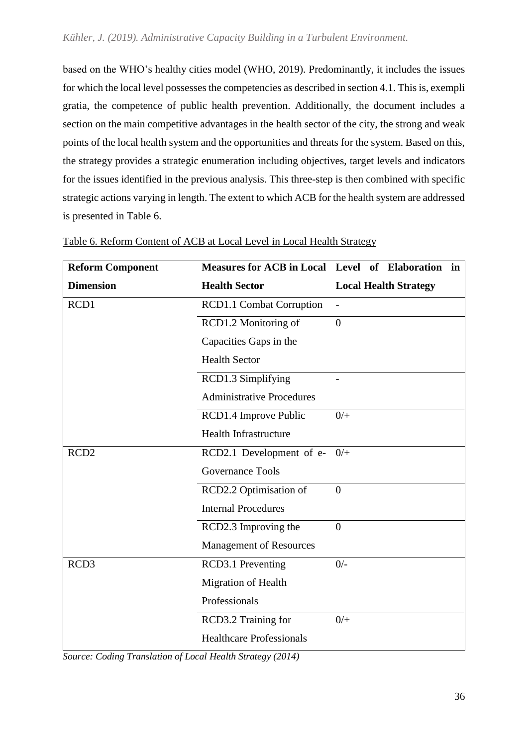based on the WHO's healthy cities model (WHO, 2019). Predominantly, it includes the issues for which the local level possesses the competencies as described in section 4.1. This is, exempli gratia, the competence of public health prevention. Additionally, the document includes a section on the main competitive advantages in the health sector of the city, the strong and weak points of the local health system and the opportunities and threats for the system. Based on this, the strategy provides a strategic enumeration including objectives, target levels and indicators for the issues identified in the previous analysis. This three-step is then combined with specific strategic actions varying in length. The extent to which ACB for the health system are addressed is presented in Table 6.

Table 6. Reform Content of ACB at Local Level in Local Health Strategy

| **Reform Component Dimension** | **Measures for ACB in Local Health Sector** | **Level of Elaboration in Local Health Strategy** |
|---|---|---|
| RCD1 | RCD1.1 Combat Corruption | - |
| | RCD1.2 Monitoring of Capacities Gaps in the Health Sector | 0 |
| | RCD1.3 Simplifying Administrative Procedures | - |
| | RCD1.4 Improve Public Health Infrastructure | 0/+ |
| RCD2 | RCD2.1 Development of e-Governance Tools | 0/+ |
| | RCD2.2 Optimisation of Internal Procedures | 0 |
| | RCD2.3 Improving the Management of Resources | 0 |
| RCD3 | RCD3.1 Preventing Migration of Health Professionals | 0/- |
| | RCD3.2 Training for Healthcare Professionals | 0/+ |

*Source: Coding Translation of Local Health Strategy (2014)*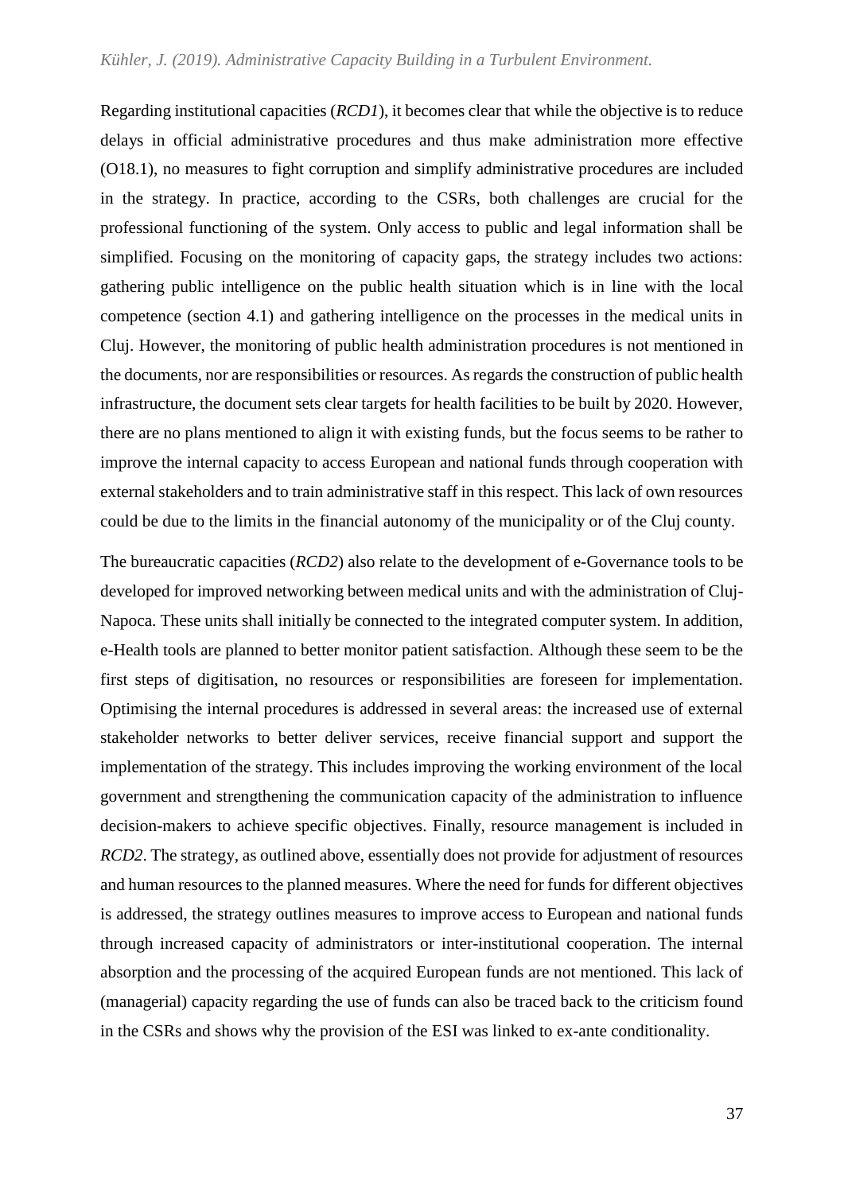Regarding institutional capacities (*RCD1*), it becomes clear that while the objective is to reduce delays in official administrative procedures and thus make administration more effective (O18.1), no measures to fight corruption and simplify administrative procedures are included in the strategy. In practice, according to the CSRs, both challenges are crucial for the professional functioning of the system. Only access to public and legal information shall be simplified. Focusing on the monitoring of capacity gaps, the strategy includes two actions: gathering public intelligence on the public health situation which is in line with the local competence (section 4.1) and gathering intelligence on the processes in the medical units in Cluj. However, the monitoring of public health administration procedures is not mentioned in the documents, nor are responsibilities or resources. As regards the construction of public health infrastructure, the document sets clear targets for health facilities to be built by 2020. However, there are no plans mentioned to align it with existing funds, but the focus seems to be rather to improve the internal capacity to access European and national funds through cooperation with external stakeholders and to train administrative staff in this respect. This lack of own resources could be due to the limits in the financial autonomy of the municipality or of the Cluj county.

The bureaucratic capacities (*RCD2*) also relate to the development of e-Governance tools to be developed for improved networking between medical units and with the administration of Cluj-Napoca. These units shall initially be connected to the integrated computer system. In addition, e-Health tools are planned to better monitor patient satisfaction. Although these seem to be the first steps of digitisation, no resources or responsibilities are foreseen for implementation. Optimising the internal procedures is addressed in several areas: the increased use of external stakeholder networks to better deliver services, receive financial support and support the implementation of the strategy. This includes improving the working environment of the local government and strengthening the communication capacity of the administration to influence decision-makers to achieve specific objectives. Finally, resource management is included in *RCD2*. The strategy, as outlined above, essentially does not provide for adjustment of resources and human resources to the planned measures. Where the need for funds for different objectives is addressed, the strategy outlines measures to improve access to European and national funds through increased capacity of administrators or inter-institutional cooperation. The internal absorption and the processing of the acquired European funds are not mentioned. This lack of (managerial) capacity regarding the use of funds can also be traced back to the criticism found in the CSRs and shows why the provision of the ESI was linked to ex-ante conditionality.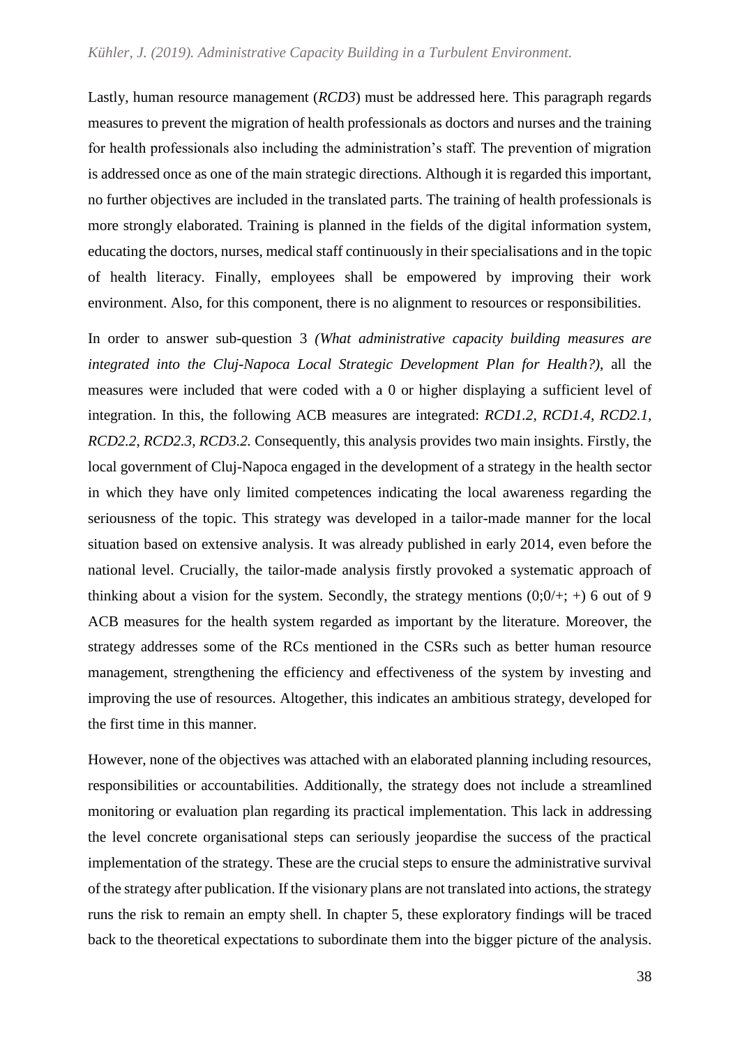Lastly, human resource management (*RCD3*) must be addressed here. This paragraph regards measures to prevent the migration of health professionals as doctors and nurses and the training for health professionals also including the administration's staff. The prevention of migration is addressed once as one of the main strategic directions. Although it is regarded this important, no further objectives are included in the translated parts. The training of health professionals is more strongly elaborated. Training is planned in the fields of the digital information system, educating the doctors, nurses, medical staff continuously in their specialisations and in the topic of health literacy. Finally, employees shall be empowered by improving their work environment. Also, for this component, there is no alignment to resources or responsibilities.

In order to answer sub-question 3 *(What administrative capacity building measures are integrated into the Cluj-Napoca Local Strategic Development Plan for Health?)*, all the measures were included that were coded with a 0 or higher displaying a sufficient level of integration. In this, the following ACB measures are integrated: *RCD1.2, RCD1.4, RCD2.1, RCD2.2, RCD2.3, RCD3.2.* Consequently, this analysis provides two main insights. Firstly, the local government of Cluj-Napoca engaged in the development of a strategy in the health sector in which they have only limited competences indicating the local awareness regarding the seriousness of the topic. This strategy was developed in a tailor-made manner for the local situation based on extensive analysis. It was already published in early 2014, even before the national level. Crucially, the tailor-made analysis firstly provoked a systematic approach of thinking about a vision for the system. Secondly, the strategy mentions (0;0/+; +) 6 out of 9 ACB measures for the health system regarded as important by the literature. Moreover, the strategy addresses some of the RCs mentioned in the CSRs such as better human resource management, strengthening the efficiency and effectiveness of the system by investing and improving the use of resources. Altogether, this indicates an ambitious strategy, developed for the first time in this manner.

However, none of the objectives was attached with an elaborated planning including resources, responsibilities or accountabilities. Additionally, the strategy does not include a streamlined monitoring or evaluation plan regarding its practical implementation. This lack in addressing the level concrete organisational steps can seriously jeopardise the success of the practical implementation of the strategy. These are the crucial steps to ensure the administrative survival of the strategy after publication. If the visionary plans are not translated into actions, the strategy runs the risk to remain an empty shell. In chapter 5, these exploratory findings will be traced back to the theoretical expectations to subordinate them into the bigger picture of the analysis.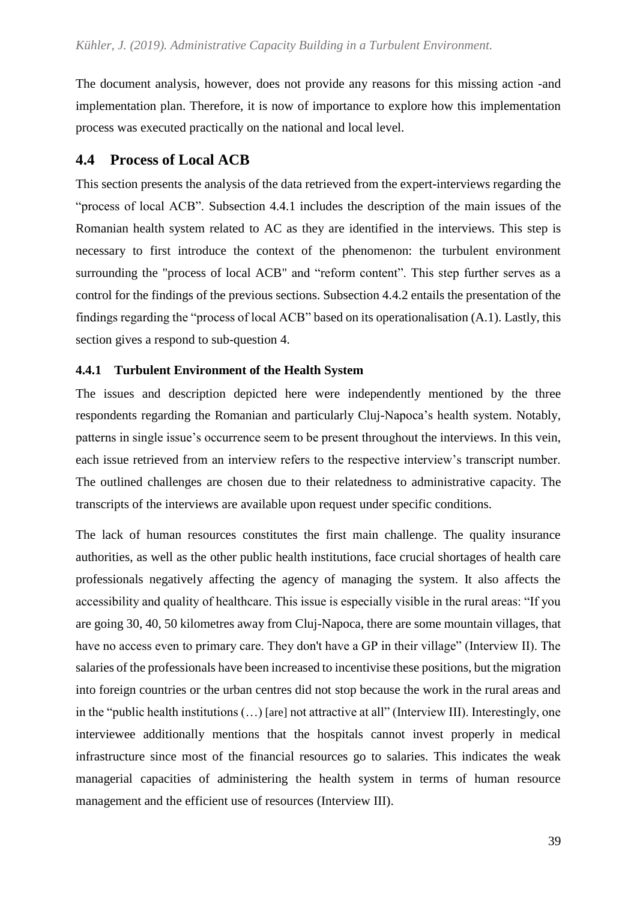The document analysis, however, does not provide any reasons for this missing action -and implementation plan. Therefore, it is now of importance to explore how this implementation process was executed practically on the national and local level.

## 4.4 Process of Local ACB

This section presents the analysis of the data retrieved from the expert-interviews regarding the "process of local ACB". Subsection 4.4.1 includes the description of the main issues of the Romanian health system related to AC as they are identified in the interviews. This step is necessary to first introduce the context of the phenomenon: the turbulent environment surrounding the "process of local ACB" and "reform content". This step further serves as a control for the findings of the previous sections. Subsection 4.4.2 entails the presentation of the findings regarding the "process of local ACB" based on its operationalisation (A.1). Lastly, this section gives a respond to sub-question 4.

### 4.4.1 Turbulent Environment of the Health System

The issues and description depicted here were independently mentioned by the three respondents regarding the Romanian and particularly Cluj-Napoca's health system. Notably, patterns in single issue's occurrence seem to be present throughout the interviews. In this vein, each issue retrieved from an interview refers to the respective interview's transcript number. The outlined challenges are chosen due to their relatedness to administrative capacity. The transcripts of the interviews are available upon request under specific conditions.

The lack of human resources constitutes the first main challenge. The quality insurance authorities, as well as the other public health institutions, face crucial shortages of health care professionals negatively affecting the agency of managing the system. It also affects the accessibility and quality of healthcare. This issue is especially visible in the rural areas: "If you are going 30, 40, 50 kilometres away from Cluj-Napoca, there are some mountain villages, that have no access even to primary care. They don't have a GP in their village" (Interview II). The salaries of the professionals have been increased to incentivise these positions, but the migration into foreign countries or the urban centres did not stop because the work in the rural areas and in the "public health institutions (…) [are] not attractive at all" (Interview III). Interestingly, one interviewee additionally mentions that the hospitals cannot invest properly in medical infrastructure since most of the financial resources go to salaries. This indicates the weak managerial capacities of administering the health system in terms of human resource management and the efficient use of resources (Interview III).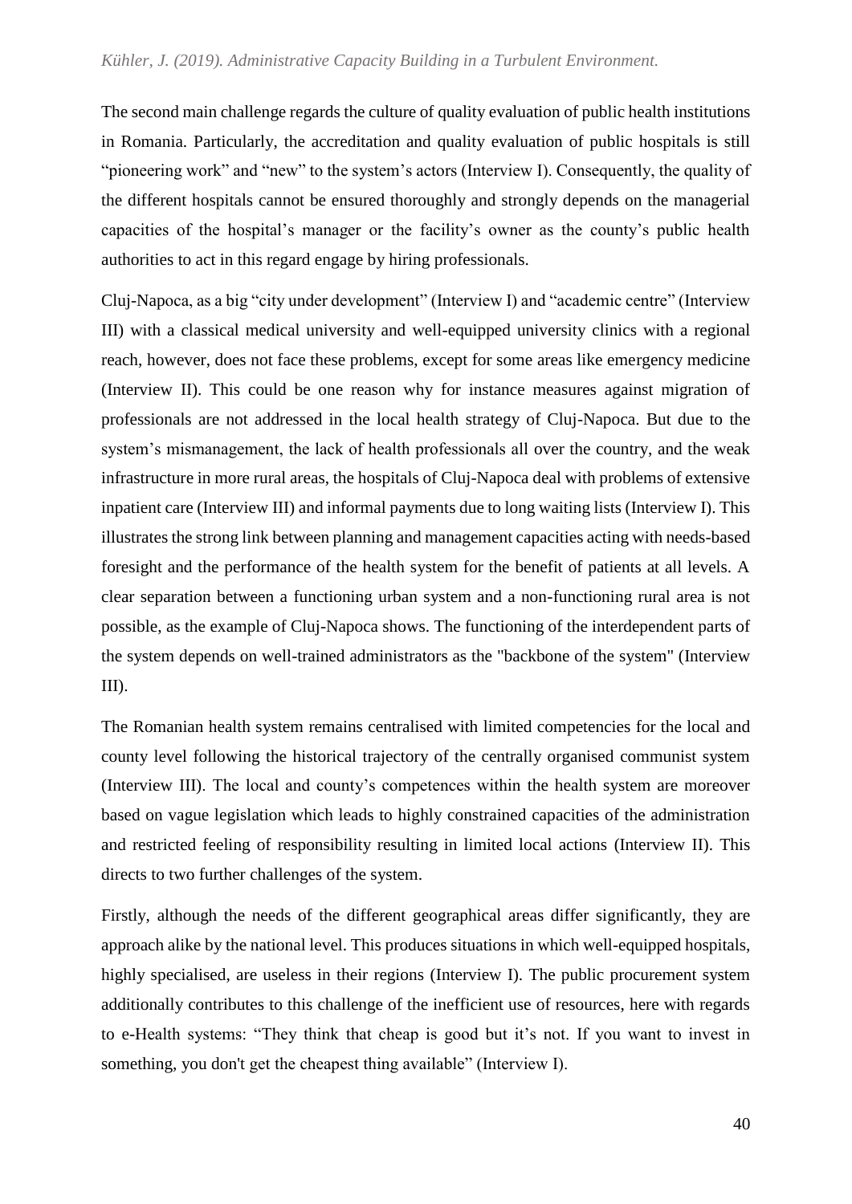The second main challenge regards the culture of quality evaluation of public health institutions in Romania. Particularly, the accreditation and quality evaluation of public hospitals is still "pioneering work" and "new" to the system's actors (Interview I). Consequently, the quality of the different hospitals cannot be ensured thoroughly and strongly depends on the managerial capacities of the hospital's manager or the facility's owner as the county's public health authorities to act in this regard engage by hiring professionals.

Cluj-Napoca, as a big "city under development" (Interview I) and "academic centre" (Interview III) with a classical medical university and well-equipped university clinics with a regional reach, however, does not face these problems, except for some areas like emergency medicine (Interview II). This could be one reason why for instance measures against migration of professionals are not addressed in the local health strategy of Cluj-Napoca. But due to the system's mismanagement, the lack of health professionals all over the country, and the weak infrastructure in more rural areas, the hospitals of Cluj-Napoca deal with problems of extensive inpatient care (Interview III) and informal payments due to long waiting lists (Interview I). This illustrates the strong link between planning and management capacities acting with needs-based foresight and the performance of the health system for the benefit of patients at all levels. A clear separation between a functioning urban system and a non-functioning rural area is not possible, as the example of Cluj-Napoca shows. The functioning of the interdependent parts of the system depends on well-trained administrators as the "backbone of the system" (Interview III).

The Romanian health system remains centralised with limited competencies for the local and county level following the historical trajectory of the centrally organised communist system (Interview III). The local and county's competences within the health system are moreover based on vague legislation which leads to highly constrained capacities of the administration and restricted feeling of responsibility resulting in limited local actions (Interview II). This directs to two further challenges of the system.

Firstly, although the needs of the different geographical areas differ significantly, they are approach alike by the national level. This produces situations in which well-equipped hospitals, highly specialised, are useless in their regions (Interview I). The public procurement system additionally contributes to this challenge of the inefficient use of resources, here with regards to e-Health systems: "They think that cheap is good but it's not. If you want to invest in something, you don't get the cheapest thing available" (Interview I).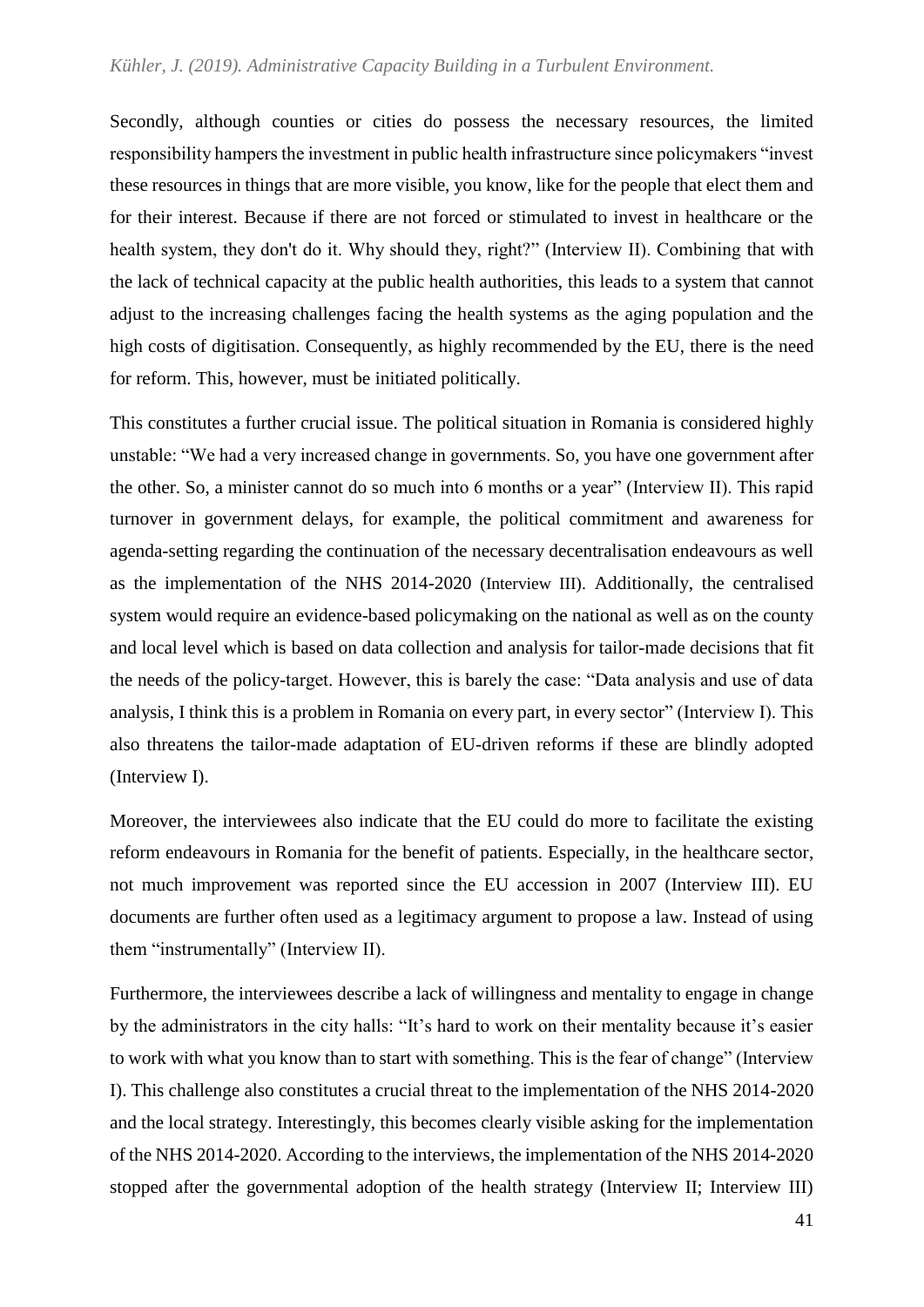Secondly, although counties or cities do possess the necessary resources, the limited responsibility hampers the investment in public health infrastructure since policymakers "invest these resources in things that are more visible, you know, like for the people that elect them and for their interest. Because if there are not forced or stimulated to invest in healthcare or the health system, they don't do it. Why should they, right?" (Interview II). Combining that with the lack of technical capacity at the public health authorities, this leads to a system that cannot adjust to the increasing challenges facing the health systems as the aging population and the high costs of digitisation. Consequently, as highly recommended by the EU, there is the need for reform. This, however, must be initiated politically.

This constitutes a further crucial issue. The political situation in Romania is considered highly unstable: "We had a very increased change in governments. So, you have one government after the other. So, a minister cannot do so much into 6 months or a year" (Interview II). This rapid turnover in government delays, for example, the political commitment and awareness for agenda-setting regarding the continuation of the necessary decentralisation endeavours as well as the implementation of the NHS 2014-2020 (Interview III). Additionally, the centralised system would require an evidence-based policymaking on the national as well as on the county and local level which is based on data collection and analysis for tailor-made decisions that fit the needs of the policy-target. However, this is barely the case: "Data analysis and use of data analysis, I think this is a problem in Romania on every part, in every sector" (Interview I). This also threatens the tailor-made adaptation of EU-driven reforms if these are blindly adopted (Interview I).

Moreover, the interviewees also indicate that the EU could do more to facilitate the existing reform endeavours in Romania for the benefit of patients. Especially, in the healthcare sector, not much improvement was reported since the EU accession in 2007 (Interview III). EU documents are further often used as a legitimacy argument to propose a law. Instead of using them "instrumentally" (Interview II).

Furthermore, the interviewees describe a lack of willingness and mentality to engage in change by the administrators in the city halls: "It's hard to work on their mentality because it's easier to work with what you know than to start with something. This is the fear of change" (Interview I). This challenge also constitutes a crucial threat to the implementation of the NHS 2014-2020 and the local strategy. Interestingly, this becomes clearly visible asking for the implementation of the NHS 2014-2020. According to the interviews, the implementation of the NHS 2014-2020 stopped after the governmental adoption of the health strategy (Interview II; Interview III)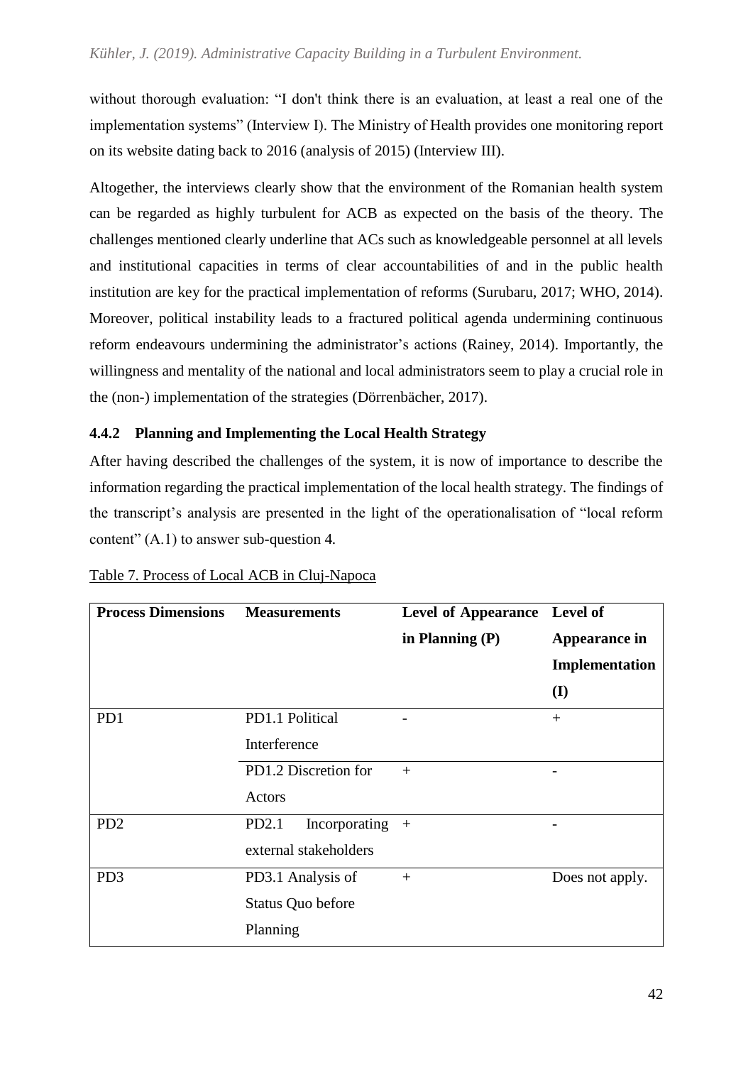without thorough evaluation: "I don't think there is an evaluation, at least a real one of the implementation systems" (Interview I). The Ministry of Health provides one monitoring report on its website dating back to 2016 (analysis of 2015) (Interview III).

Altogether, the interviews clearly show that the environment of the Romanian health system can be regarded as highly turbulent for ACB as expected on the basis of the theory. The challenges mentioned clearly underline that ACs such as knowledgeable personnel at all levels and institutional capacities in terms of clear accountabilities of and in the public health institution are key for the practical implementation of reforms (Surubaru, 2017; WHO, 2014). Moreover, political instability leads to a fractured political agenda undermining continuous reform endeavours undermining the administrator's actions (Rainey, 2014). Importantly, the willingness and mentality of the national and local administrators seem to play a crucial role in the (non-) implementation of the strategies (Dörrenbächer, 2017).

### 4.4.2 Planning and Implementing the Local Health Strategy

After having described the challenges of the system, it is now of importance to describe the information regarding the practical implementation of the local health strategy. The findings of the transcript's analysis are presented in the light of the operationalisation of "local reform content" (A.1) to answer sub-question 4.

Table 7. Process of Local ACB in Cluj-Napoca

| Process Dimensions | Measurements | Level of Appearance in Planning (P) | Level of Appearance in Implementation (I) |
|---|---|---|---|
| PD1 | PD1.1 Political Interference | - | + |
| | PD1.2 Discretion for Actors | + | - |
| PD2 | PD2.1 Incorporating external stakeholders | + | - |
| PD3 | PD3.1 Analysis of Status Quo before Planning | + | Does not apply. |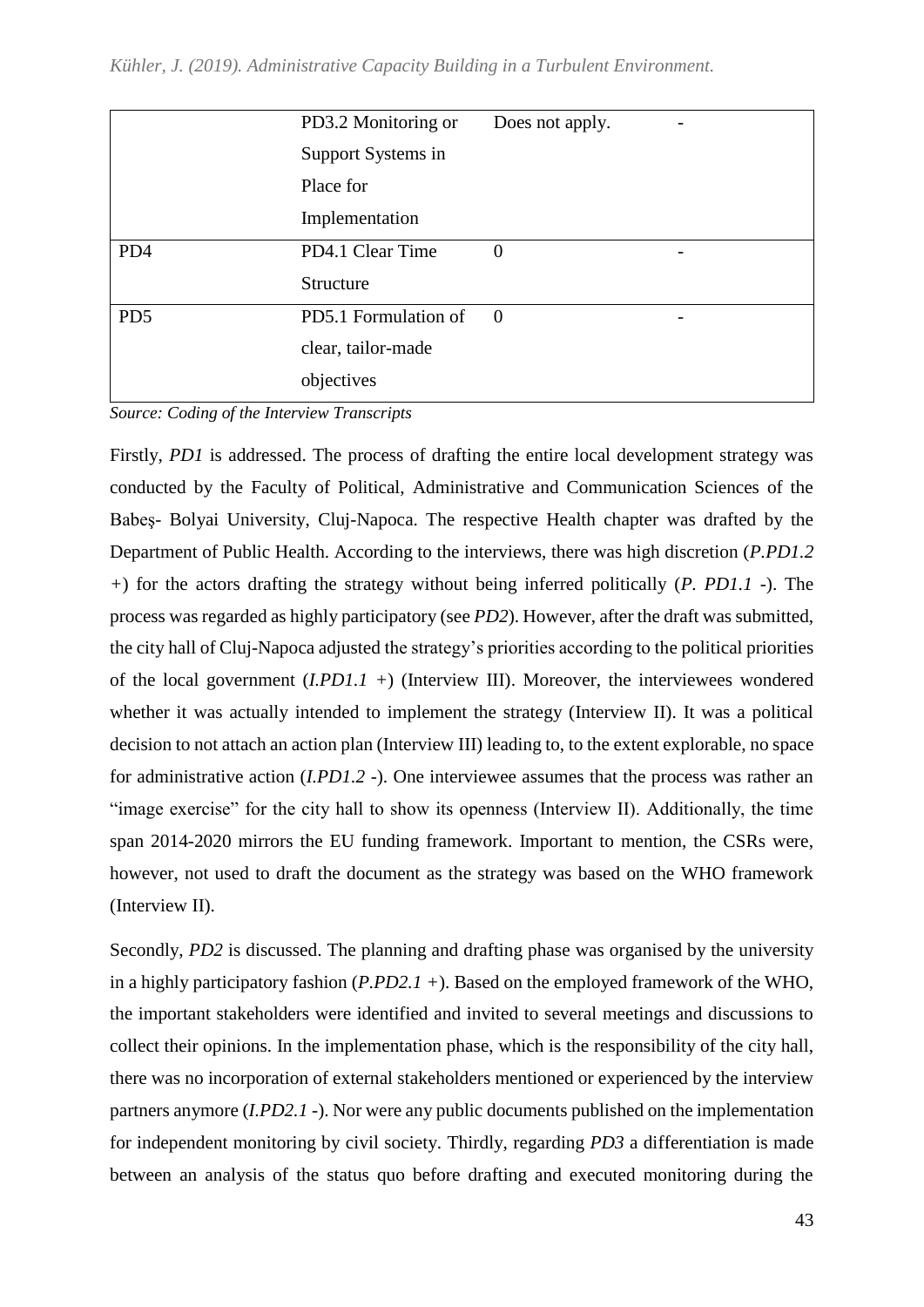| | | | |
|---|---|---|---|
| | PD3.2 Monitoring or Support Systems in Place for Implementation | Does not apply. | - |
| PD4 | PD4.1 Clear Time Structure | 0 | - |
| PD5 | PD5.1 Formulation of clear, tailor-made objectives | 0 | - |

*Source: Coding of the Interview Transcripts*

Firstly, *PD1* is addressed. The process of drafting the entire local development strategy was conducted by the Faculty of Political, Administrative and Communication Sciences of the Babeş- Bolyai University, Cluj-Napoca. The respective Health chapter was drafted by the Department of Public Health. According to the interviews, there was high discretion (*P.PD1.2 +*) for the actors drafting the strategy without being inferred politically (*P. PD1.1 -*). The process was regarded as highly participatory (see *PD2*). However, after the draft was submitted, the city hall of Cluj-Napoca adjusted the strategy's priorities according to the political priorities of the local government (*I.PD1.1 +*) (Interview III). Moreover, the interviewees wondered whether it was actually intended to implement the strategy (Interview II). It was a political decision to not attach an action plan (Interview III) leading to, to the extent explorable, no space for administrative action (*I.PD1.2 -*). One interviewee assumes that the process was rather an "image exercise" for the city hall to show its openness (Interview II). Additionally, the time span 2014-2020 mirrors the EU funding framework. Important to mention, the CSRs were, however, not used to draft the document as the strategy was based on the WHO framework (Interview II).

Secondly, *PD2* is discussed. The planning and drafting phase was organised by the university in a highly participatory fashion (*P.PD2.1 +*). Based on the employed framework of the WHO, the important stakeholders were identified and invited to several meetings and discussions to collect their opinions. In the implementation phase, which is the responsibility of the city hall, there was no incorporation of external stakeholders mentioned or experienced by the interview partners anymore (*I.PD2.1 -*). Nor were any public documents published on the implementation for independent monitoring by civil society. Thirdly, regarding *PD3* a differentiation is made between an analysis of the status quo before drafting and executed monitoring during the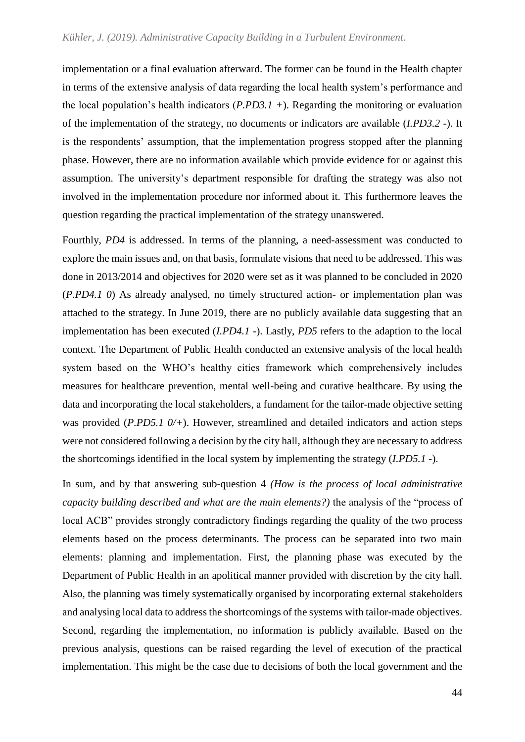implementation or a final evaluation afterward. The former can be found in the Health chapter in terms of the extensive analysis of data regarding the local health system's performance and the local population's health indicators (*P.PD3.1 +*). Regarding the monitoring or evaluation of the implementation of the strategy, no documents or indicators are available (*I.PD3.2 -*). It is the respondents' assumption, that the implementation progress stopped after the planning phase. However, there are no information available which provide evidence for or against this assumption. The university's department responsible for drafting the strategy was also not involved in the implementation procedure nor informed about it. This furthermore leaves the question regarding the practical implementation of the strategy unanswered.

Fourthly, *PD4* is addressed. In terms of the planning, a need-assessment was conducted to explore the main issues and, on that basis, formulate visions that need to be addressed. This was done in 2013/2014 and objectives for 2020 were set as it was planned to be concluded in 2020 (*P.PD4.1 0*) As already analysed, no timely structured action- or implementation plan was attached to the strategy. In June 2019, there are no publicly available data suggesting that an implementation has been executed (*I.PD4.1 -*). Lastly, *PD5* refers to the adaption to the local context. The Department of Public Health conducted an extensive analysis of the local health system based on the WHO's healthy cities framework which comprehensively includes measures for healthcare prevention, mental well-being and curative healthcare. By using the data and incorporating the local stakeholders, a fundament for the tailor-made objective setting was provided (*P.PD5.1 0/+*). However, streamlined and detailed indicators and action steps were not considered following a decision by the city hall, although they are necessary to address the shortcomings identified in the local system by implementing the strategy (*I.PD5.1 -*).

In sum, and by that answering sub-question 4 *(How is the process of local administrative capacity building described and what are the main elements?)* the analysis of the "process of local ACB" provides strongly contradictory findings regarding the quality of the two process elements based on the process determinants. The process can be separated into two main elements: planning and implementation. First, the planning phase was executed by the Department of Public Health in an apolitical manner provided with discretion by the city hall. Also, the planning was timely systematically organised by incorporating external stakeholders and analysing local data to address the shortcomings of the systems with tailor-made objectives. Second, regarding the implementation, no information is publicly available. Based on the previous analysis, questions can be raised regarding the level of execution of the practical implementation. This might be the case due to decisions of both the local government and the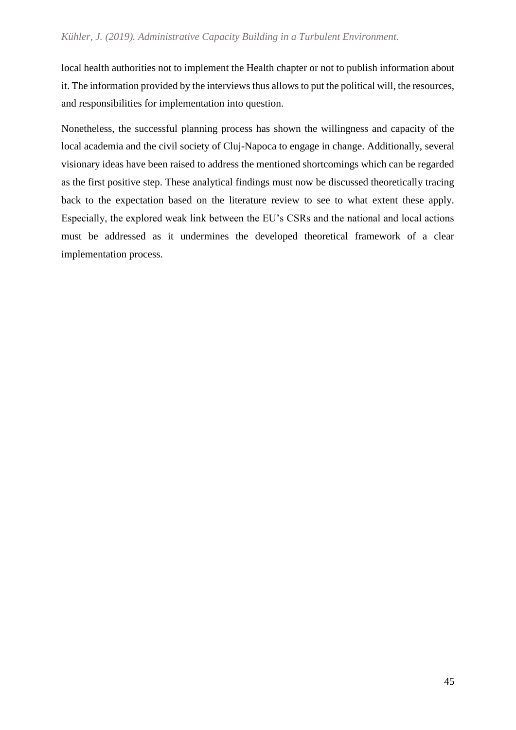local health authorities not to implement the Health chapter or not to publish information about it. The information provided by the interviews thus allows to put the political will, the resources, and responsibilities for implementation into question.

Nonetheless, the successful planning process has shown the willingness and capacity of the local academia and the civil society of Cluj-Napoca to engage in change. Additionally, several visionary ideas have been raised to address the mentioned shortcomings which can be regarded as the first positive step. These analytical findings must now be discussed theoretically tracing back to the expectation based on the literature review to see to what extent these apply. Especially, the explored weak link between the EU's CSRs and the national and local actions must be addressed as it undermines the developed theoretical framework of a clear implementation process.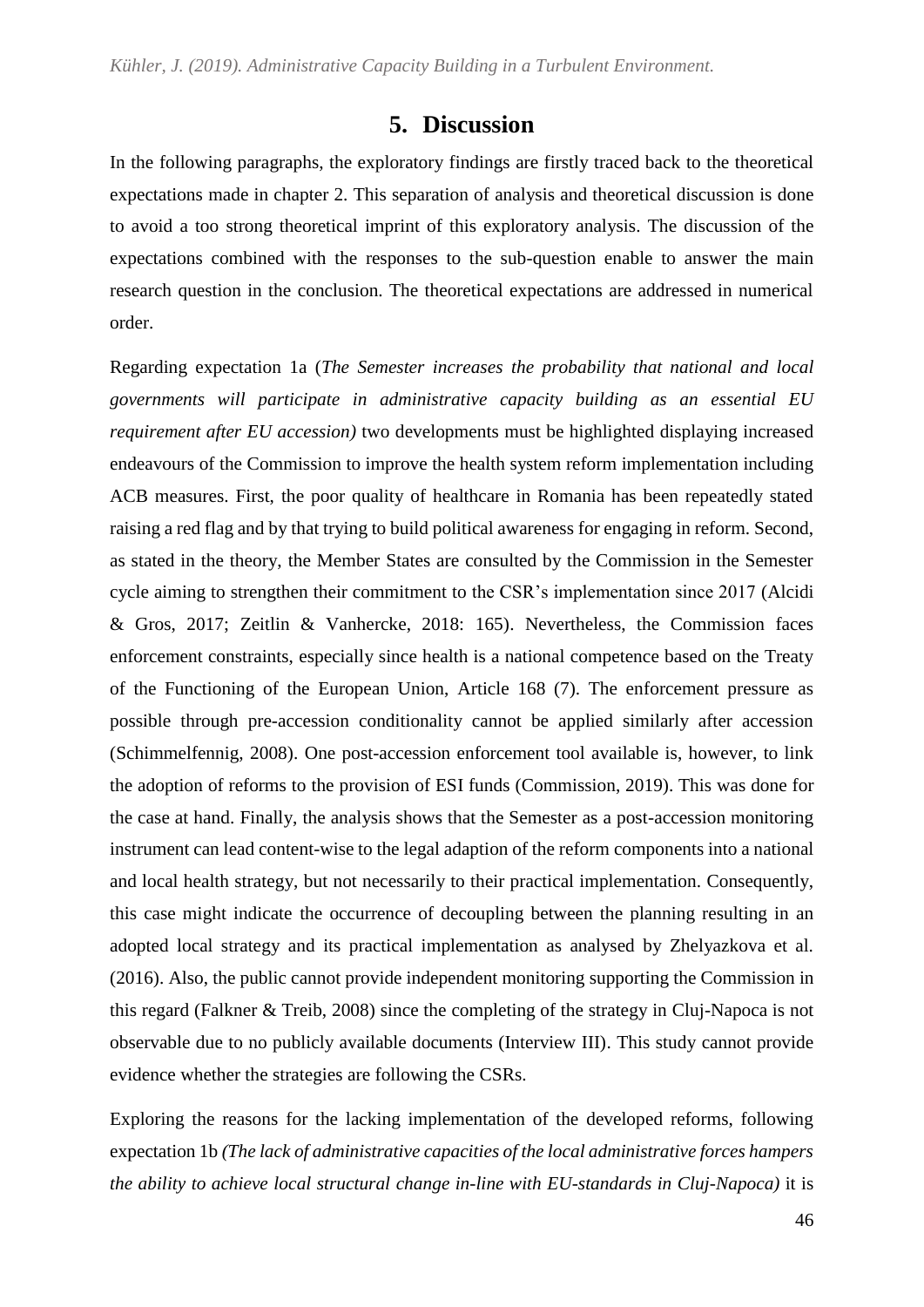# 5. Discussion

In the following paragraphs, the exploratory findings are firstly traced back to the theoretical expectations made in chapter 2. This separation of analysis and theoretical discussion is done to avoid a too strong theoretical imprint of this exploratory analysis. The discussion of the expectations combined with the responses to the sub-question enable to answer the main research question in the conclusion. The theoretical expectations are addressed in numerical order.

Regarding expectation 1a (*The Semester increases the probability that national and local governments will participate in administrative capacity building as an essential EU requirement after EU accession)* two developments must be highlighted displaying increased endeavours of the Commission to improve the health system reform implementation including ACB measures. First, the poor quality of healthcare in Romania has been repeatedly stated raising a red flag and by that trying to build political awareness for engaging in reform. Second, as stated in the theory, the Member States are consulted by the Commission in the Semester cycle aiming to strengthen their commitment to the CSR's implementation since 2017 (Alcidi & Gros, 2017; Zeitlin & Vanhercke, 2018: 165). Nevertheless, the Commission faces enforcement constraints, especially since health is a national competence based on the Treaty of the Functioning of the European Union, Article 168 (7). The enforcement pressure as possible through pre-accession conditionality cannot be applied similarly after accession (Schimmelfennig, 2008). One post-accession enforcement tool available is, however, to link the adoption of reforms to the provision of ESI funds (Commission, 2019). This was done for the case at hand. Finally, the analysis shows that the Semester as a post-accession monitoring instrument can lead content-wise to the legal adaption of the reform components into a national and local health strategy, but not necessarily to their practical implementation. Consequently, this case might indicate the occurrence of decoupling between the planning resulting in an adopted local strategy and its practical implementation as analysed by Zhelyazkova et al. (2016). Also, the public cannot provide independent monitoring supporting the Commission in this regard (Falkner & Treib, 2008) since the completing of the strategy in Cluj-Napoca is not observable due to no publicly available documents (Interview III). This study cannot provide evidence whether the strategies are following the CSRs.

Exploring the reasons for the lacking implementation of the developed reforms, following expectation 1b *(The lack of administrative capacities of the local administrative forces hampers the ability to achieve local structural change in-line with EU-standards in Cluj-Napoca)* it is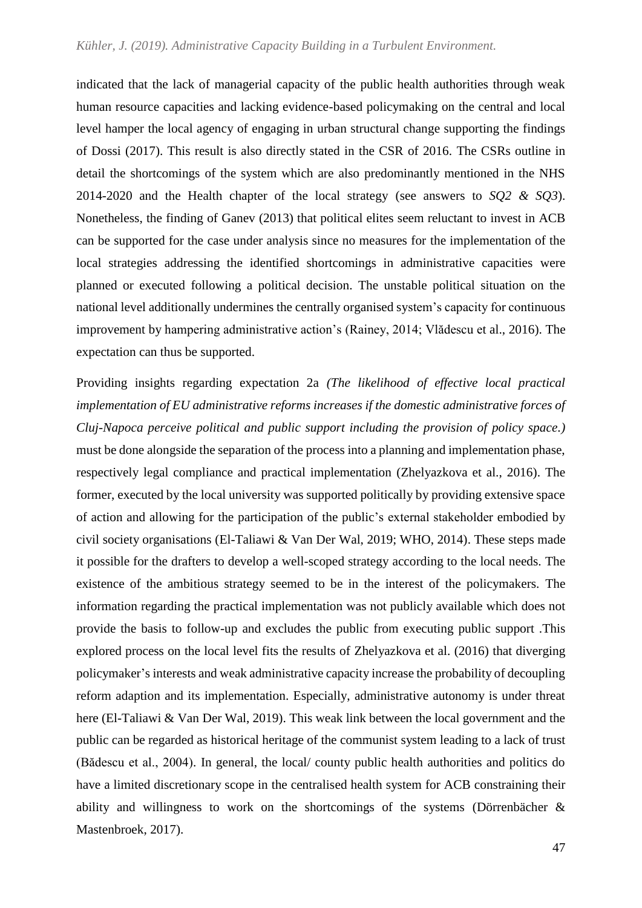indicated that the lack of managerial capacity of the public health authorities through weak human resource capacities and lacking evidence-based policymaking on the central and local level hamper the local agency of engaging in urban structural change supporting the findings of Dossi (2017). This result is also directly stated in the CSR of 2016. The CSRs outline in detail the shortcomings of the system which are also predominantly mentioned in the NHS 2014-2020 and the Health chapter of the local strategy (see answers to *SQ2 & SQ3*). Nonetheless, the finding of Ganev (2013) that political elites seem reluctant to invest in ACB can be supported for the case under analysis since no measures for the implementation of the local strategies addressing the identified shortcomings in administrative capacities were planned or executed following a political decision. The unstable political situation on the national level additionally undermines the centrally organised system's capacity for continuous improvement by hampering administrative action's (Rainey, 2014; Vlădescu et al., 2016). The expectation can thus be supported.

Providing insights regarding expectation 2a *(The likelihood of effective local practical implementation of EU administrative reforms increases if the domestic administrative forces of Cluj-Napoca perceive political and public support including the provision of policy space.)* must be done alongside the separation of the process into a planning and implementation phase, respectively legal compliance and practical implementation (Zhelyazkova et al., 2016). The former, executed by the local university was supported politically by providing extensive space of action and allowing for the participation of the public's external stakeholder embodied by civil society organisations (El-Taliawi & Van Der Wal, 2019; WHO, 2014). These steps made it possible for the drafters to develop a well-scoped strategy according to the local needs. The existence of the ambitious strategy seemed to be in the interest of the policymakers. The information regarding the practical implementation was not publicly available which does not provide the basis to follow-up and excludes the public from executing public support .This explored process on the local level fits the results of Zhelyazkova et al. (2016) that diverging policymaker's interests and weak administrative capacity increase the probability of decoupling reform adaption and its implementation. Especially, administrative autonomy is under threat here (El-Taliawi & Van Der Wal, 2019). This weak link between the local government and the public can be regarded as historical heritage of the communist system leading to a lack of trust (Bădescu et al., 2004). In general, the local/ county public health authorities and politics do have a limited discretionary scope in the centralised health system for ACB constraining their ability and willingness to work on the shortcomings of the systems (Dörrenbächer & Mastenbroek, 2017).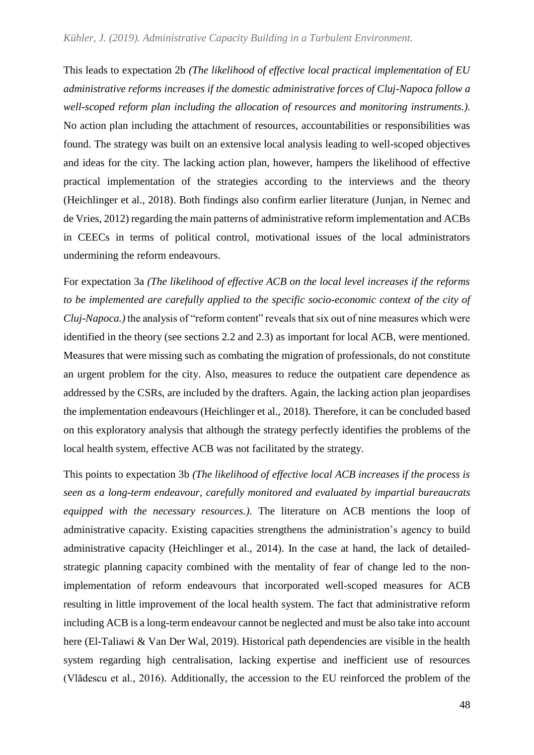This leads to expectation 2b *(The likelihood of effective local practical implementation of EU administrative reforms increases if the domestic administrative forces of Cluj-Napoca follow a well-scoped reform plan including the allocation of resources and monitoring instruments.)*. No action plan including the attachment of resources, accountabilities or responsibilities was found. The strategy was built on an extensive local analysis leading to well-scoped objectives and ideas for the city. The lacking action plan, however, hampers the likelihood of effective practical implementation of the strategies according to the interviews and the theory (Heichlinger et al., 2018). Both findings also confirm earlier literature (Junjan, in Nemec and de Vries, 2012) regarding the main patterns of administrative reform implementation and ACBs in CEECs in terms of political control, motivational issues of the local administrators undermining the reform endeavours.

For expectation 3a *(The likelihood of effective ACB on the local level increases if the reforms to be implemented are carefully applied to the specific socio-economic context of the city of Cluj-Napoca.)* the analysis of "reform content" reveals that six out of nine measures which were identified in the theory (see sections 2.2 and 2.3) as important for local ACB, were mentioned. Measures that were missing such as combating the migration of professionals, do not constitute an urgent problem for the city. Also, measures to reduce the outpatient care dependence as addressed by the CSRs, are included by the drafters. Again, the lacking action plan jeopardises the implementation endeavours (Heichlinger et al., 2018). Therefore, it can be concluded based on this exploratory analysis that although the strategy perfectly identifies the problems of the local health system, effective ACB was not facilitated by the strategy.

This points to expectation 3b *(The likelihood of effective local ACB increases if the process is seen as a long-term endeavour, carefully monitored and evaluated by impartial bureaucrats equipped with the necessary resources.)*. The literature on ACB mentions the loop of administrative capacity. Existing capacities strengthens the administration's agency to build administrative capacity (Heichlinger et al., 2014). In the case at hand, the lack of detailed-strategic planning capacity combined with the mentality of fear of change led to the non-implementation of reform endeavours that incorporated well-scoped measures for ACB resulting in little improvement of the local health system. The fact that administrative reform including ACB is a long-term endeavour cannot be neglected and must be also take into account here (El-Taliawi & Van Der Wal, 2019). Historical path dependencies are visible in the health system regarding high centralisation, lacking expertise and inefficient use of resources (Vlădescu et al., 2016). Additionally, the accession to the EU reinforced the problem of the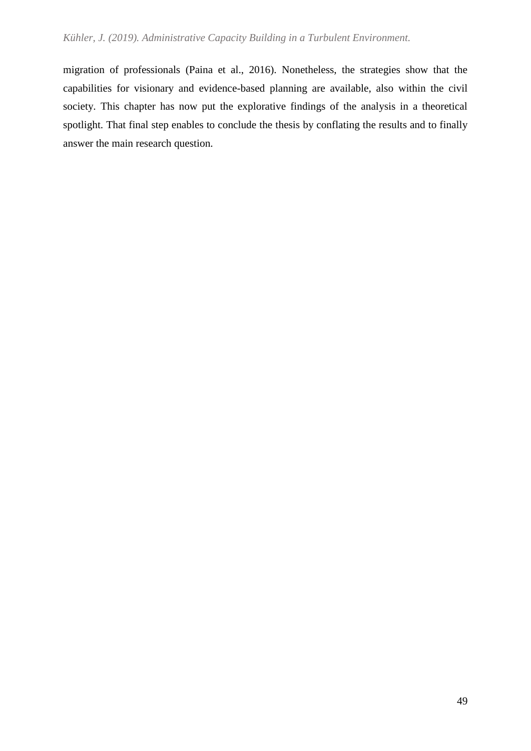migration of professionals (Paina et al., 2016). Nonetheless, the strategies show that the capabilities for visionary and evidence-based planning are available, also within the civil society. This chapter has now put the explorative findings of the analysis in a theoretical spotlight. That final step enables to conclude the thesis by conflating the results and to finally answer the main research question.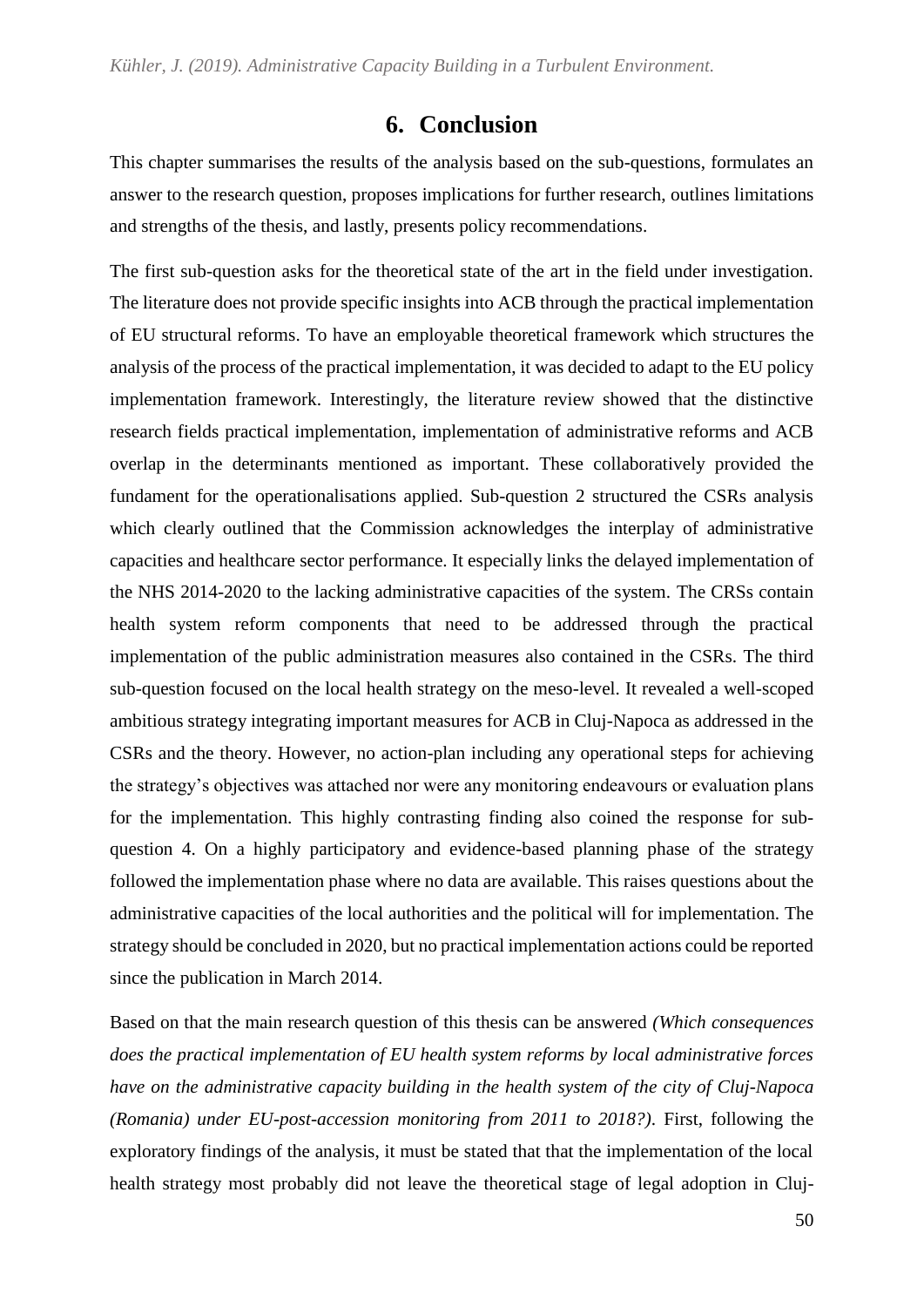# 6. Conclusion

This chapter summarises the results of the analysis based on the sub-questions, formulates an answer to the research question, proposes implications for further research, outlines limitations and strengths of the thesis, and lastly, presents policy recommendations.

The first sub-question asks for the theoretical state of the art in the field under investigation. The literature does not provide specific insights into ACB through the practical implementation of EU structural reforms. To have an employable theoretical framework which structures the analysis of the process of the practical implementation, it was decided to adapt to the EU policy implementation framework. Interestingly, the literature review showed that the distinctive research fields practical implementation, implementation of administrative reforms and ACB overlap in the determinants mentioned as important. These collaboratively provided the fundament for the operationalisations applied. Sub-question 2 structured the CSRs analysis which clearly outlined that the Commission acknowledges the interplay of administrative capacities and healthcare sector performance. It especially links the delayed implementation of the NHS 2014-2020 to the lacking administrative capacities of the system. The CRSs contain health system reform components that need to be addressed through the practical implementation of the public administration measures also contained in the CSRs. The third sub-question focused on the local health strategy on the meso-level. It revealed a well-scoped ambitious strategy integrating important measures for ACB in Cluj-Napoca as addressed in the CSRs and the theory. However, no action-plan including any operational steps for achieving the strategy's objectives was attached nor were any monitoring endeavours or evaluation plans for the implementation. This highly contrasting finding also coined the response for sub-question 4. On a highly participatory and evidence-based planning phase of the strategy followed the implementation phase where no data are available. This raises questions about the administrative capacities of the local authorities and the political will for implementation. The strategy should be concluded in 2020, but no practical implementation actions could be reported since the publication in March 2014.

Based on that the main research question of this thesis can be answered *(Which consequences does the practical implementation of EU health system reforms by local administrative forces have on the administrative capacity building in the health system of the city of Cluj-Napoca (Romania) under EU-post-accession monitoring from 2011 to 2018?)*. First, following the exploratory findings of the analysis, it must be stated that that the implementation of the local health strategy most probably did not leave the theoretical stage of legal adoption in Cluj-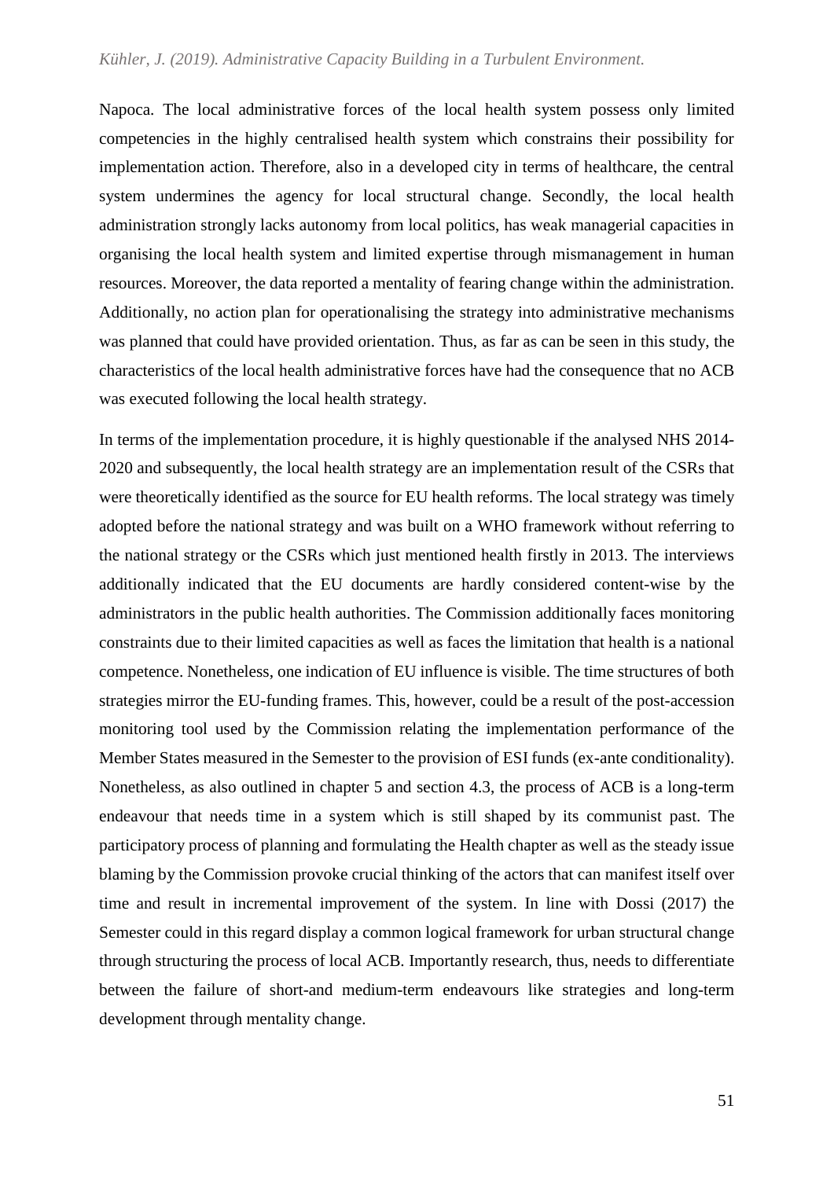Napoca. The local administrative forces of the local health system possess only limited competencies in the highly centralised health system which constrains their possibility for implementation action. Therefore, also in a developed city in terms of healthcare, the central system undermines the agency for local structural change. Secondly, the local health administration strongly lacks autonomy from local politics, has weak managerial capacities in organising the local health system and limited expertise through mismanagement in human resources. Moreover, the data reported a mentality of fearing change within the administration. Additionally, no action plan for operationalising the strategy into administrative mechanisms was planned that could have provided orientation. Thus, as far as can be seen in this study, the characteristics of the local health administrative forces have had the consequence that no ACB was executed following the local health strategy.

In terms of the implementation procedure, it is highly questionable if the analysed NHS 2014-2020 and subsequently, the local health strategy are an implementation result of the CSRs that were theoretically identified as the source for EU health reforms. The local strategy was timely adopted before the national strategy and was built on a WHO framework without referring to the national strategy or the CSRs which just mentioned health firstly in 2013. The interviews additionally indicated that the EU documents are hardly considered content-wise by the administrators in the public health authorities. The Commission additionally faces monitoring constraints due to their limited capacities as well as faces the limitation that health is a national competence. Nonetheless, one indication of EU influence is visible. The time structures of both strategies mirror the EU-funding frames. This, however, could be a result of the post-accession monitoring tool used by the Commission relating the implementation performance of the Member States measured in the Semester to the provision of ESI funds (ex-ante conditionality). Nonetheless, as also outlined in chapter 5 and section 4.3, the process of ACB is a long-term endeavour that needs time in a system which is still shaped by its communist past. The participatory process of planning and formulating the Health chapter as well as the steady issue blaming by the Commission provoke crucial thinking of the actors that can manifest itself over time and result in incremental improvement of the system. In line with Dossi (2017) the Semester could in this regard display a common logical framework for urban structural change through structuring the process of local ACB. Importantly research, thus, needs to differentiate between the failure of short-and medium-term endeavours like strategies and long-term development through mentality change.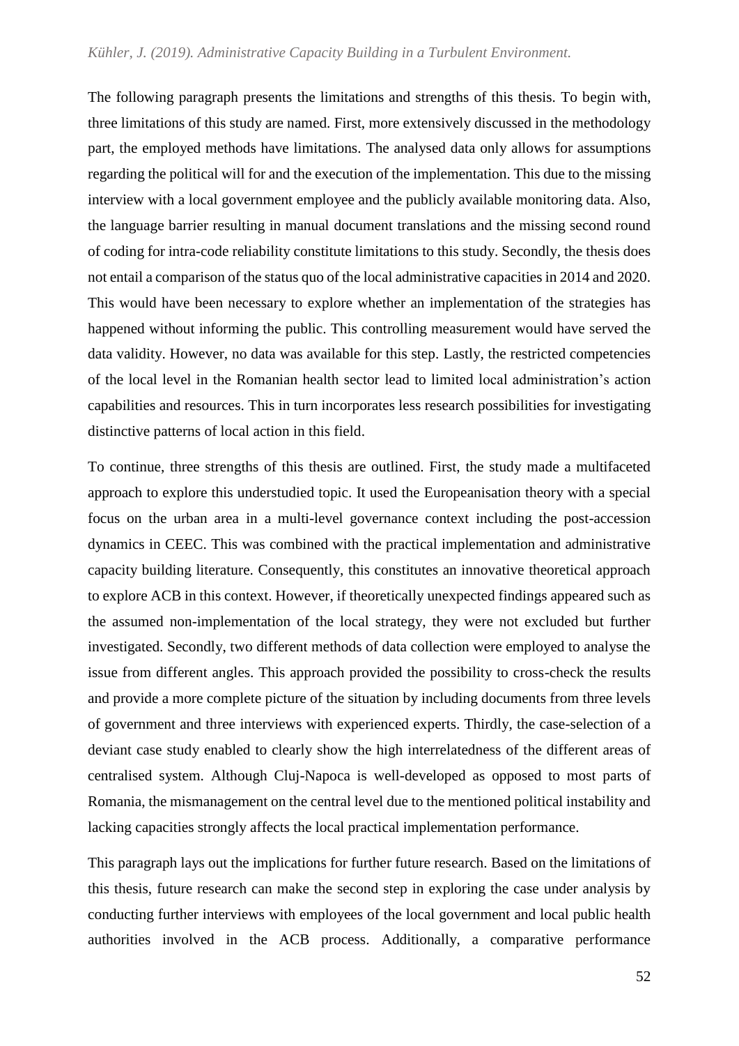The following paragraph presents the limitations and strengths of this thesis. To begin with, three limitations of this study are named. First, more extensively discussed in the methodology part, the employed methods have limitations. The analysed data only allows for assumptions regarding the political will for and the execution of the implementation. This due to the missing interview with a local government employee and the publicly available monitoring data. Also, the language barrier resulting in manual document translations and the missing second round of coding for intra-code reliability constitute limitations to this study. Secondly, the thesis does not entail a comparison of the status quo of the local administrative capacities in 2014 and 2020. This would have been necessary to explore whether an implementation of the strategies has happened without informing the public. This controlling measurement would have served the data validity. However, no data was available for this step. Lastly, the restricted competencies of the local level in the Romanian health sector lead to limited local administration's action capabilities and resources. This in turn incorporates less research possibilities for investigating distinctive patterns of local action in this field.

To continue, three strengths of this thesis are outlined. First, the study made a multifaceted approach to explore this understudied topic. It used the Europeanisation theory with a special focus on the urban area in a multi-level governance context including the post-accession dynamics in CEEC. This was combined with the practical implementation and administrative capacity building literature. Consequently, this constitutes an innovative theoretical approach to explore ACB in this context. However, if theoretically unexpected findings appeared such as the assumed non-implementation of the local strategy, they were not excluded but further investigated. Secondly, two different methods of data collection were employed to analyse the issue from different angles. This approach provided the possibility to cross-check the results and provide a more complete picture of the situation by including documents from three levels of government and three interviews with experienced experts. Thirdly, the case-selection of a deviant case study enabled to clearly show the high interrelatedness of the different areas of centralised system. Although Cluj-Napoca is well-developed as opposed to most parts of Romania, the mismanagement on the central level due to the mentioned political instability and lacking capacities strongly affects the local practical implementation performance.

This paragraph lays out the implications for further future research. Based on the limitations of this thesis, future research can make the second step in exploring the case under analysis by conducting further interviews with employees of the local government and local public health authorities involved in the ACB process. Additionally, a comparative performance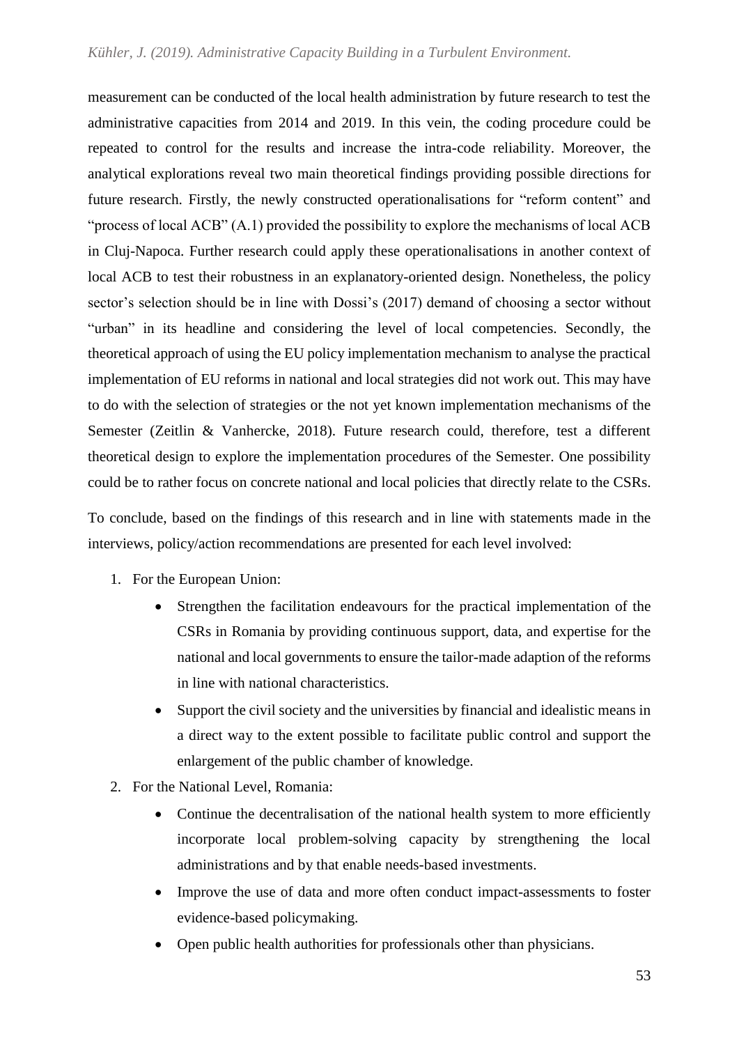measurement can be conducted of the local health administration by future research to test the administrative capacities from 2014 and 2019. In this vein, the coding procedure could be repeated to control for the results and increase the intra-code reliability. Moreover, the analytical explorations reveal two main theoretical findings providing possible directions for future research. Firstly, the newly constructed operationalisations for "reform content" and "process of local ACB" (A.1) provided the possibility to explore the mechanisms of local ACB in Cluj-Napoca. Further research could apply these operationalisations in another context of local ACB to test their robustness in an explanatory-oriented design. Nonetheless, the policy sector's selection should be in line with Dossi's (2017) demand of choosing a sector without "urban" in its headline and considering the level of local competencies. Secondly, the theoretical approach of using the EU policy implementation mechanism to analyse the practical implementation of EU reforms in national and local strategies did not work out. This may have to do with the selection of strategies or the not yet known implementation mechanisms of the Semester (Zeitlin & Vanhercke, 2018). Future research could, therefore, test a different theoretical design to explore the implementation procedures of the Semester. One possibility could be to rather focus on concrete national and local policies that directly relate to the CSRs.

To conclude, based on the findings of this research and in line with statements made in the interviews, policy/action recommendations are presented for each level involved:

1. For the European Union:
    - Strengthen the facilitation endeavours for the practical implementation of the CSRs in Romania by providing continuous support, data, and expertise for the national and local governments to ensure the tailor-made adaption of the reforms in line with national characteristics.
    - Support the civil society and the universities by financial and idealistic means in a direct way to the extent possible to facilitate public control and support the enlargement of the public chamber of knowledge.
2. For the National Level, Romania:
    - Continue the decentralisation of the national health system to more efficiently incorporate local problem-solving capacity by strengthening the local administrations and by that enable needs-based investments.
    - Improve the use of data and more often conduct impact-assessments to foster evidence-based policymaking.
    - Open public health authorities for professionals other than physicians.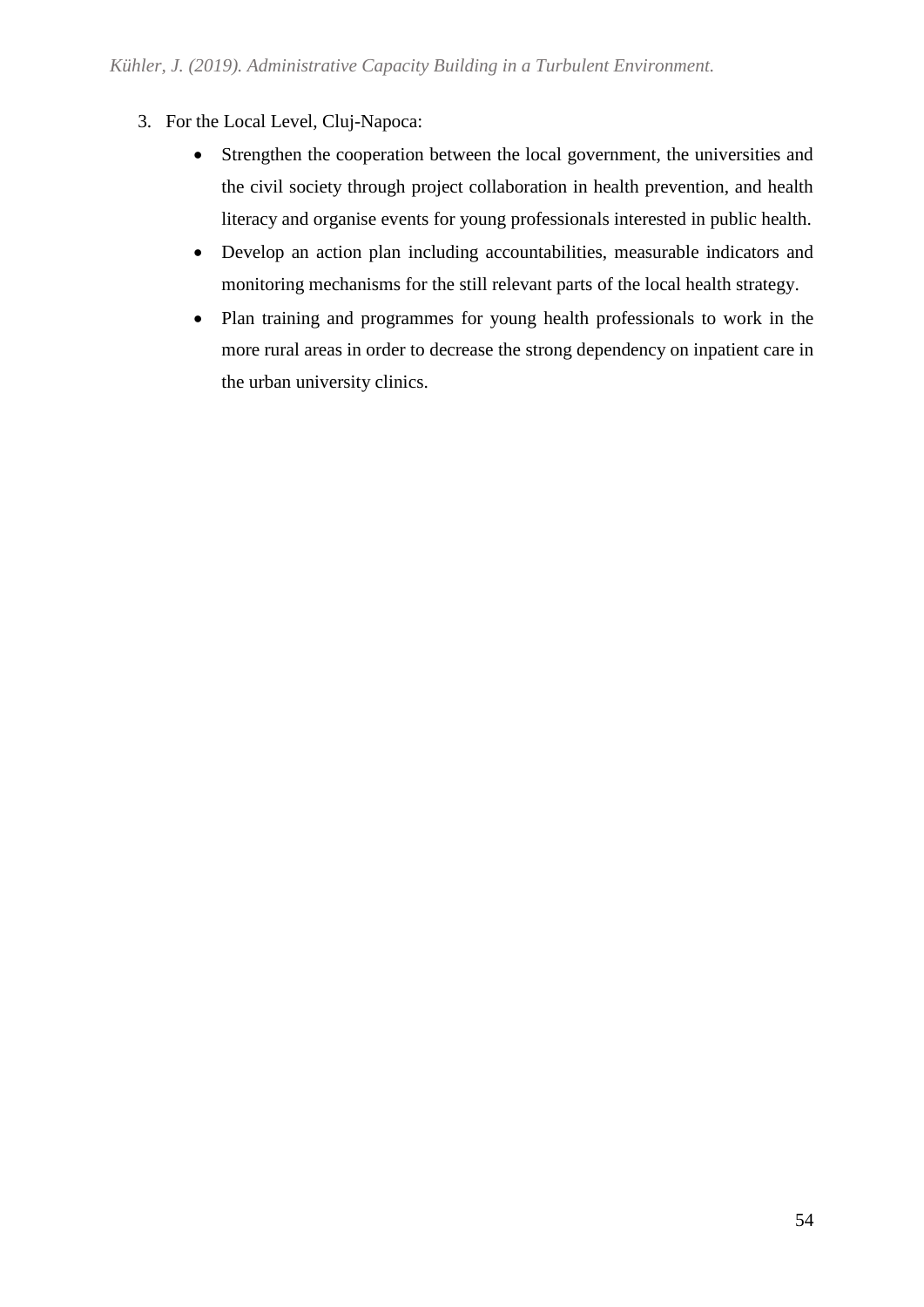3. For the Local Level, Cluj-Napoca:
    - Strengthen the cooperation between the local government, the universities and the civil society through project collaboration in health prevention, and health literacy and organise events for young professionals interested in public health.
    - Develop an action plan including accountabilities, measurable indicators and monitoring mechanisms for the still relevant parts of the local health strategy.
    - Plan training and programmes for young health professionals to work in the more rural areas in order to decrease the strong dependency on inpatient care in the urban university clinics.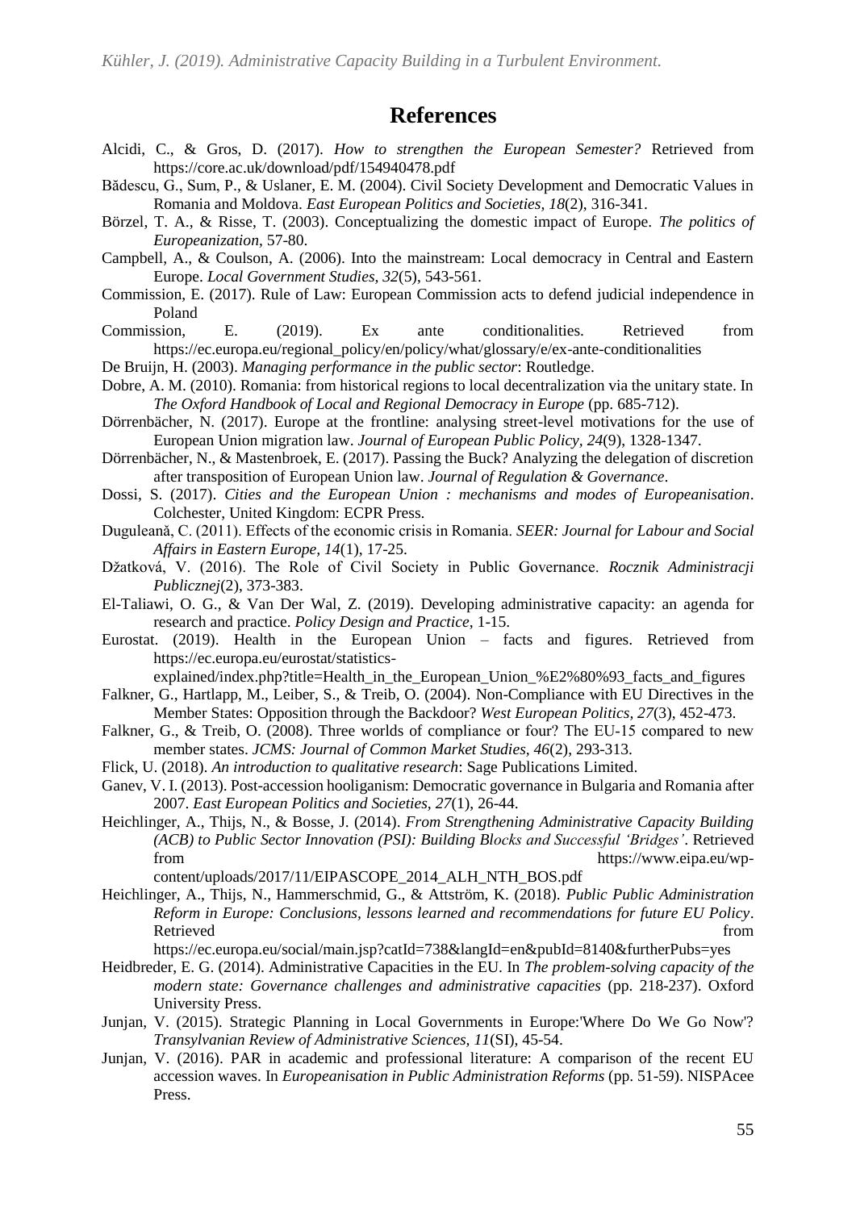## References

Alcidi, C., & Gros, D. (2017). *How to strengthen the European Semester?* Retrieved from https://core.ac.uk/download/pdf/154940478.pdf

Bădescu, G., Sum, P., & Uslaner, E. M. (2004). Civil Society Development and Democratic Values in Romania and Moldova. *East European Politics and Societies, 18*(2), 316-341.

Börzel, T. A., & Risse, T. (2003). Conceptualizing the domestic impact of Europe. *The politics of Europeanization*, 57-80.

Campbell, A., & Coulson, A. (2006). Into the mainstream: Local democracy in Central and Eastern Europe. *Local Government Studies, 32*(5), 543-561.

Commission, E. (2017). Rule of Law: European Commission acts to defend judicial independence in Poland

Commission, E. (2019). Ex ante conditionalities. Retrieved from https://ec.europa.eu/regional_policy/en/policy/what/glossary/e/ex-ante-conditionalities

De Bruijn, H. (2003). *Managing performance in the public sector*: Routledge.

Dobre, A. M. (2010). Romania: from historical regions to local decentralization via the unitary state. In *The Oxford Handbook of Local and Regional Democracy in Europe* (pp. 685-712).

Dörrenbächer, N. (2017). Europe at the frontline: analysing street-level motivations for the use of European Union migration law. *Journal of European Public Policy, 24*(9), 1328-1347.

Dörrenbächer, N., & Mastenbroek, E. (2017). Passing the Buck? Analyzing the delegation of discretion after transposition of European Union law. *Journal of Regulation & Governance*.

Dossi, S. (2017). *Cities and the European Union : mechanisms and modes of Europeanisation*. Colchester, United Kingdom: ECPR Press.

Duguleană, C. (2011). Effects of the economic crisis in Romania. *SEER: Journal for Labour and Social Affairs in Eastern Europe, 14*(1), 17-25.

Džatková, V. (2016). The Role of Civil Society in Public Governance. *Rocznik Administracji Publicznej*(2), 373-383.

El-Taliawi, O. G., & Van Der Wal, Z. (2019). Developing administrative capacity: an agenda for research and practice. *Policy Design and Practice*, 1-15.

Eurostat. (2019). Health in the European Union – facts and figures. Retrieved from https://ec.europa.eu/eurostat/statistics-explained/index.php?title=Health_in_the_European_Union_%E2%80%93_facts_and_figures

Falkner, G., Hartlapp, M., Leiber, S., & Treib, O. (2004). Non-Compliance with EU Directives in the Member States: Opposition through the Backdoor? *West European Politics, 27*(3), 452-473.

Falkner, G., & Treib, O. (2008). Three worlds of compliance or four? The EU-15 compared to new member states. *JCMS: Journal of Common Market Studies, 46*(2), 293-313.

Flick, U. (2018). *An introduction to qualitative research*: Sage Publications Limited.

Ganev, V. I. (2013). Post-accession hooliganism: Democratic governance in Bulgaria and Romania after 2007. *East European Politics and Societies, 27*(1), 26-44.

Heichlinger, A., Thijs, N., & Bosse, J. (2014). *From Strengthening Administrative Capacity Building (ACB) to Public Sector Innovation (PSI): Building Blocks and Successful 'Bridges'*. Retrieved from https://www.eipa.eu/wp-content/uploads/2017/11/EIPASCOPE_2014_ALH_NTH_BOS.pdf

Heichlinger, A., Thijs, N., Hammerschmid, G., & Attström, K. (2018). *Public Public Administration Reform in Europe: Conclusions, lessons learned and recommendations for future EU Policy*. Retrieved from https://ec.europa.eu/social/main.jsp?catId=738&langId=en&pubId=8140&furtherPubs=yes

Heidbreder, E. G. (2014). Administrative Capacities in the EU. In *The problem-solving capacity of the modern state: Governance challenges and administrative capacities* (pp. 218-237). Oxford University Press.

Junjan, V. (2015). Strategic Planning in Local Governments in Europe:'Where Do We Go Now'? *Transylvanian Review of Administrative Sciences, 11*(SI), 45-54.

Junjan, V. (2016). PAR in academic and professional literature: A comparison of the recent EU accession waves. In *Europeanisation in Public Administration Reforms* (pp. 51-59). NISPAcee Press.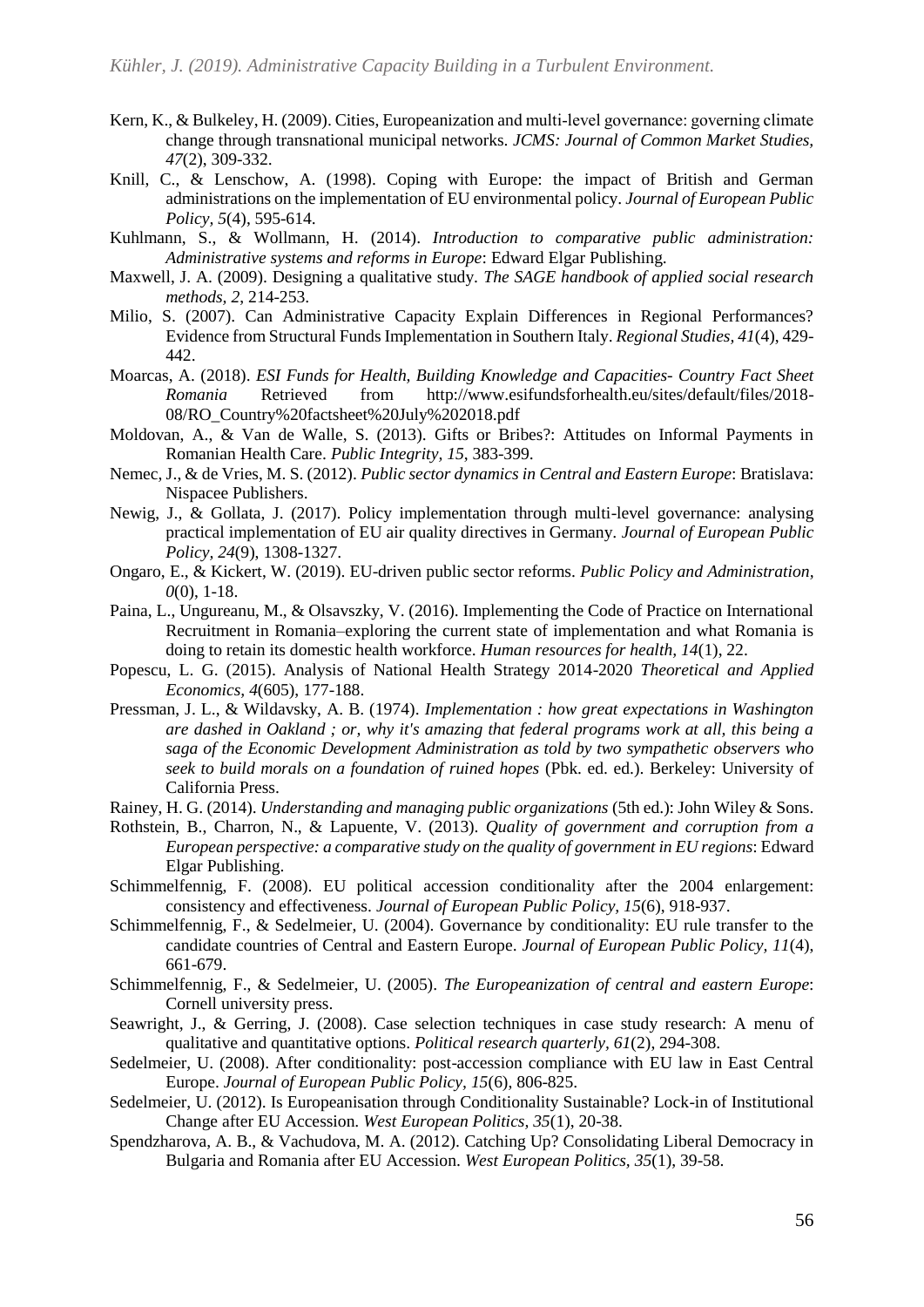Kern, K., & Bulkeley, H. (2009). Cities, Europeanization and multi-level governance: governing climate change through transnational municipal networks. *JCMS: Journal of Common Market Studies, 47*(2), 309-332.

Knill, C., & Lenschow, A. (1998). Coping with Europe: the impact of British and German administrations on the implementation of EU environmental policy. *Journal of European Public Policy, 5*(4), 595-614.

Kuhlmann, S., & Wollmann, H. (2014). *Introduction to comparative public administration: Administrative systems and reforms in Europe*: Edward Elgar Publishing.

Maxwell, J. A. (2009). Designing a qualitative study. *The SAGE handbook of applied social research methods, 2*, 214-253.

Milio, S. (2007). Can Administrative Capacity Explain Differences in Regional Performances? Evidence from Structural Funds Implementation in Southern Italy. *Regional Studies, 41*(4), 429-442.

Moarcas, A. (2018). *ESI Funds for Health, Building Knowledge and Capacities- Country Fact Sheet Romania* Retrieved from http://www.esifundsforhealth.eu/sites/default/files/2018-08/RO_Country%20factsheet%20July%202018.pdf

Moldovan, A., & Van de Walle, S. (2013). Gifts or Bribes?: Attitudes on Informal Payments in Romanian Health Care. *Public Integrity, 15*, 383-399.

Nemec, J., & de Vries, M. S. (2012). *Public sector dynamics in Central and Eastern Europe*: Bratislava: Nispacee Publishers.

Newig, J., & Gollata, J. (2017). Policy implementation through multi-level governance: analysing practical implementation of EU air quality directives in Germany. *Journal of European Public Policy, 24*(9), 1308-1327.

Ongaro, E., & Kickert, W. (2019). EU-driven public sector reforms. *Public Policy and Administration, 0*(0), 1-18.

Paina, L., Ungureanu, M., & Olsavszky, V. (2016). Implementing the Code of Practice on International Recruitment in Romania–exploring the current state of implementation and what Romania is doing to retain its domestic health workforce. *Human resources for health, 14*(1), 22.

Popescu, L. G. (2015). Analysis of National Health Strategy 2014-2020 *Theoretical and Applied Economics, 4*(605), 177-188.

Pressman, J. L., & Wildavsky, A. B. (1974). *Implementation : how great expectations in Washington are dashed in Oakland ; or, why it's amazing that federal programs work at all, this being a saga of the Economic Development Administration as told by two sympathetic observers who seek to build morals on a foundation of ruined hopes* (Pbk. ed. ed.). Berkeley: University of California Press.

Rainey, H. G. (2014). *Understanding and managing public organizations* (5th ed.): John Wiley & Sons.

Rothstein, B., Charron, N., & Lapuente, V. (2013). *Quality of government and corruption from a European perspective: a comparative study on the quality of government in EU regions*: Edward Elgar Publishing.

Schimmelfennig, F. (2008). EU political accession conditionality after the 2004 enlargement: consistency and effectiveness. *Journal of European Public Policy, 15*(6), 918-937.

Schimmelfennig, F., & Sedelmeier, U. (2004). Governance by conditionality: EU rule transfer to the candidate countries of Central and Eastern Europe. *Journal of European Public Policy, 11*(4), 661-679.

Schimmelfennig, F., & Sedelmeier, U. (2005). *The Europeanization of central and eastern Europe*: Cornell university press.

Seawright, J., & Gerring, J. (2008). Case selection techniques in case study research: A menu of qualitative and quantitative options. *Political research quarterly, 61*(2), 294-308.

Sedelmeier, U. (2008). After conditionality: post-accession compliance with EU law in East Central Europe. *Journal of European Public Policy, 15*(6), 806-825.

Sedelmeier, U. (2012). Is Europeanisation through Conditionality Sustainable? Lock-in of Institutional Change after EU Accession. *West European Politics, 35*(1), 20-38.

Spendzharova, A. B., & Vachudova, M. A. (2012). Catching Up? Consolidating Liberal Democracy in Bulgaria and Romania after EU Accession. *West European Politics, 35*(1), 39-58.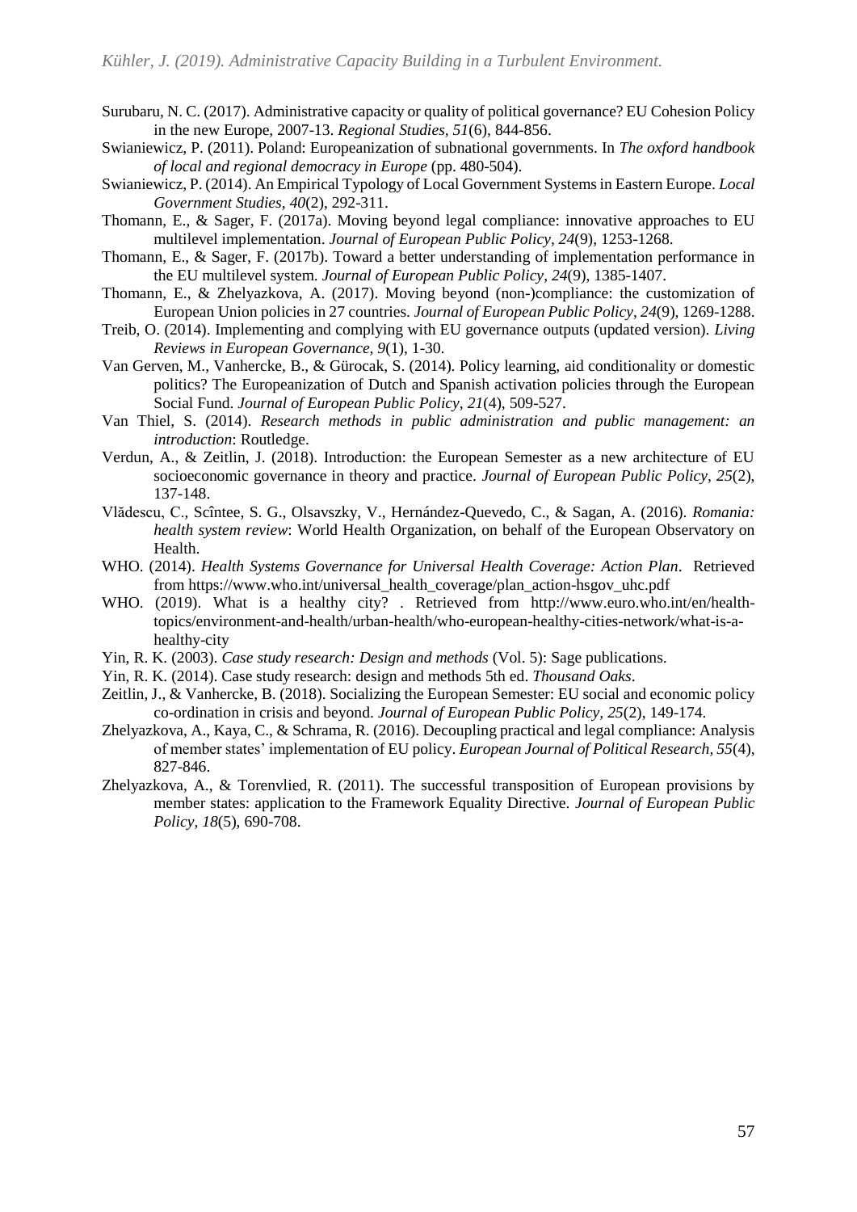Surubaru, N. C. (2017). Administrative capacity or quality of political governance? EU Cohesion Policy in the new Europe, 2007-13. *Regional Studies, 51*(6), 844-856.

Swianiewicz, P. (2011). Poland: Europeanization of subnational governments. In *The oxford handbook of local and regional democracy in Europe* (pp. 480-504).

Swianiewicz, P. (2014). An Empirical Typology of Local Government Systems in Eastern Europe. *Local Government Studies, 40*(2), 292-311.

Thomann, E., & Sager, F. (2017a). Moving beyond legal compliance: innovative approaches to EU multilevel implementation. *Journal of European Public Policy, 24*(9), 1253-1268.

Thomann, E., & Sager, F. (2017b). Toward a better understanding of implementation performance in the EU multilevel system. *Journal of European Public Policy, 24*(9), 1385-1407.

Thomann, E., & Zhelyazkova, A. (2017). Moving beyond (non-)compliance: the customization of European Union policies in 27 countries. *Journal of European Public Policy, 24*(9), 1269-1288.

Treib, O. (2014). Implementing and complying with EU governance outputs (updated version). *Living Reviews in European Governance, 9*(1), 1-30.

Van Gerven, M., Vanhercke, B., & Gürocak, S. (2014). Policy learning, aid conditionality or domestic politics? The Europeanization of Dutch and Spanish activation policies through the European Social Fund. *Journal of European Public Policy, 21*(4), 509-527.

Van Thiel, S. (2014). *Research methods in public administration and public management: an introduction*: Routledge.

Verdun, A., & Zeitlin, J. (2018). Introduction: the European Semester as a new architecture of EU socioeconomic governance in theory and practice. *Journal of European Public Policy, 25*(2), 137-148.

Vlădescu, C., Scîntee, S. G., Olsavszky, V., Hernández-Quevedo, C., & Sagan, A. (2016). *Romania: health system review*: World Health Organization, on behalf of the European Observatory on Health.

WHO. (2014). *Health Systems Governance for Universal Health Coverage: Action Plan*. Retrieved from https://www.who.int/universal_health_coverage/plan_action-hsgov_uhc.pdf

WHO. (2019). What is a healthy city? . Retrieved from http://www.euro.who.int/en/health-topics/environment-and-health/urban-health/who-european-healthy-cities-network/what-is-a-healthy-city

Yin, R. K. (2003). *Case study research: Design and methods* (Vol. 5): Sage publications.

Yin, R. K. (2014). Case study research: design and methods 5th ed. *Thousand Oaks*.

Zeitlin, J., & Vanhercke, B. (2018). Socializing the European Semester: EU social and economic policy co-ordination in crisis and beyond. *Journal of European Public Policy, 25*(2), 149-174.

Zhelyazkova, A., Kaya, C., & Schrama, R. (2016). Decoupling practical and legal compliance: Analysis of member states' implementation of EU policy. *European Journal of Political Research, 55*(4), 827-846.

Zhelyazkova, A., & Torenvlied, R. (2011). The successful transposition of European provisions by member states: application to the Framework Equality Directive. *Journal of European Public Policy, 18*(5), 690-708.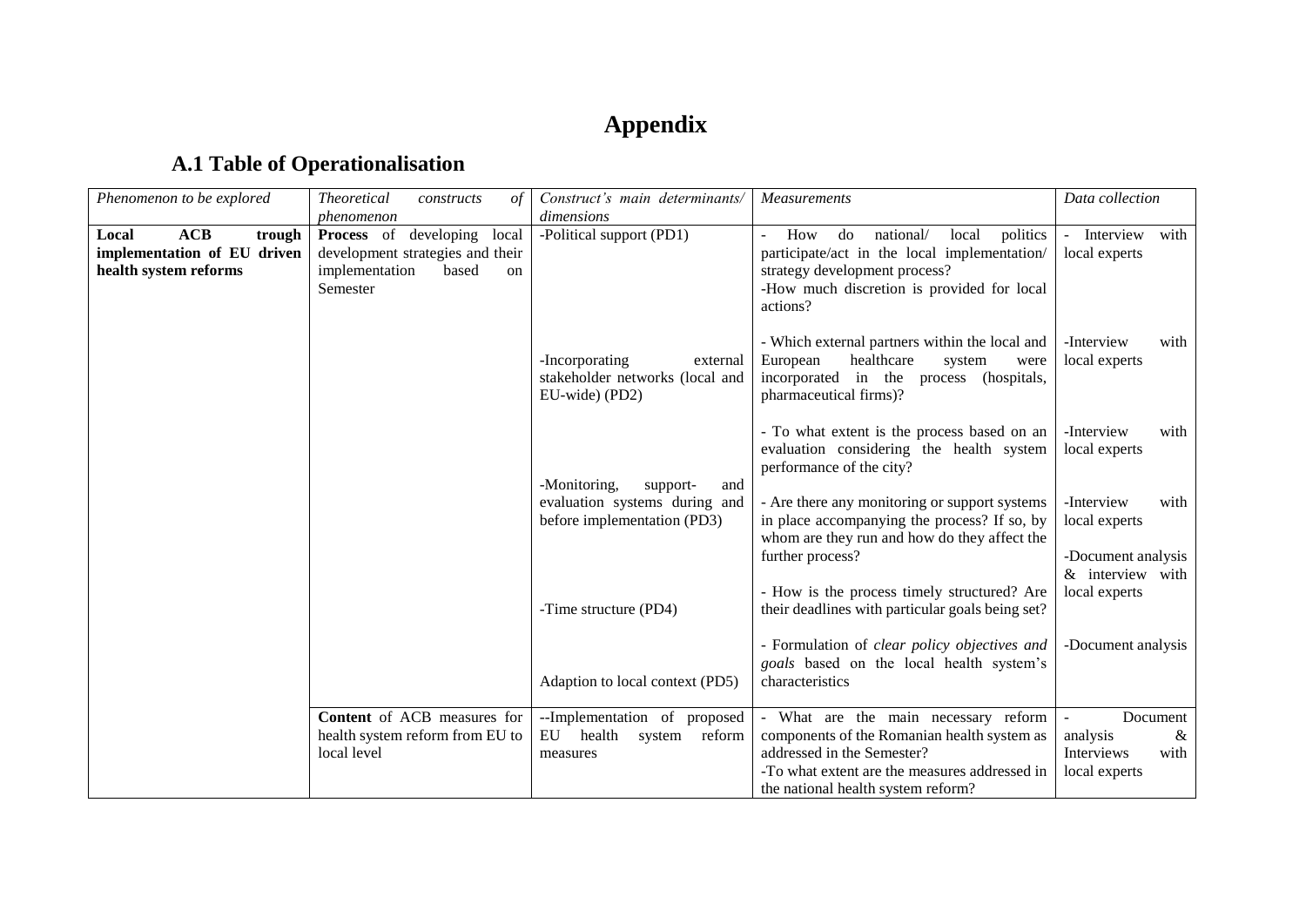# Appendix

## A.1 Table of Operationalisation

| *Phenomenon to be explored* | *Theoretical constructs of phenomenon* | *Construct's main determinants/ dimensions* | *Measurements* | *Data collection* |
|---|---|---|---|---|
| **Local ACB trough implementation of EU driven health system reforms** | **Process** of developing local development strategies and their implementation based on Semester | -Political support (PD1) | - How do national/ local politics participate/act in the local implementation/ strategy development process?<br>-How much discretion is provided for local actions? | - Interview with local experts |
| | | -Incorporating external stakeholder networks (local and EU-wide) (PD2) | - Which external partners within the local and European healthcare system were incorporated in the process (hospitals, pharmaceutical firms)? | -Interview with local experts |
| | | -Monitoring, support- and evaluation systems during and before implementation (PD3) | - To what extent is the process based on an evaluation considering the health system performance of the city? | -Interview with local experts |
| | | | - Are there any monitoring or support systems in place accompanying the process? If so, by whom are they run and how do they affect the further process? | -Interview with local experts |
| | | -Time structure (PD4) | - How is the process timely structured? Are their deadlines with particular goals being set? | -Document analysis & interview with local experts |
| | | Adaption to local context (PD5) | - Formulation of *clear policy objectives and goals* based on the local health system's characteristics | -Document analysis |
| | **Content** of ACB measures for health system reform from EU to local level | --Implementation of proposed EU health system reform measures | - What are the main necessary reform components of the Romanian health system as addressed in the Semester?<br>-To what extent are the measures addressed in the national health system reform? | - Document analysis & Interviews with local experts |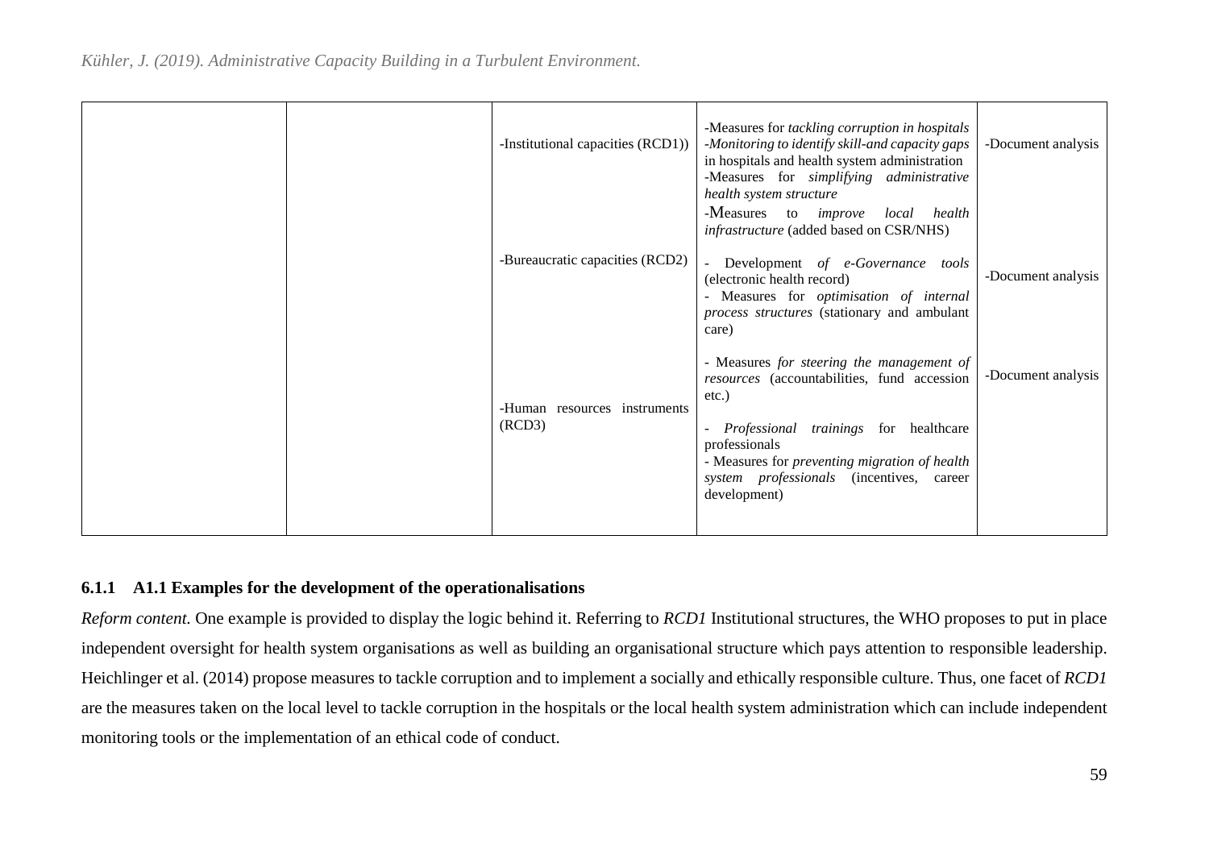| | | -Institutional capacities (RCD1)) | -Measures for *tackling corruption in hospitals* -*Monitoring to identify skill-and capacity gaps* in hospitals and health system administration -Measures for *simplifying administrative health system structure* -Measures to *improve local health infrastructure* (added based on CSR/NHS) | -Document analysis |
|---|---|---|---|---|
| | | -Bureaucratic capacities (RCD2) | - Development *of e-Governance tools* (electronic health record) - Measures for *optimisation of internal process structures* (stationary and ambulant care) | -Document analysis |
| | | -Human resources instruments (RCD3) | - Measures *for steering the management of resources* (accountabilities, fund accession etc.) - *Professional trainings* for healthcare professionals - Measures for *preventing migration of health system professionals* (incentives, career development) | -Document analysis |

### 6.1.1 A1.1 Examples for the development of the operationalisations

*Reform content.* One example is provided to display the logic behind it. Referring to *RCD1* Institutional structures, the WHO proposes to put in place independent oversight for health system organisations as well as building an organisational structure which pays attention to responsible leadership. Heichlinger et al. (2014) propose measures to tackle corruption and to implement a socially and ethically responsible culture. Thus, one facet of *RCD1* are the measures taken on the local level to tackle corruption in the hospitals or the local health system administration which can include independent monitoring tools or the implementation of an ethical code of conduct.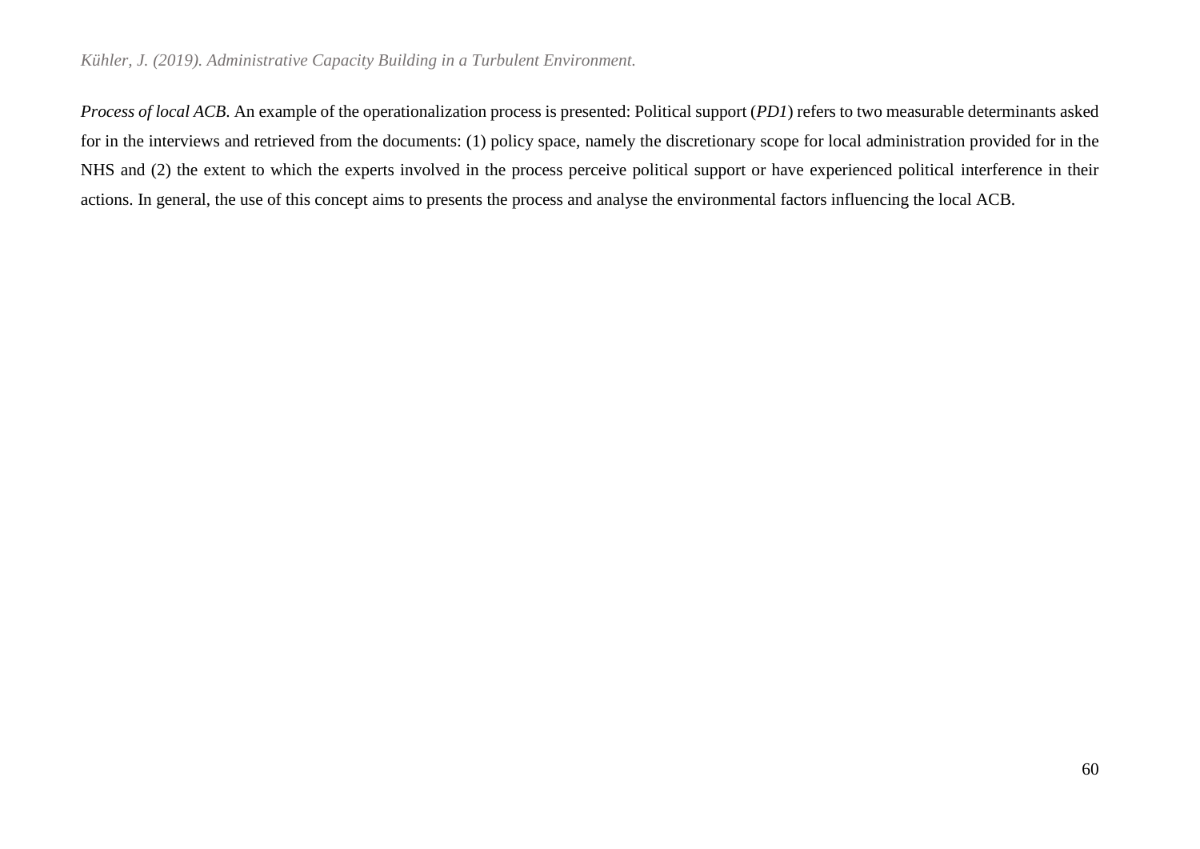*Process of local ACB.* An example of the operationalization process is presented: Political support (*PD1*) refers to two measurable determinants asked for in the interviews and retrieved from the documents: (1) policy space, namely the discretionary scope for local administration provided for in the NHS and (2) the extent to which the experts involved in the process perceive political support or have experienced political interference in their actions. In general, the use of this concept aims to presents the process and analyse the environmental factors influencing the local ACB.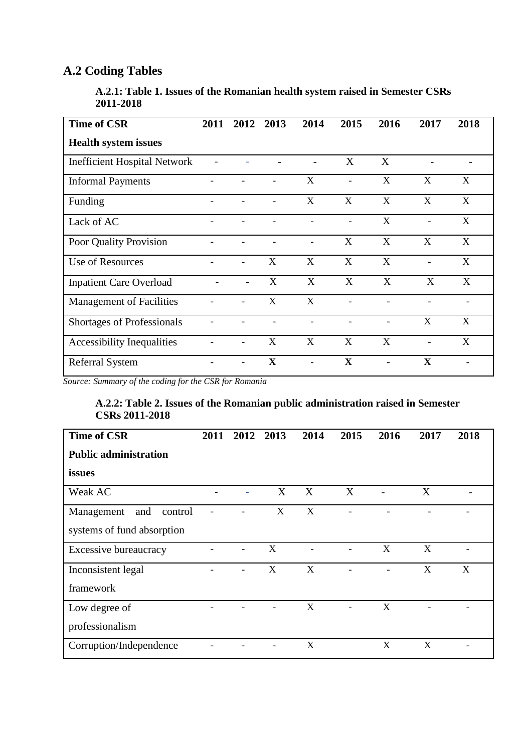## A.2 Coding Tables

### A.2.1: Table 1. Issues of the Romanian health system raised in Semester CSRs 2011-2018

| Time of CSR<br>Health system issues | 2011 | 2012 | 2013 | 2014 | 2015 | 2016 | 2017 | 2018 |
|---|---|---|---|---|---|---|---|---|
| Inefficient Hospital Network | - | - | - | - | X | X | - | - |
| Informal Payments | - | - | - | X | - | X | X | X |
| Funding | - | - | - | X | X | X | X | X |
| Lack of AC | - | - | - | - | - | X | - | X |
| Poor Quality Provision | - | - | - | - | X | X | X | X |
| Use of Resources | - | - | X | X | X | X | - | X |
| Inpatient Care Overload | - | - | X | X | X | X | X | X |
| Management of Facilities | - | - | X | X | - | - | - | - |
| Shortages of Professionals | - | - | - | - | - | - | X | X |
| Accessibility Inequalities | - | - | X | X | X | X | - | X |
| Referral System | - | - | **X** | - | **X** | - | **X** | - |

*Source: Summary of the coding for the CSR for Romania*

### A.2.2: Table 2. Issues of the Romanian public administration raised in Semester CSRs 2011-2018

| Time of CSR<br>Public administration issues | 2011 | 2012 | 2013 | 2014 | 2015 | 2016 | 2017 | 2018 |
|---|---|---|---|---|---|---|---|---|
| Weak AC | - | - | X | X | X | - | X | - |
| Management and control systems of fund absorption | - | - | X | X | - | - | - | - |
| Excessive bureaucracy | - | - | X | - | - | X | X | - |
| Inconsistent legal framework | - | - | X | X | - | - | X | X |
| Low degree of professionalism | - | - | - | X | - | X | - | - |
| Corruption/Independence | - | - | - | X | | X | X | - |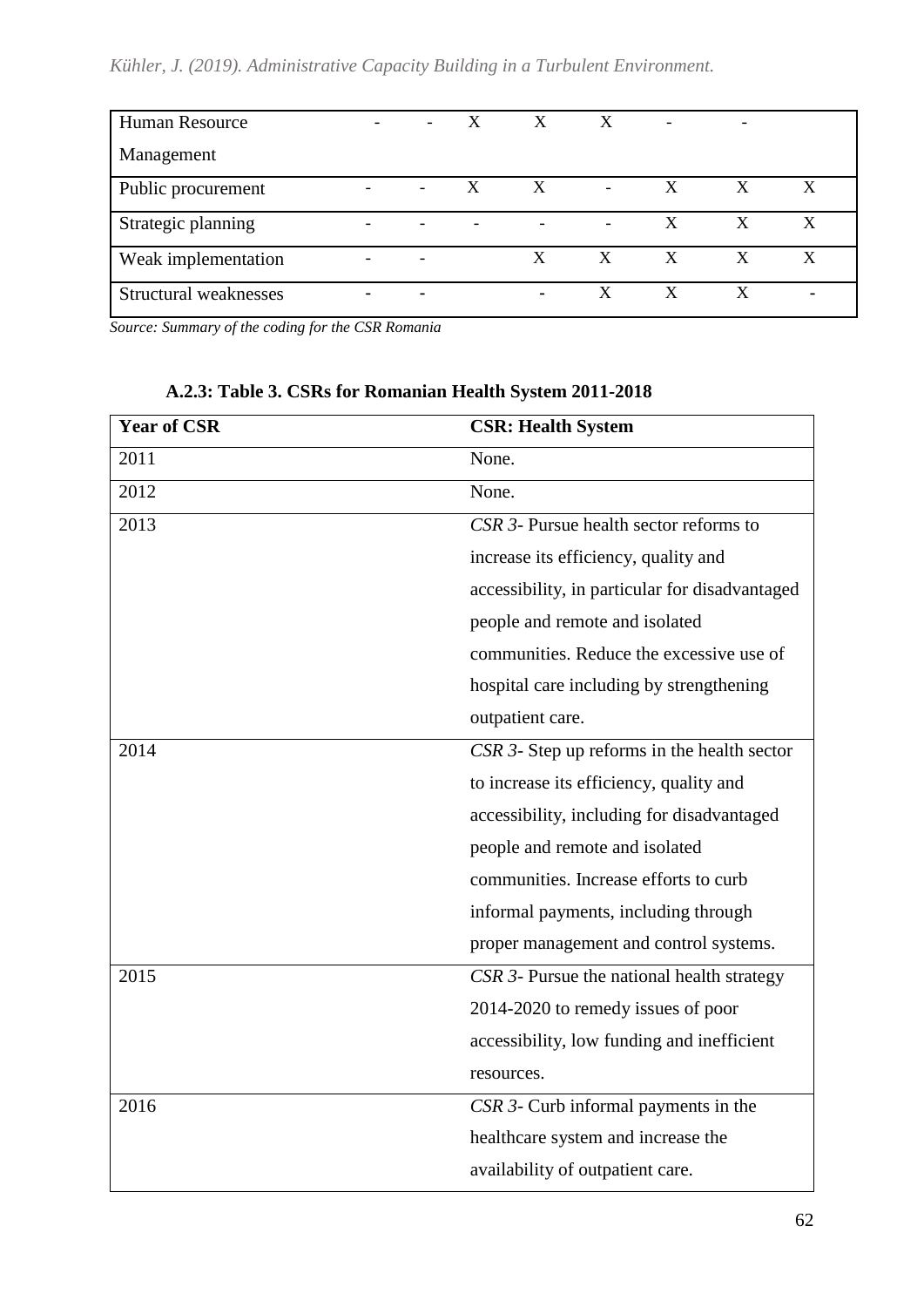| | | | | | | | | |
|---|---|---|---|---|---|---|---|---|
| Human Resource Management | - | - | X | X | X | - | - | |
| Public procurement | - | - | X | X | - | X | X | X |
| Strategic planning | - | - | - | - | - | X | X | X |
| Weak implementation | - | - | | X | X | X | X | X |
| Structural weaknesses | - | - | | - | X | X | X | - |

*Source: Summary of the coding for the CSR Romania*

**A.2.3: Table 3. CSRs for Romanian Health System 2011-2018**

| Year of CSR | CSR: Health System |
|---|---|
| 2011 | None. |
| 2012 | None. |
| 2013 | *CSR 3*- Pursue health sector reforms to increase its efficiency, quality and accessibility, in particular for disadvantaged people and remote and isolated communities. Reduce the excessive use of hospital care including by strengthening outpatient care. |
| 2014 | *CSR 3*- Step up reforms in the health sector to increase its efficiency, quality and accessibility, including for disadvantaged people and remote and isolated communities. Increase efforts to curb informal payments, including through proper management and control systems. |
| 2015 | *CSR 3*- Pursue the national health strategy 2014-2020 to remedy issues of poor accessibility, low funding and inefficient resources. |
| 2016 | *CSR 3*- Curb informal payments in the healthcare system and increase the availability of outpatient care. |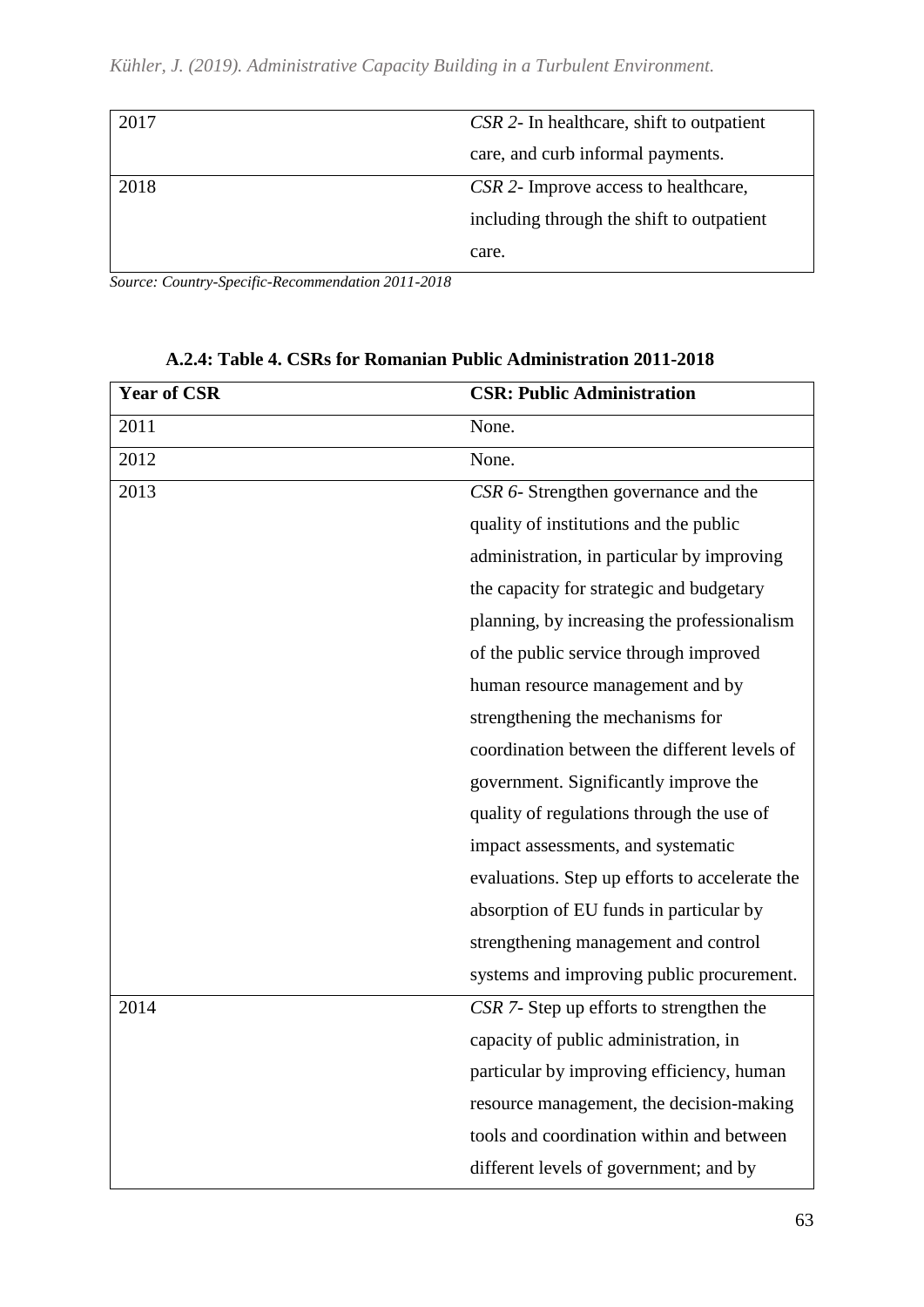| 2017 | *CSR 2*- In healthcare, shift to outpatient care, and curb informal payments. |
|---|---|
| 2018 | *CSR 2*- Improve access to healthcare, including through the shift to outpatient care. |

*Source: Country-Specific-Recommendation 2011-2018*

**A.2.4: Table 4. CSRs for Romanian Public Administration 2011-2018**

| **Year of CSR** | **CSR: Public Administration** |
|---|---|
| 2011 | None. |
| 2012 | None. |
| 2013 | *CSR 6*- Strengthen governance and the quality of institutions and the public administration, in particular by improving the capacity for strategic and budgetary planning, by increasing the professionalism of the public service through improved human resource management and by strengthening the mechanisms for coordination between the different levels of government. Significantly improve the quality of regulations through the use of impact assessments, and systematic evaluations. Step up efforts to accelerate the absorption of EU funds in particular by strengthening management and control systems and improving public procurement. |
| 2014 | *CSR 7*- Step up efforts to strengthen the capacity of public administration, in particular by improving efficiency, human resource management, the decision-making tools and coordination within and between different levels of government; and by |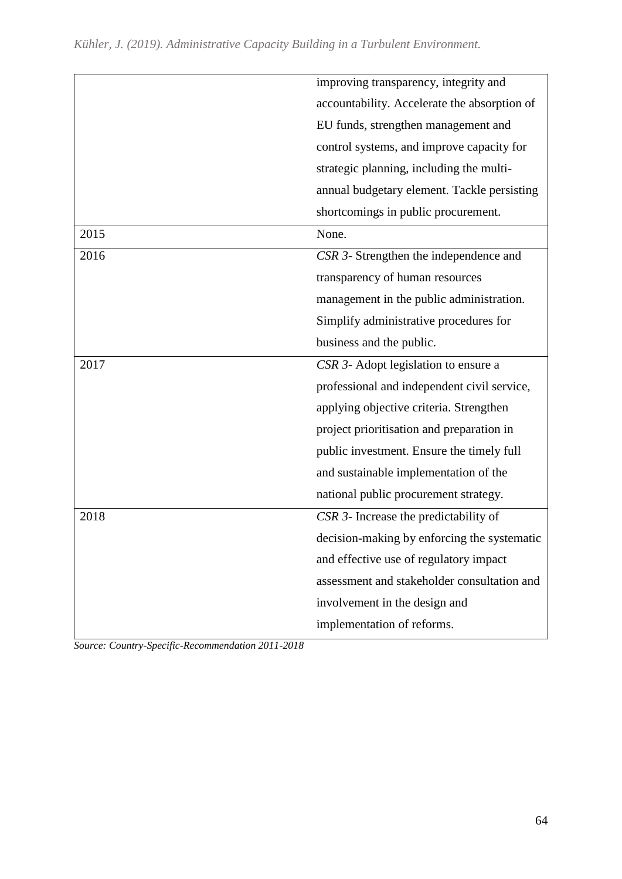| | |
|---|---|
| | improving transparency, integrity and accountability. Accelerate the absorption of EU funds, strengthen management and control systems, and improve capacity for strategic planning, including the multi-annual budgetary element. Tackle persisting shortcomings in public procurement. |
| 2015 | None. |
| 2016 | *CSR 3*- Strengthen the independence and transparency of human resources management in the public administration. Simplify administrative procedures for business and the public. |
| 2017 | *CSR 3*- Adopt legislation to ensure a professional and independent civil service, applying objective criteria. Strengthen project prioritisation and preparation in public investment. Ensure the timely full and sustainable implementation of the national public procurement strategy. |
| 2018 | *CSR 3*- Increase the predictability of decision-making by enforcing the systematic and effective use of regulatory impact assessment and stakeholder consultation and involvement in the design and implementation of reforms. |

*Source: Country-Specific-Recommendation 2011-2018*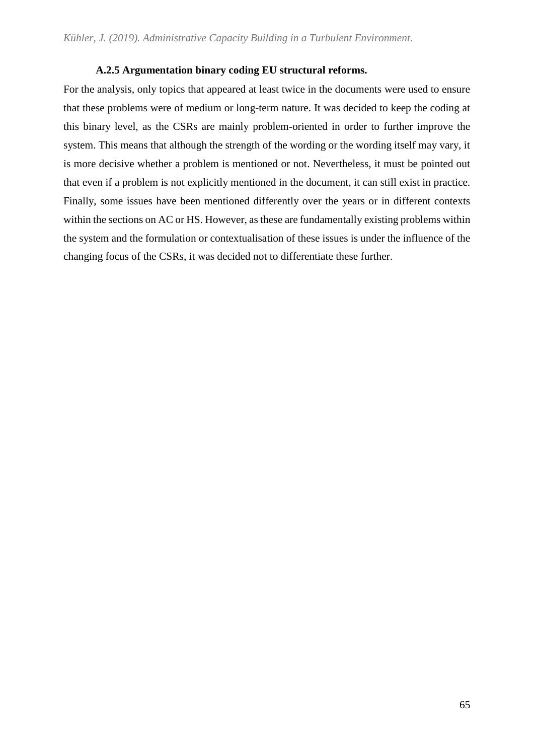### A.2.5 Argumentation binary coding EU structural reforms.

For the analysis, only topics that appeared at least twice in the documents were used to ensure that these problems were of medium or long-term nature. It was decided to keep the coding at this binary level, as the CSRs are mainly problem-oriented in order to further improve the system. This means that although the strength of the wording or the wording itself may vary, it is more decisive whether a problem is mentioned or not. Nevertheless, it must be pointed out that even if a problem is not explicitly mentioned in the document, it can still exist in practice. Finally, some issues have been mentioned differently over the years or in different contexts within the sections on AC or HS. However, as these are fundamentally existing problems within the system and the formulation or contextualisation of these issues is under the influence of the changing focus of the CSRs, it was decided not to differentiate these further.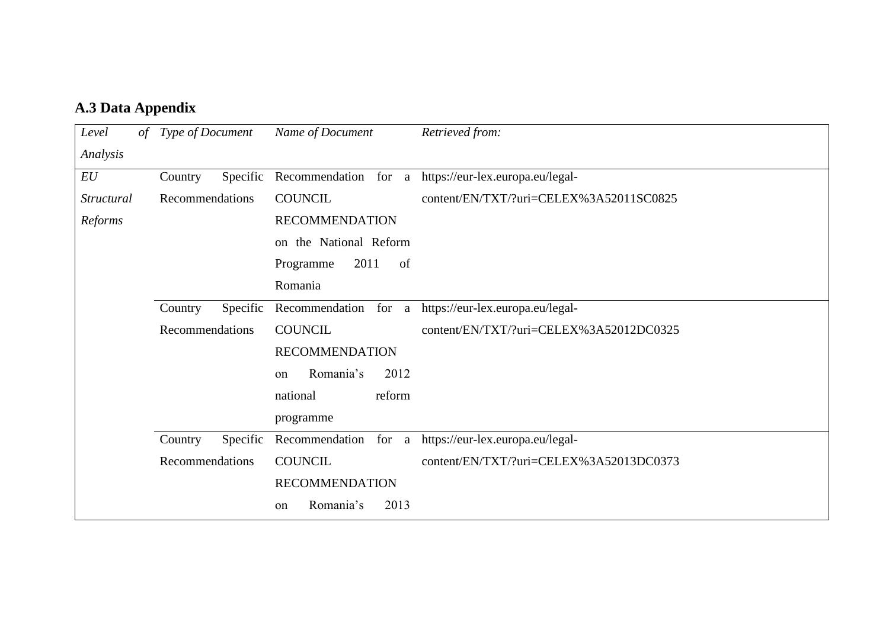### A.3 Data Appendix

| *Level of Analysis* | *Type of Document* | *Name of Document* | *Retrieved from:* |
|---|---|---|---|
| *EU Structural Reforms* | Country Specific Recommendations | Recommendation for a COUNCIL RECOMMENDATION on the National Reform Programme 2011 of Romania | https://eur-lex.europa.eu/legal-content/EN/TXT/?uri=CELEX%3A52011SC0825 |
| | Country Specific Recommendations | Recommendation for a COUNCIL RECOMMENDATION on Romania's 2012 national reform programme | https://eur-lex.europa.eu/legal-content/EN/TXT/?uri=CELEX%3A52012DC0325 |
| | Country Specific Recommendations | Recommendation for a COUNCIL RECOMMENDATION on Romania's 2013 | https://eur-lex.europa.eu/legal-content/EN/TXT/?uri=CELEX%3A52013DC0373 |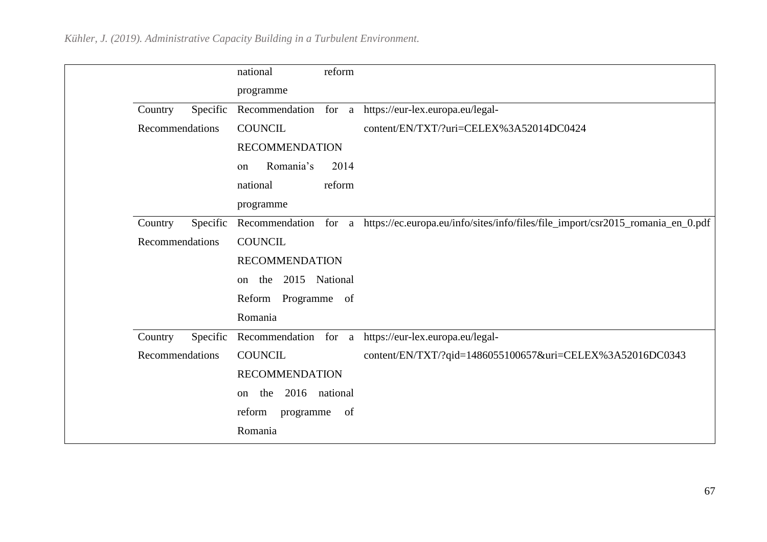| | | | |
|---|---|---|---|
| | | national reform programme | |
| | Country Specific Recommendations | Recommendation for a COUNCIL RECOMMENDATION on Romania's 2014 national reform programme | https://eur-lex.europa.eu/legal-content/EN/TXT/?uri=CELEX%3A52014DC0424 |
| | Country Specific Recommendations | Recommendation for a COUNCIL RECOMMENDATION on the 2015 National Reform Programme of Romania | https://ec.europa.eu/info/sites/info/files/file_import/csr2015_romania_en_0.pdf |
| | Country Specific Recommendations | Recommendation for a COUNCIL RECOMMENDATION on the 2016 national reform programme of Romania | https://eur-lex.europa.eu/legal-content/EN/TXT/?qid=1486055100657&uri=CELEX%3A52016DC0343 |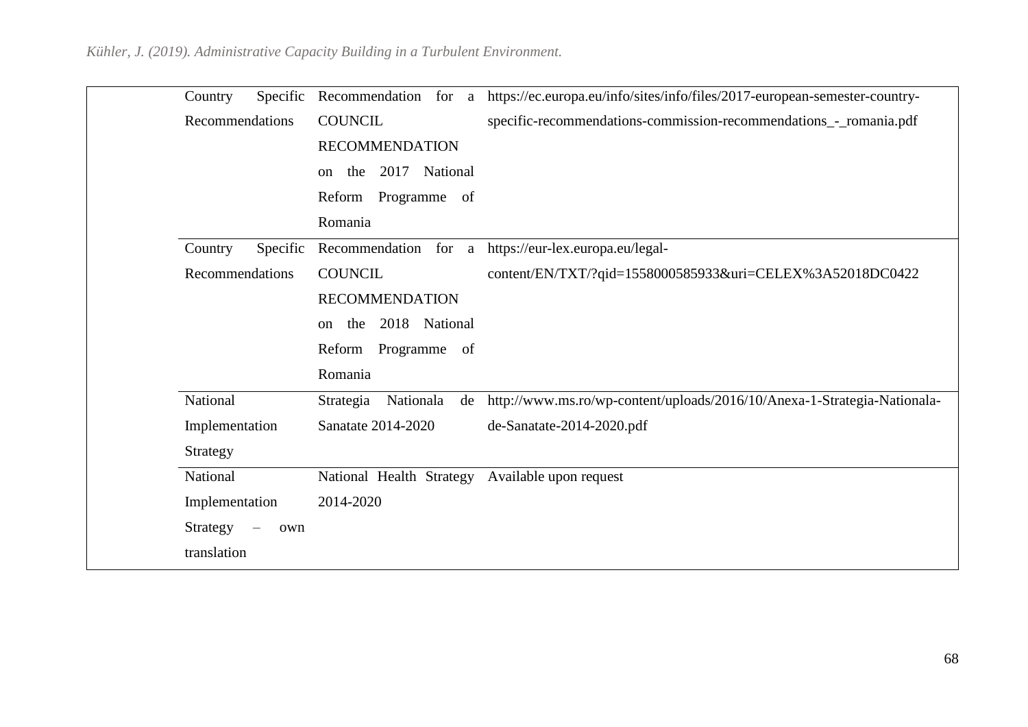| | | | |
|---|---|---|---|
| | Country Specific Recommendations | Recommendation for a COUNCIL RECOMMENDATION on the 2017 National Reform Programme of Romania | https://ec.europa.eu/info/sites/info/files/2017-european-semester-country-specific-recommendations-commission-recommendations_-_romania.pdf |
| | Country Specific Recommendations | Recommendation for a COUNCIL RECOMMENDATION on the 2018 National Reform Programme of Romania | https://eur-lex.europa.eu/legal-content/EN/TXT/?qid=1558000585933&uri=CELEX%3A52018DC0422 |
| | National Implementation Strategy | Strategia Nationala de Sanatate 2014-2020 | http://www.ms.ro/wp-content/uploads/2016/10/Anexa-1-Strategia-Nationala-de-Sanatate-2014-2020.pdf |
| | National Implementation Strategy – own translation | National Health Strategy 2014-2020 | Available upon request |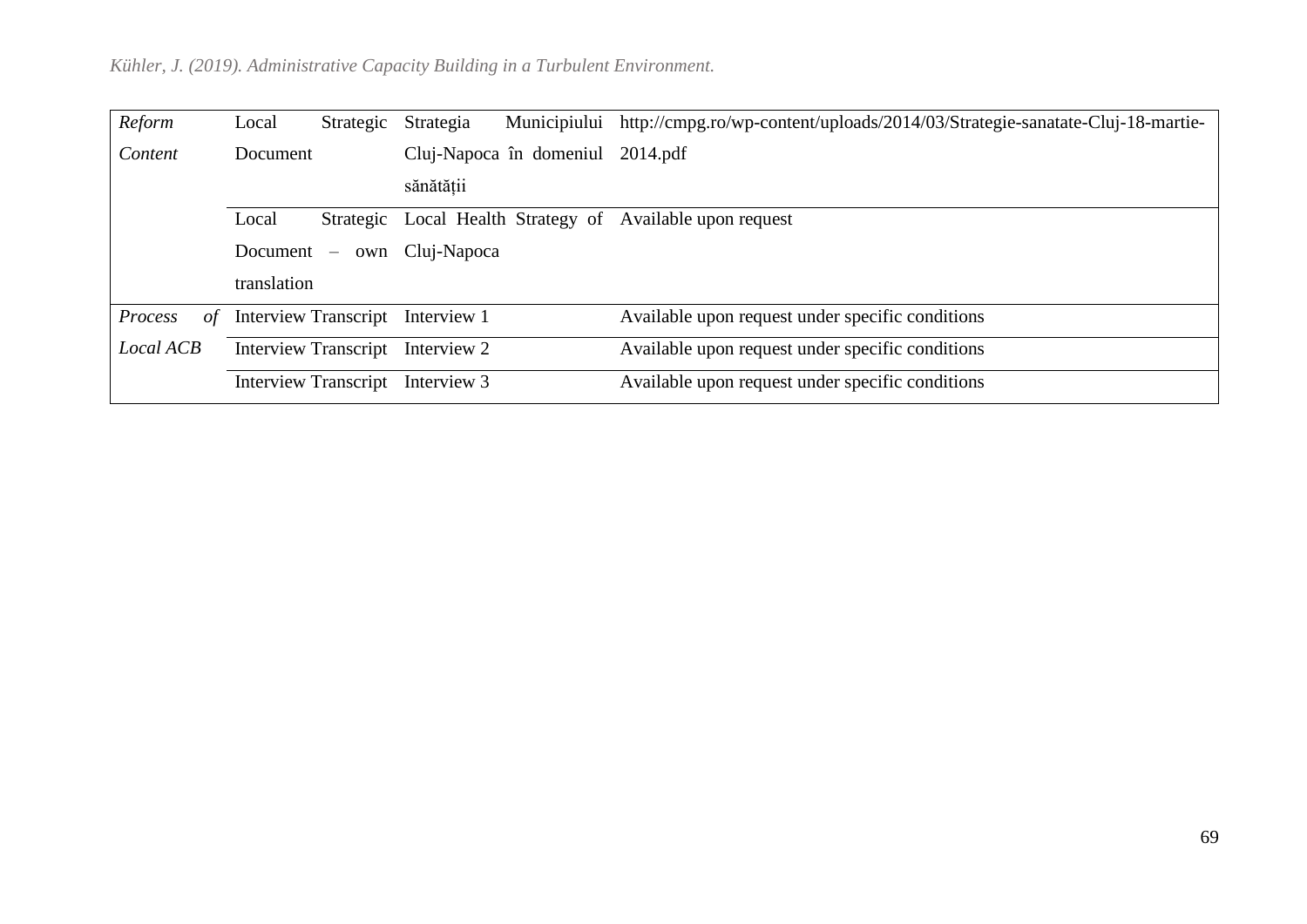| | | | |
|---|---|---|---|
| *Reform Content* | Local Strategic Document | Strategia Municipiului Cluj-Napoca în domeniul sănătății | http://cmpg.ro/wp-content/uploads/2014/03/Strategie-sanatate-Cluj-18-martie-2014.pdf |
| | Local Strategic Document – own translation | Local Health Strategy of Cluj-Napoca | Available upon request |
| *Process of Local ACB* | Interview Transcript | Interview 1 | Available upon request under specific conditions |
| | Interview Transcript | Interview 2 | Available upon request under specific conditions |
| | Interview Transcript | Interview 3 | Available upon request under specific conditions |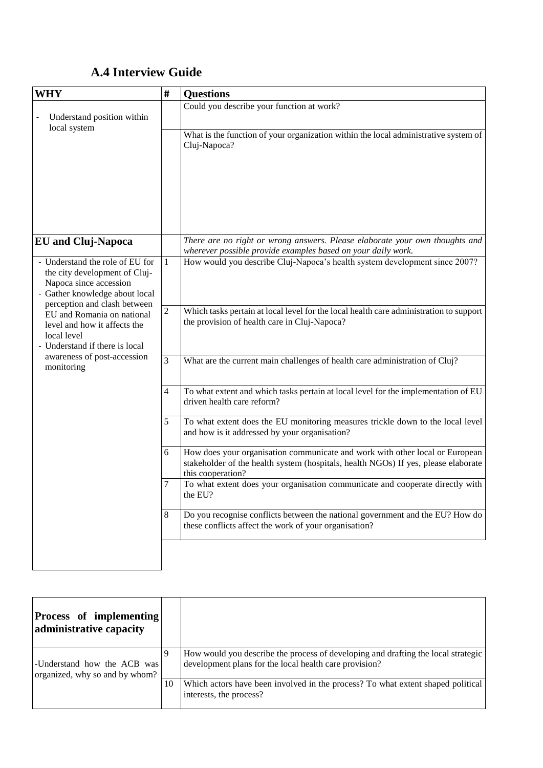## A.4 Interview Guide

| WHY | # | Questions |
|---|---|---|
| - Understand position within local system | | Could you describe your function at work? |
| | | What is the function of your organization within the local administrative system of Cluj-Napoca? |
| **EU and Cluj-Napoca** | | *There are no right or wrong answers. Please elaborate your own thoughts and wherever possible provide examples based on your daily work.* |
| - Understand the role of EU for the city development of Cluj-Napoca since accession<br>- Gather knowledge about local perception and clash between EU and Romania on national level and how it affects the local level<br>- Understand if there is local awareness of post-accession monitoring | 1 | How would you describe Cluj-Napoca's health system development since 2007? |
| | 2 | Which tasks pertain at local level for the local health care administration to support the provision of health care in Cluj-Napoca? |
| | 3 | What are the current main challenges of health care administration of Cluj? |
| | 4 | To what extent and which tasks pertain at local level for the implementation of EU driven health care reform? |
| | 5 | To what extent does the EU monitoring measures trickle down to the local level and how is it addressed by your organisation? |
| | 6 | How does your organisation communicate and work with other local or European stakeholder of the health system (hospitals, health NGOs) If yes, please elaborate this cooperation? |
| | 7 | To what extent does your organisation communicate and cooperate directly with the EU? |
| | 8 | Do you recognise conflicts between the national government and the EU? How do these conflicts affect the work of your organisation? |

| **Process of implementing administrative capacity** | | |
|---|---|---|
| -Understand how the ACB was organized, why so and by whom? | 9 | How would you describe the process of developing and drafting the local strategic development plans for the local health care provision? |
| | 10 | Which actors have been involved in the process? To what extent shaped political interests, the process? |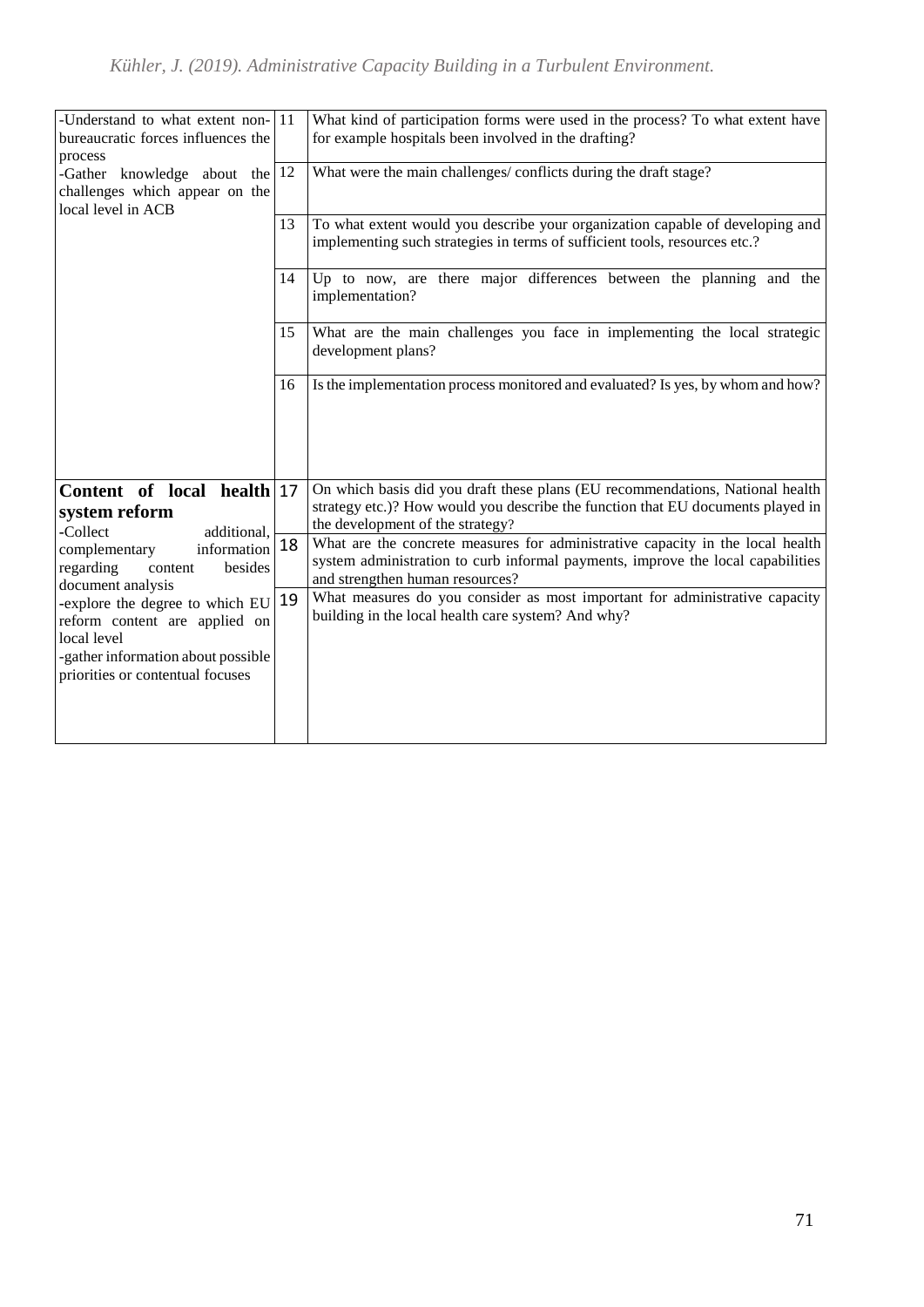| | | |
|---|---|---|
| -Understand to what extent non-bureaucratic forces influences the process<br>-Gather knowledge about the challenges which appear on the local level in ACB | 11 | What kind of participation forms were used in the process? To what extent have for example hospitals been involved in the drafting? |
| | 12 | What were the main challenges/ conflicts during the draft stage? |
| | 13 | To what extent would you describe your organization capable of developing and implementing such strategies in terms of sufficient tools, resources etc.? |
| | 14 | Up to now, are there major differences between the planning and the implementation? |
| | 15 | What are the main challenges you face in implementing the local strategic development plans? |
| | 16 | Is the implementation process monitored and evaluated? Is yes, by whom and how? |
| **Content of local health system reform**<br>-Collect additional, complementary information regarding content besides document analysis<br>-explore the degree to which EU reform content are applied on local level<br>-gather information about possible priorities or contentual focuses | 17 | On which basis did you draft these plans (EU recommendations, National health strategy etc.)? How would you describe the function that EU documents played in the development of the strategy? |
| | 18 | What are the concrete measures for administrative capacity in the local health system administration to curb informal payments, improve the local capabilities and strengthen human resources? |
| | 19 | What measures do you consider as most important for administrative capacity building in the local health care system? And why? |